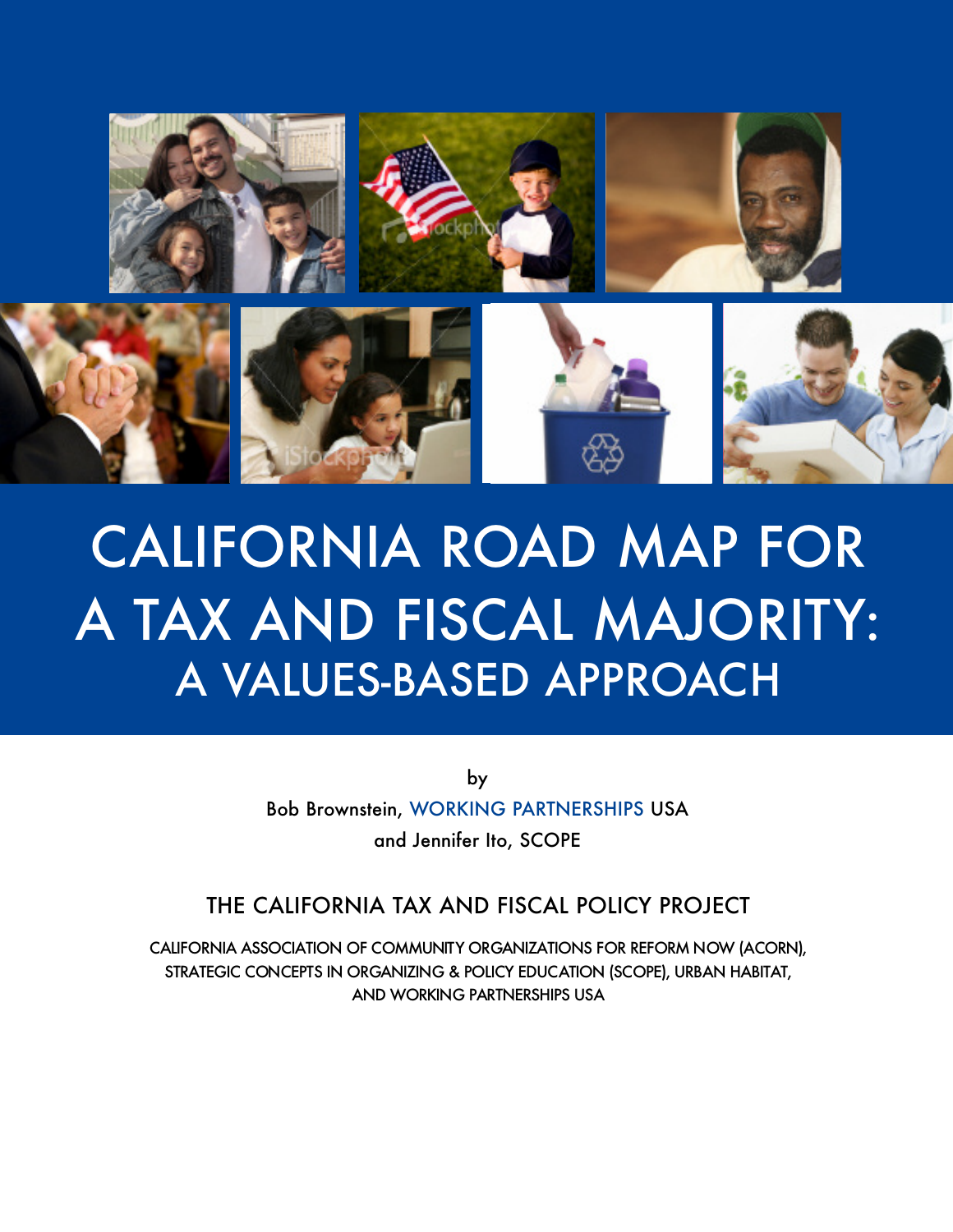# CALIFORNIA ROAD MAP FOR A TAX AND FISCAL MAJORITY:

## A VALUES-BASED APPROACH

by

Bob Brownstein, WORKING PARTNERSHIPS USA

and Jennifer Ito, SCOPE

THE CALIFORNIA TAX AND FISCAL POLICY PROJECT

CALIFORNIA ASSOCIATION OF COMMUNITY ORGANIZATIONS FOR REFORM NOW (ACORN), STRATEGIC CONCEPTS IN ORGANIZING & POLICY EDUCATION (SCOPE), URBAN HABITAT, AND WORKING PARTNERSHIPS USA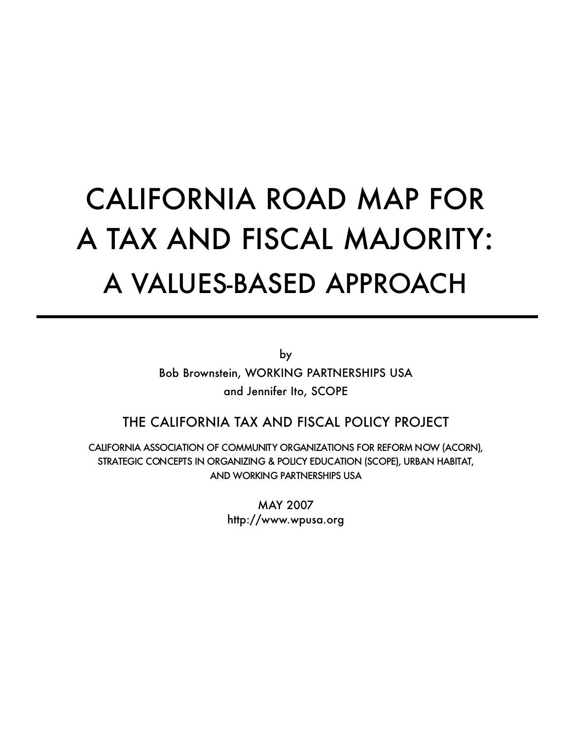# CALIFORNIA ROAD MAP FOR A TAX AND FISCAL MAJORITY: A VALUES-BASED APPROACH

---

by

Bob Brownstein, WORKING PARTNERSHIPS USA

and Jennifer Ito, SCOPE

THE CALIFORNIA TAX AND FISCAL POLICY PROJECT

CALIFORNIA ASSOCIATION OF COMMUNITY ORGANIZATIONS FOR REFORM NOW (ACORN), STRATEGIC CONCEPTS IN ORGANIZING & POLICY EDUCATION (SCOPE), URBAN HABITAT, AND WORKING PARTNERSHIPS USA

MAY 2007

http://www.wpusa.org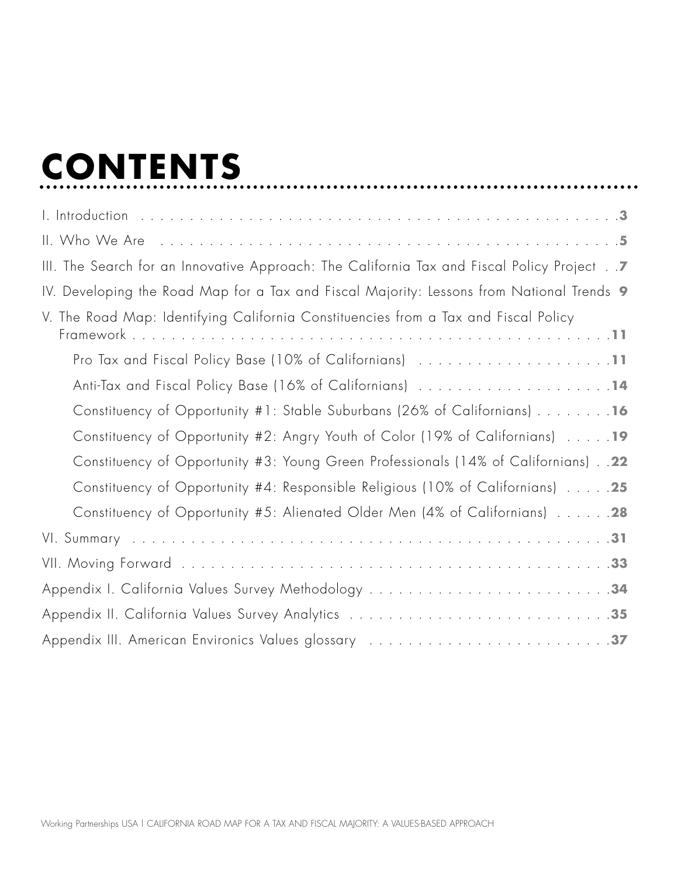# CONTENTS

I. Introduction . . . . . . . . . . . . . . . . . . . . . . . . . . . . . . . . . . . . . . . . . . . . . . . . . . .3

II. Who We Are . . . . . . . . . . . . . . . . . . . . . . . . . . . . . . . . . . . . . . . . . . . . . . . . . .5

III. The Search for an Innovative Approach: The California Tax and Fiscal Policy Project . .7

IV. Developing the Road Map for a Tax and Fiscal Majority: Lessons from National Trends 9

V. The Road Map: Identifying California Constituencies from a Tax and Fiscal Policy Framework . . . . . . . . . . . . . . . . . . . . . . . . . . . . . . . . . . . . . . . . . . . . . .11

- Pro Tax and Fiscal Policy Base (10% of Californians) . . . . . . . . . . . . . . . . . . . .11
- Anti-Tax and Fiscal Policy Base (16% of Californians) . . . . . . . . . . . . . . . . . . . .14
- Constituency of Opportunity #1: Stable Suburbans (26% of Californians) . . . . . . . .16
- Constituency of Opportunity #2: Angry Youth of Color (19% of Californians) . . . . .19
- Constituency of Opportunity #3: Young Green Professionals (14% of Californians) . .22
- Constituency of Opportunity #4: Responsible Religious (10% of Californians) . . . . .25
- Constituency of Opportunity #5: Alienated Older Men (4% of Californians) . . . . . .28

VI. Summary . . . . . . . . . . . . . . . . . . . . . . . . . . . . . . . . . . . . . . . . . . . . . . . . . .31

VII. Moving Forward . . . . . . . . . . . . . . . . . . . . . . . . . . . . . . . . . . . . . . . . . . . . . .33

Appendix I. California Values Survey Methodology . . . . . . . . . . . . . . . . . . . . . . . . . .34

Appendix II. California Values Survey Analytics . . . . . . . . . . . . . . . . . . . . . . . . . . .35

Appendix III. American Environics Values glossary . . . . . . . . . . . . . . . . . . . . . . . . .37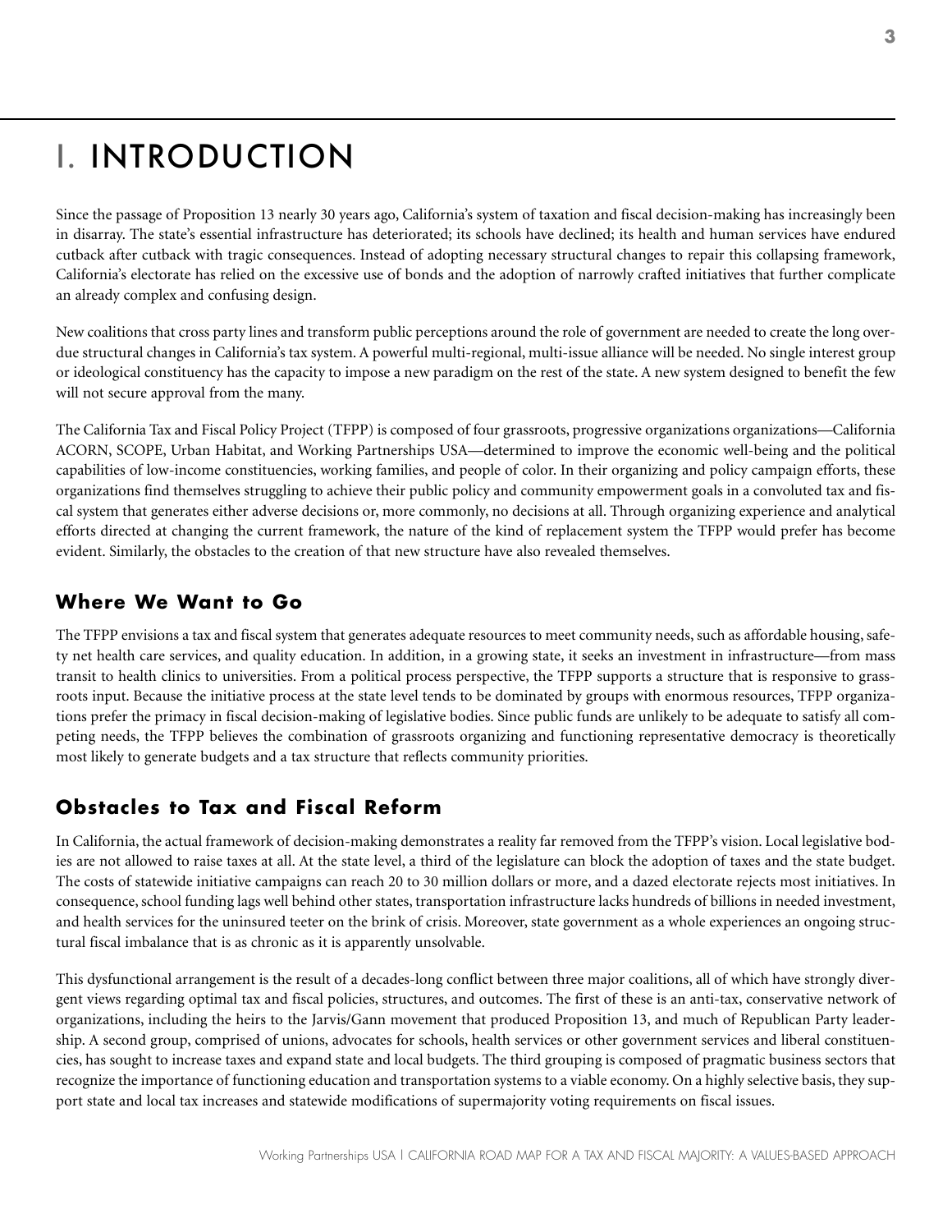# I. INTRODUCTION

Since the passage of Proposition 13 nearly 30 years ago, California's system of taxation and fiscal decision-making has increasingly been in disarray. The state's essential infrastructure has deteriorated; its schools have declined; its health and human services have endured cutback after cutback with tragic consequences. Instead of adopting necessary structural changes to repair this collapsing framework, California's electorate has relied on the excessive use of bonds and the adoption of narrowly crafted initiatives that further complicate an already complex and confusing design.

New coalitions that cross party lines and transform public perceptions around the role of government are needed to create the long overdue structural changes in California's tax system. A powerful multi-regional, multi-issue alliance will be needed. No single interest group or ideological constituency has the capacity to impose a new paradigm on the rest of the state. A new system designed to benefit the few will not secure approval from the many.

The California Tax and Fiscal Policy Project (TFPP) is composed of four grassroots, progressive organizations organizations—California ACORN, SCOPE, Urban Habitat, and Working Partnerships USA—determined to improve the economic well-being and the political capabilities of low-income constituencies, working families, and people of color. In their organizing and policy campaign efforts, these organizations find themselves struggling to achieve their public policy and community empowerment goals in a convoluted tax and fiscal system that generates either adverse decisions or, more commonly, no decisions at all. Through organizing experience and analytical efforts directed at changing the current framework, the nature of the kind of replacement system the TFPP would prefer has become evident. Similarly, the obstacles to the creation of that new structure have also revealed themselves.

## Where We Want to Go

The TFPP envisions a tax and fiscal system that generates adequate resources to meet community needs, such as affordable housing, safety net health care services, and quality education. In addition, in a growing state, it seeks an investment in infrastructure—from mass transit to health clinics to universities. From a political process perspective, the TFPP supports a structure that is responsive to grassroots input. Because the initiative process at the state level tends to be dominated by groups with enormous resources, TFPP organizations prefer the primacy in fiscal decision-making of legislative bodies. Since public funds are unlikely to be adequate to satisfy all competing needs, the TFPP believes the combination of grassroots organizing and functioning representative democracy is theoretically most likely to generate budgets and a tax structure that reflects community priorities.

## Obstacles to Tax and Fiscal Reform

In California, the actual framework of decision-making demonstrates a reality far removed from the TFPP's vision. Local legislative bodies are not allowed to raise taxes at all. At the state level, a third of the legislature can block the adoption of taxes and the state budget. The costs of statewide initiative campaigns can reach 20 to 30 million dollars or more, and a dazed electorate rejects most initiatives. In consequence, school funding lags well behind other states, transportation infrastructure lacks hundreds of billions in needed investment, and health services for the uninsured teeter on the brink of crisis. Moreover, state government as a whole experiences an ongoing structural fiscal imbalance that is as chronic as it is apparently unsolvable.

This dysfunctional arrangement is the result of a decades-long conflict between three major coalitions, all of which have strongly divergent views regarding optimal tax and fiscal policies, structures, and outcomes. The first of these is an anti-tax, conservative network of organizations, including the heirs to the Jarvis/Gann movement that produced Proposition 13, and much of Republican Party leadership. A second group, comprised of unions, advocates for schools, health services or other government services and liberal constituencies, has sought to increase taxes and expand state and local budgets. The third grouping is composed of pragmatic business sectors that recognize the importance of functioning education and transportation systems to a viable economy. On a highly selective basis, they support state and local tax increases and statewide modifications of supermajority voting requirements on fiscal issues.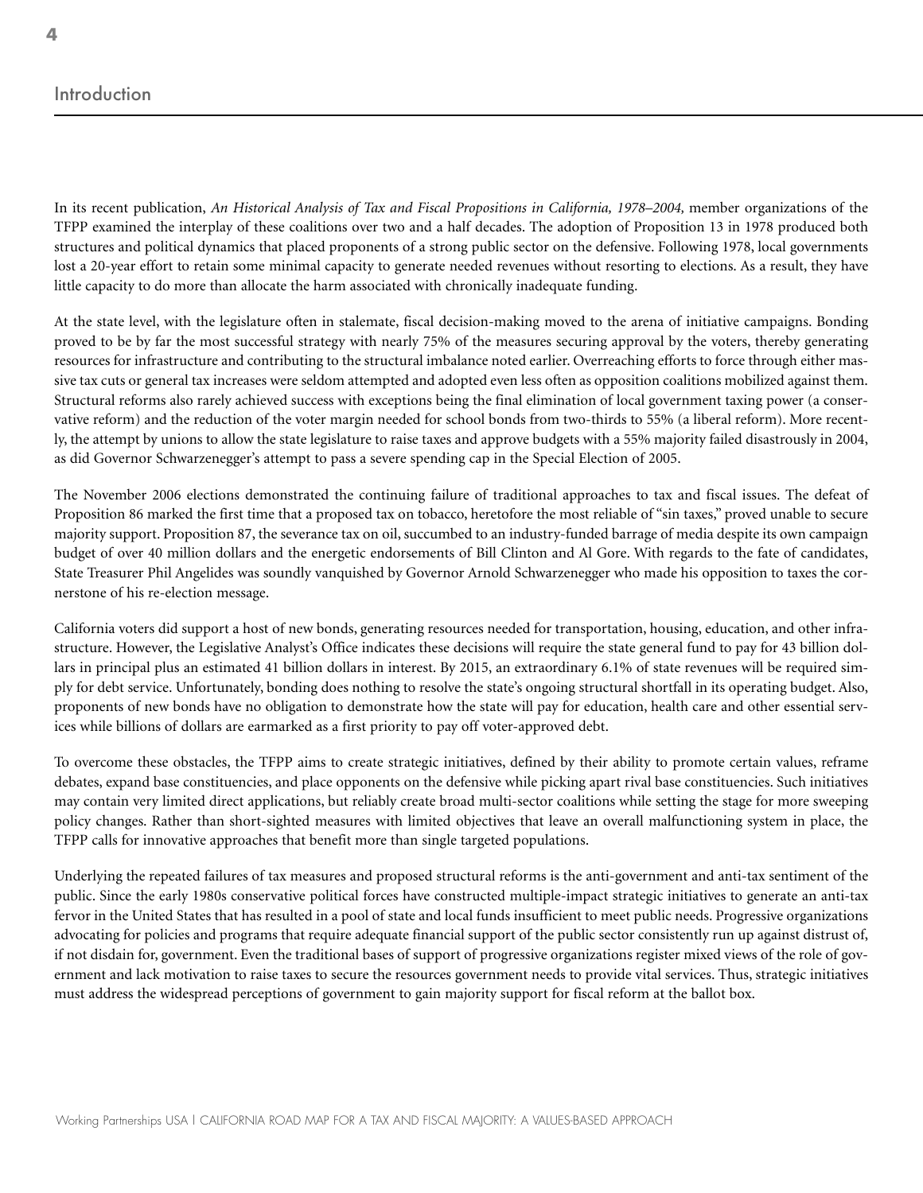## Introduction

In its recent publication, *An Historical Analysis of Tax and Fiscal Propositions in California, 1978–2004,* member organizations of the TFPP examined the interplay of these coalitions over two and a half decades. The adoption of Proposition 13 in 1978 produced both structures and political dynamics that placed proponents of a strong public sector on the defensive. Following 1978, local governments lost a 20-year effort to retain some minimal capacity to generate needed revenues without resorting to elections. As a result, they have little capacity to do more than allocate the harm associated with chronically inadequate funding.

At the state level, with the legislature often in stalemate, fiscal decision-making moved to the arena of initiative campaigns. Bonding proved to be by far the most successful strategy with nearly 75% of the measures securing approval by the voters, thereby generating resources for infrastructure and contributing to the structural imbalance noted earlier. Overreaching efforts to force through either massive tax cuts or general tax increases were seldom attempted and adopted even less often as opposition coalitions mobilized against them. Structural reforms also rarely achieved success with exceptions being the final elimination of local government taxing power (a conservative reform) and the reduction of the voter margin needed for school bonds from two-thirds to 55% (a liberal reform). More recently, the attempt by unions to allow the state legislature to raise taxes and approve budgets with a 55% majority failed disastrously in 2004, as did Governor Schwarzenegger's attempt to pass a severe spending cap in the Special Election of 2005.

The November 2006 elections demonstrated the continuing failure of traditional approaches to tax and fiscal issues. The defeat of Proposition 86 marked the first time that a proposed tax on tobacco, heretofore the most reliable of "sin taxes," proved unable to secure majority support. Proposition 87, the severance tax on oil, succumbed to an industry-funded barrage of media despite its own campaign budget of over 40 million dollars and the energetic endorsements of Bill Clinton and Al Gore. With regards to the fate of candidates, State Treasurer Phil Angelides was soundly vanquished by Governor Arnold Schwarzenegger who made his opposition to taxes the cornerstone of his re-election message.

California voters did support a host of new bonds, generating resources needed for transportation, housing, education, and other infrastructure. However, the Legislative Analyst's Office indicates these decisions will require the state general fund to pay for 43 billion dollars in principal plus an estimated 41 billion dollars in interest. By 2015, an extraordinary 6.1% of state revenues will be required simply for debt service. Unfortunately, bonding does nothing to resolve the state's ongoing structural shortfall in its operating budget. Also, proponents of new bonds have no obligation to demonstrate how the state will pay for education, health care and other essential services while billions of dollars are earmarked as a first priority to pay off voter-approved debt.

To overcome these obstacles, the TFPP aims to create strategic initiatives, defined by their ability to promote certain values, reframe debates, expand base constituencies, and place opponents on the defensive while picking apart rival base constituencies. Such initiatives may contain very limited direct applications, but reliably create broad multi-sector coalitions while setting the stage for more sweeping policy changes. Rather than short-sighted measures with limited objectives that leave an overall malfunctioning system in place, the TFPP calls for innovative approaches that benefit more than single targeted populations.

Underlying the repeated failures of tax measures and proposed structural reforms is the anti-government and anti-tax sentiment of the public. Since the early 1980s conservative political forces have constructed multiple-impact strategic initiatives to generate an anti-tax fervor in the United States that has resulted in a pool of state and local funds insufficient to meet public needs. Progressive organizations advocating for policies and programs that require adequate financial support of the public sector consistently run up against distrust of, if not disdain for, government. Even the traditional bases of support of progressive organizations register mixed views of the role of government and lack motivation to raise taxes to secure the resources government needs to provide vital services. Thus, strategic initiatives must address the widespread perceptions of government to gain majority support for fiscal reform at the ballot box.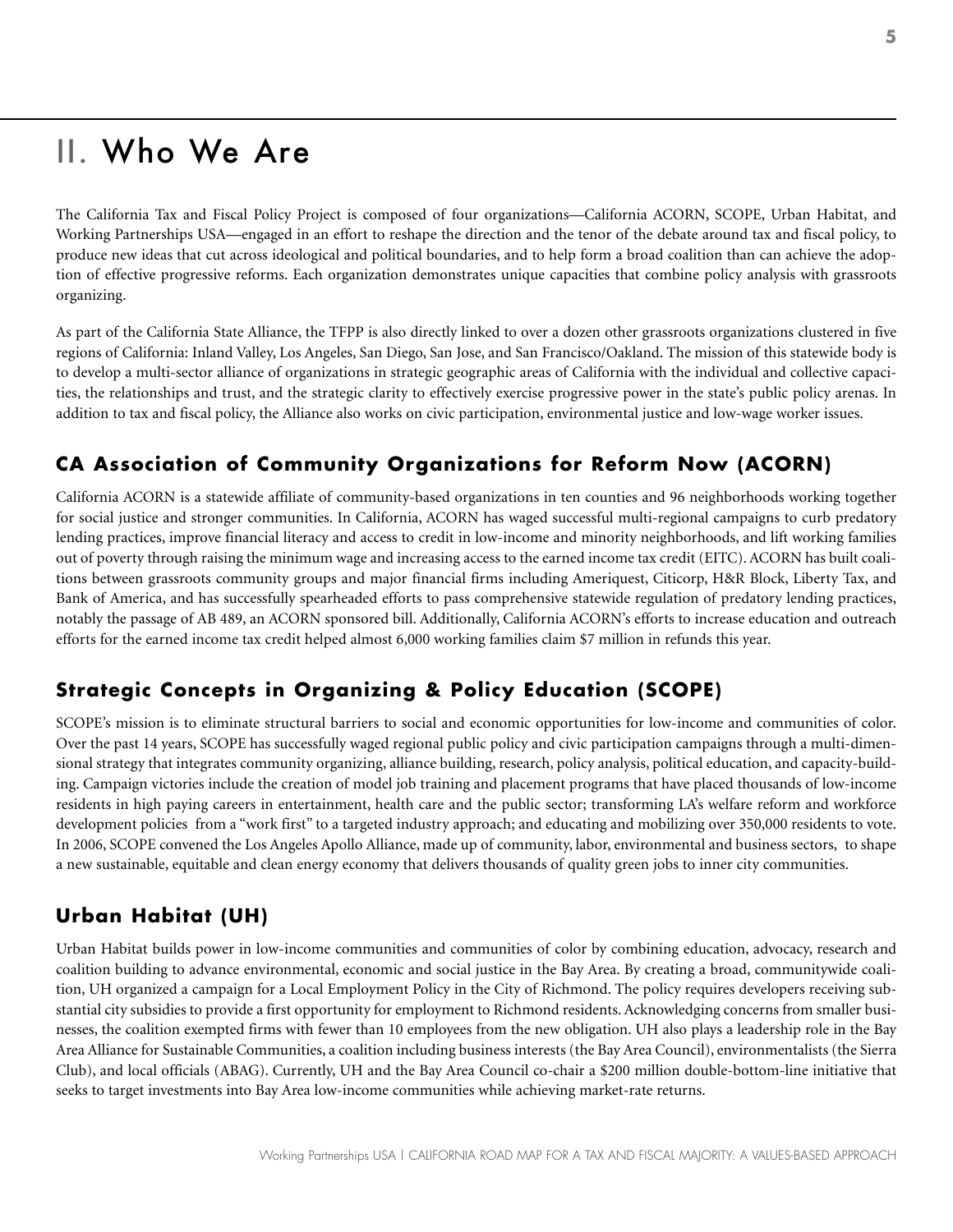# II. Who We Are

The California Tax and Fiscal Policy Project is composed of four organizations—California ACORN, SCOPE, Urban Habitat, and Working Partnerships USA—engaged in an effort to reshape the direction and the tenor of the debate around tax and fiscal policy, to produce new ideas that cut across ideological and political boundaries, and to help form a broad coalition than can achieve the adoption of effective progressive reforms. Each organization demonstrates unique capacities that combine policy analysis with grassroots organizing.

As part of the California State Alliance, the TFPP is also directly linked to over a dozen other grassroots organizations clustered in five regions of California: Inland Valley, Los Angeles, San Diego, San Jose, and San Francisco/Oakland. The mission of this statewide body is to develop a multi-sector alliance of organizations in strategic geographic areas of California with the individual and collective capacities, the relationships and trust, and the strategic clarity to effectively exercise progressive power in the state's public policy arenas. In addition to tax and fiscal policy, the Alliance also works on civic participation, environmental justice and low-wage worker issues.

## CA Association of Community Organizations for Reform Now (ACORN)

California ACORN is a statewide affiliate of community-based organizations in ten counties and 96 neighborhoods working together for social justice and stronger communities. In California, ACORN has waged successful multi-regional campaigns to curb predatory lending practices, improve financial literacy and access to credit in low-income and minority neighborhoods, and lift working families out of poverty through raising the minimum wage and increasing access to the earned income tax credit (EITC). ACORN has built coalitions between grassroots community groups and major financial firms including Ameriquest, Citicorp, H&R Block, Liberty Tax, and Bank of America, and has successfully spearheaded efforts to pass comprehensive statewide regulation of predatory lending practices, notably the passage of AB 489, an ACORN sponsored bill. Additionally, California ACORN's efforts to increase education and outreach efforts for the earned income tax credit helped almost 6,000 working families claim $7 million in refunds this year.

## Strategic Concepts in Organizing & Policy Education (SCOPE)

SCOPE's mission is to eliminate structural barriers to social and economic opportunities for low-income and communities of color. Over the past 14 years, SCOPE has successfully waged regional public policy and civic participation campaigns through a multi-dimensional strategy that integrates community organizing, alliance building, research, policy analysis, political education, and capacity-building. Campaign victories include the creation of model job training and placement programs that have placed thousands of low-income residents in high paying careers in entertainment, health care and the public sector; transforming LA's welfare reform and workforce development policies from a "work first" to a targeted industry approach; and educating and mobilizing over 350,000 residents to vote. In 2006, SCOPE convened the Los Angeles Apollo Alliance, made up of community, labor, environmental and business sectors, to shape a new sustainable, equitable and clean energy economy that delivers thousands of quality green jobs to inner city communities.

## Urban Habitat (UH)

Urban Habitat builds power in low-income communities and communities of color by combining education, advocacy, research and coalition building to advance environmental, economic and social justice in the Bay Area. By creating a broad, communitywide coalition, UH organized a campaign for a Local Employment Policy in the City of Richmond. The policy requires developers receiving substantial city subsidies to provide a first opportunity for employment to Richmond residents. Acknowledging concerns from smaller businesses, the coalition exempted firms with fewer than 10 employees from the new obligation. UH also plays a leadership role in the Bay Area Alliance for Sustainable Communities, a coalition including business interests (the Bay Area Council), environmentalists (the Sierra Club), and local officials (ABAG). Currently, UH and the Bay Area Council co-chair a $200 million double-bottom-line initiative that seeks to target investments into Bay Area low-income communities while achieving market-rate returns.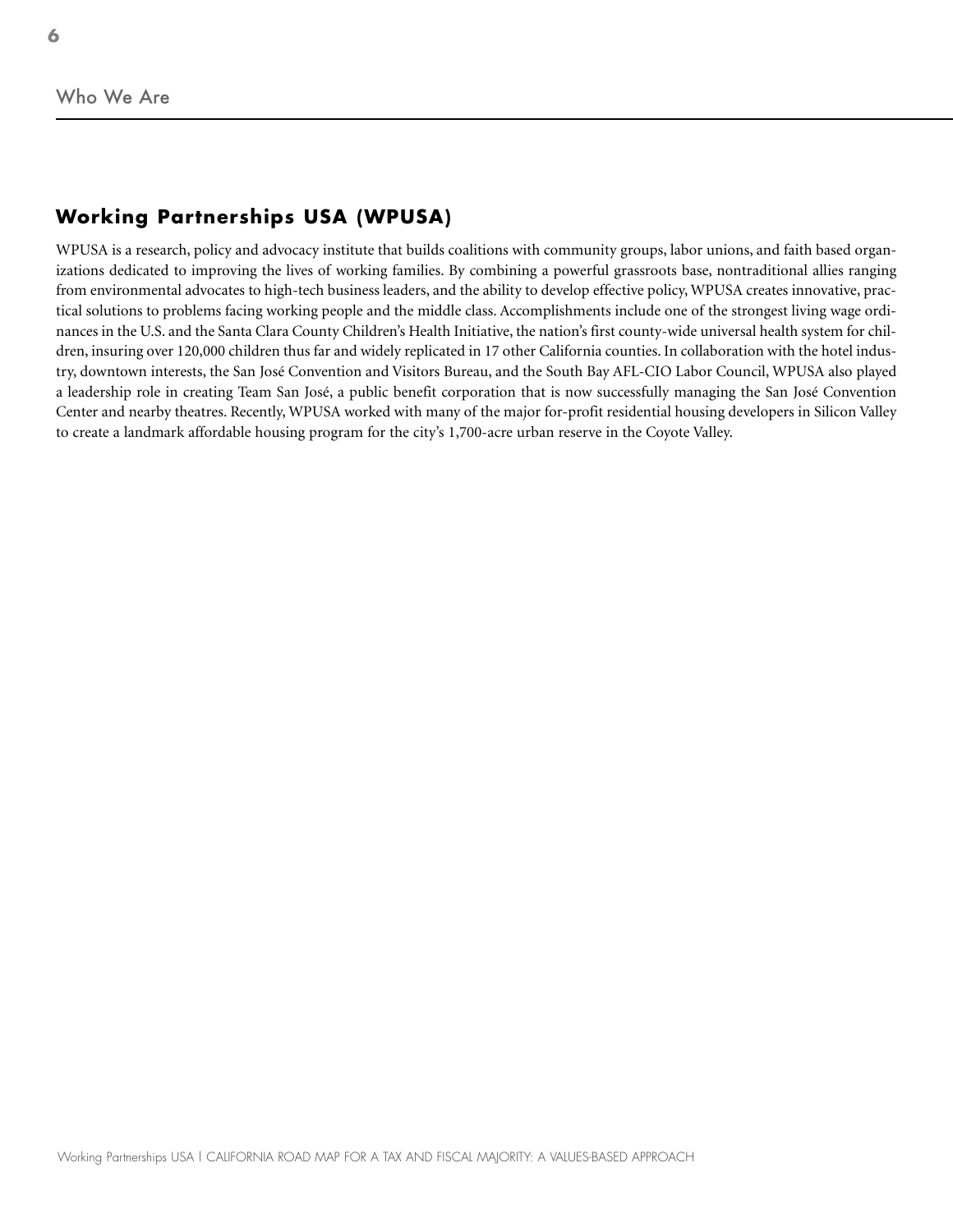## Who We Are

### Working Partnerships USA (WPUSA)

WPUSA is a research, policy and advocacy institute that builds coalitions with community groups, labor unions, and faith based organizations dedicated to improving the lives of working families. By combining a powerful grassroots base, nontraditional allies ranging from environmental advocates to high-tech business leaders, and the ability to develop effective policy, WPUSA creates innovative, practical solutions to problems facing working people and the middle class. Accomplishments include one of the strongest living wage ordinances in the U.S. and the Santa Clara County Children's Health Initiative, the nation's first county-wide universal health system for children, insuring over 120,000 children thus far and widely replicated in 17 other California counties. In collaboration with the hotel industry, downtown interests, the San José Convention and Visitors Bureau, and the South Bay AFL-CIO Labor Council, WPUSA also played a leadership role in creating Team San José, a public benefit corporation that is now successfully managing the San José Convention Center and nearby theatres. Recently, WPUSA worked with many of the major for-profit residential housing developers in Silicon Valley to create a landmark affordable housing program for the city's 1,700-acre urban reserve in the Coyote Valley.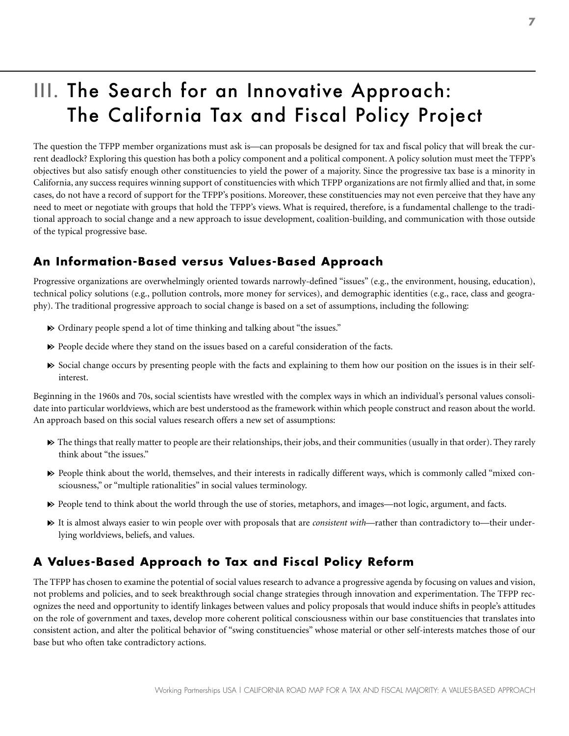# III. The Search for an Innovative Approach: The California Tax and Fiscal Policy Project

The question the TFPP member organizations must ask is—can proposals be designed for tax and fiscal policy that will break the current deadlock? Exploring this question has both a policy component and a political component. A policy solution must meet the TFPP's objectives but also satisfy enough other constituencies to yield the power of a majority. Since the progressive tax base is a minority in California, any success requires winning support of constituencies with which TFPP organizations are not firmly allied and that, in some cases, do not have a record of support for the TFPP's positions. Moreover, these constituencies may not even perceive that they have any need to meet or negotiate with groups that hold the TFPP's views. What is required, therefore, is a fundamental challenge to the traditional approach to social change and a new approach to issue development, coalition-building, and communication with those outside of the typical progressive base.

## An Information-Based versus Values-Based Approach

Progressive organizations are overwhelmingly oriented towards narrowly-defined "issues" (e.g., the environment, housing, education), technical policy solutions (e.g., pollution controls, more money for services), and demographic identities (e.g., race, class and geography). The traditional progressive approach to social change is based on a set of assumptions, including the following:

- Ordinary people spend a lot of time thinking and talking about "the issues."
- People decide where they stand on the issues based on a careful consideration of the facts.
- Social change occurs by presenting people with the facts and explaining to them how our position on the issues is in their self-interest.

Beginning in the 1960s and 70s, social scientists have wrestled with the complex ways in which an individual's personal values consolidate into particular worldviews, which are best understood as the framework within which people construct and reason about the world. An approach based on this social values research offers a new set of assumptions:

- The things that really matter to people are their relationships, their jobs, and their communities (usually in that order). They rarely think about "the issues."
- People think about the world, themselves, and their interests in radically different ways, which is commonly called "mixed consciousness," or "multiple rationalities" in social values terminology.
- People tend to think about the world through the use of stories, metaphors, and images—not logic, argument, and facts.
- It is almost always easier to win people over with proposals that are *consistent with*—rather than contradictory to—their underlying worldviews, beliefs, and values.

## A Values-Based Approach to Tax and Fiscal Policy Reform

The TFPP has chosen to examine the potential of social values research to advance a progressive agenda by focusing on values and vision, not problems and policies, and to seek breakthrough social change strategies through innovation and experimentation. The TFPP recognizes the need and opportunity to identify linkages between values and policy proposals that would induce shifts in people's attitudes on the role of government and taxes, develop more coherent political consciousness within our base constituencies that translates into consistent action, and alter the political behavior of "swing constituencies" whose material or other self-interests matches those of our base but who often take contradictory actions.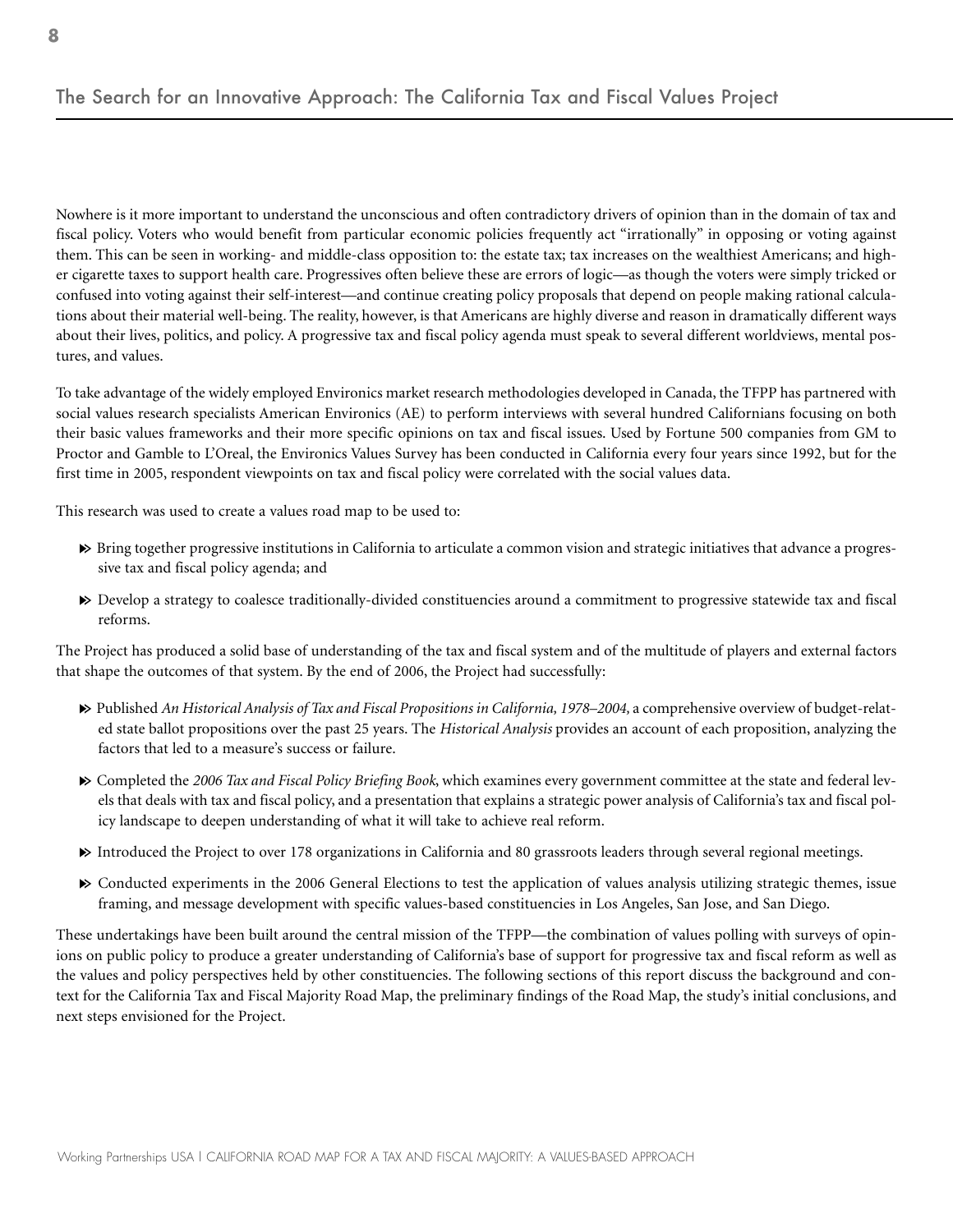## The Search for an Innovative Approach: The California Tax and Fiscal Values Project

Nowhere is it more important to understand the unconscious and often contradictory drivers of opinion than in the domain of tax and fiscal policy. Voters who would benefit from particular economic policies frequently act "irrationally" in opposing or voting against them. This can be seen in working- and middle-class opposition to: the estate tax; tax increases on the wealthiest Americans; and higher cigarette taxes to support health care. Progressives often believe these are errors of logic—as though the voters were simply tricked or confused into voting against their self-interest—and continue creating policy proposals that depend on people making rational calculations about their material well-being. The reality, however, is that Americans are highly diverse and reason in dramatically different ways about their lives, politics, and policy. A progressive tax and fiscal policy agenda must speak to several different worldviews, mental postures, and values.

To take advantage of the widely employed Environics market research methodologies developed in Canada, the TFPP has partnered with social values research specialists American Environics (AE) to perform interviews with several hundred Californians focusing on both their basic values frameworks and their more specific opinions on tax and fiscal issues. Used by Fortune 500 companies from GM to Proctor and Gamble to L'Oreal, the Environics Values Survey has been conducted in California every four years since 1992, but for the first time in 2005, respondent viewpoints on tax and fiscal policy were correlated with the social values data.

This research was used to create a values road map to be used to:

- Bring together progressive institutions in California to articulate a common vision and strategic initiatives that advance a progressive tax and fiscal policy agenda; and
- Develop a strategy to coalesce traditionally-divided constituencies around a commitment to progressive statewide tax and fiscal reforms.

The Project has produced a solid base of understanding of the tax and fiscal system and of the multitude of players and external factors that shape the outcomes of that system. By the end of 2006, the Project had successfully:

- Published *An Historical Analysis of Tax and Fiscal Propositions in California, 1978–2004,* a comprehensive overview of budget-related state ballot propositions over the past 25 years. The *Historical Analysis* provides an account of each proposition, analyzing the factors that led to a measure's success or failure.
- Completed the *2006 Tax and Fiscal Policy Briefing Book*, which examines every government committee at the state and federal levels that deals with tax and fiscal policy, and a presentation that explains a strategic power analysis of California's tax and fiscal policy landscape to deepen understanding of what it will take to achieve real reform.
- Introduced the Project to over 178 organizations in California and 80 grassroots leaders through several regional meetings.
- Conducted experiments in the 2006 General Elections to test the application of values analysis utilizing strategic themes, issue framing, and message development with specific values-based constituencies in Los Angeles, San Jose, and San Diego.

These undertakings have been built around the central mission of the TFPP—the combination of values polling with surveys of opinions on public policy to produce a greater understanding of California's base of support for progressive tax and fiscal reform as well as the values and policy perspectives held by other constituencies. The following sections of this report discuss the background and context for the California Tax and Fiscal Majority Road Map, the preliminary findings of the Road Map, the study's initial conclusions, and next steps envisioned for the Project.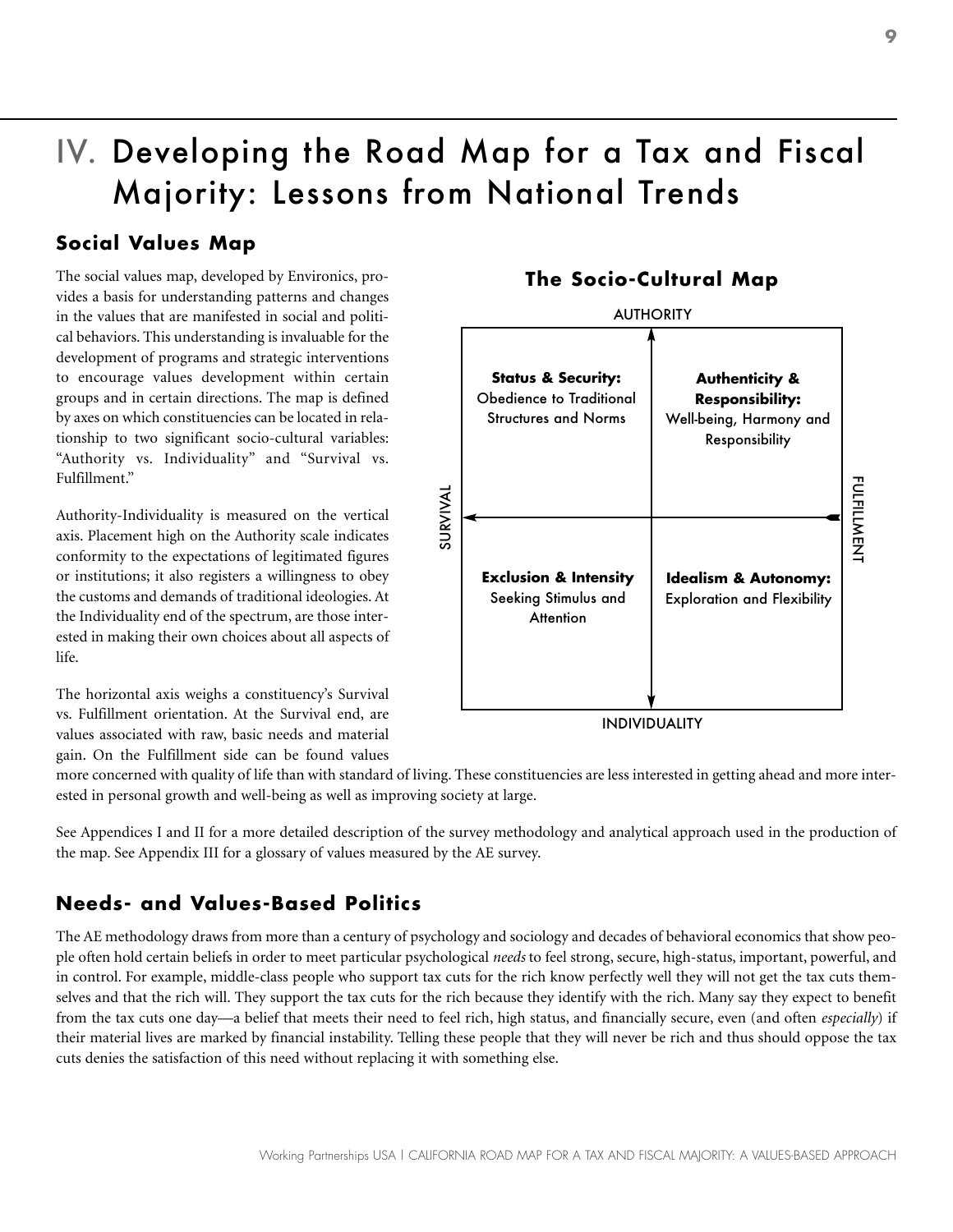# IV. Developing the Road Map for a Tax and Fiscal Majority: Lessons from National Trends

## Social Values Map

The social values map, developed by Environics, provides a basis for understanding patterns and changes in the values that are manifested in social and political behaviors. This understanding is invaluable for the development of programs and strategic interventions to encourage values development within certain groups and in certain directions. The map is defined by axes on which constituencies can be located in relationship to two significant socio-cultural variables: "Authority vs. Individuality" and "Survival vs. Fulfillment."

Authority-Individuality is measured on the vertical axis. Placement high on the Authority scale indicates conformity to the expectations of legitimated figures or institutions; it also registers a willingness to obey the customs and demands of traditional ideologies. At the Individuality end of the spectrum, are those interested in making their own choices about all aspects of life.

The horizontal axis weighs a constituency's Survival vs. Fulfillment orientation. At the Survival end, are values associated with raw, basic needs and material gain. On the Fulfillment side can be found values more concerned with quality of life than with standard of living. These constituencies are less interested in getting ahead and more interested in personal growth and well-being as well as improving society at large.

**The Socio-Cultural Map**

AUTHORITY

| | |
|---|---|
| **Status & Security:** Obedience to Traditional Structures and Norms | **Authenticity & Responsibility:** Well-being, Harmony and Responsibility |
| **Exclusion & Intensity** Seeking Stimulus and Attention | **Idealism & Autonomy:** Exploration and Flexibility |

SURVIVAL (left) — FULFILLMENT (right)

INDIVIDUALITY

See Appendices I and II for a more detailed description of the survey methodology and analytical approach used in the production of the map. See Appendix III for a glossary of values measured by the AE survey.

## Needs- and Values-Based Politics

The AE methodology draws from more than a century of psychology and sociology and decades of behavioral economics that show people often hold certain beliefs in order to meet particular psychological *needs* to feel strong, secure, high-status, important, powerful, and in control. For example, middle-class people who support tax cuts for the rich know perfectly well they will not get the tax cuts themselves and that the rich will. They support the tax cuts for the rich because they identify with the rich. Many say they expect to benefit from the tax cuts one day—a belief that meets their need to feel rich, high status, and financially secure, even (and often *especially*) if their material lives are marked by financial instability. Telling these people that they will never be rich and thus should oppose the tax cuts denies the satisfaction of this need without replacing it with something else.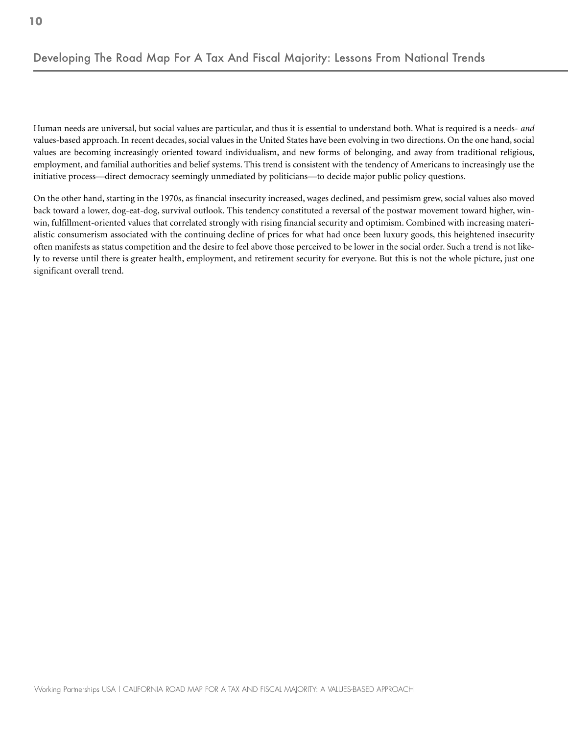Human needs are universal, but social values are particular, and thus it is essential to understand both. What is required is a needs- *and* values-based approach. In recent decades, social values in the United States have been evolving in two directions. On the one hand, social values are becoming increasingly oriented toward individualism, and new forms of belonging, and away from traditional religious, employment, and familial authorities and belief systems. This trend is consistent with the tendency of Americans to increasingly use the initiative process—direct democracy seemingly unmediated by politicians—to decide major public policy questions.

On the other hand, starting in the 1970s, as financial insecurity increased, wages declined, and pessimism grew, social values also moved back toward a lower, dog-eat-dog, survival outlook. This tendency constituted a reversal of the postwar movement toward higher, win-win, fulfillment-oriented values that correlated strongly with rising financial security and optimism. Combined with increasing materialistic consumerism associated with the continuing decline of prices for what had once been luxury goods, this heightened insecurity often manifests as status competition and the desire to feel above those perceived to be lower in the social order. Such a trend is not likely to reverse until there is greater health, employment, and retirement security for everyone. But this is not the whole picture, just one significant overall trend.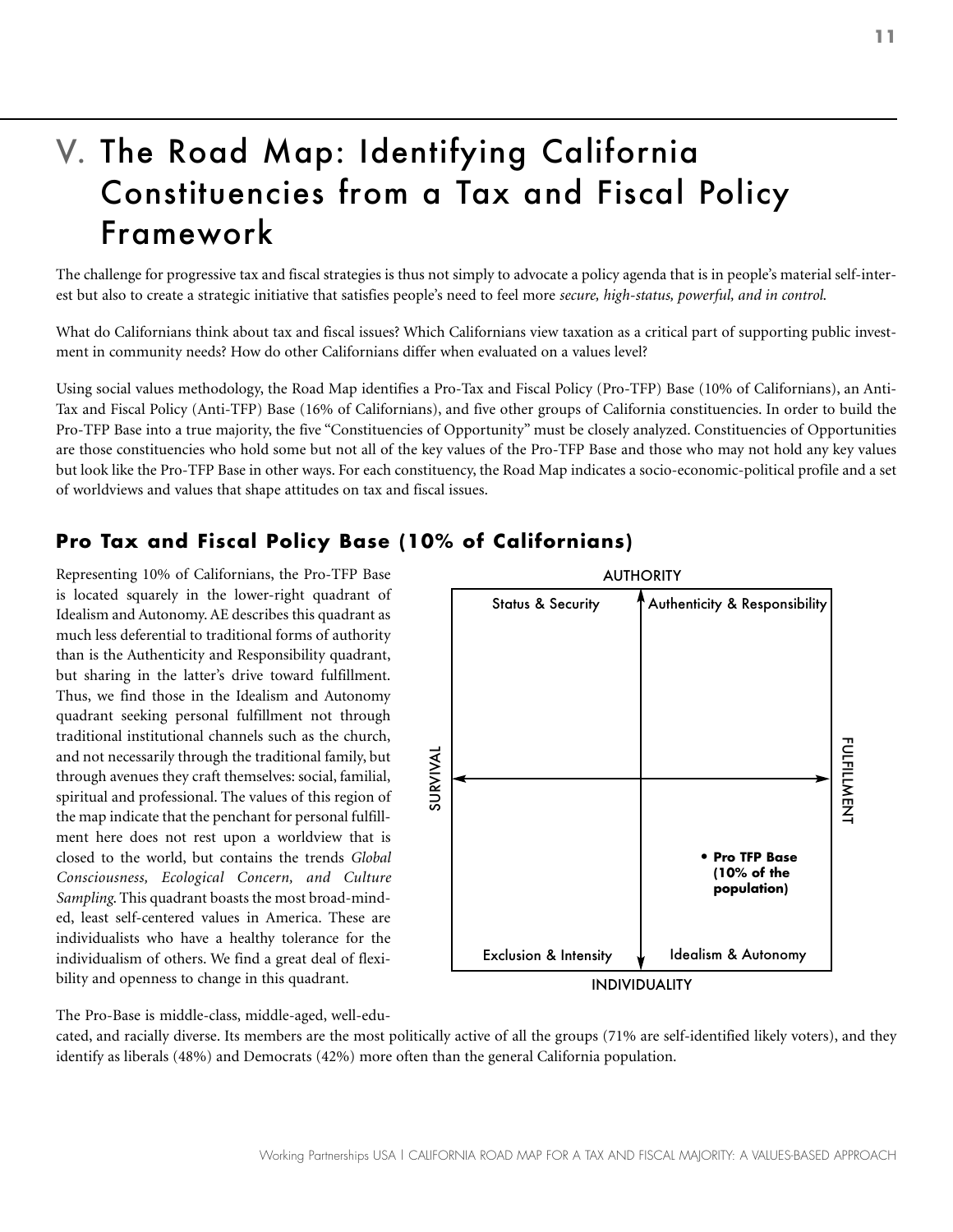# V. The Road Map: Identifying California Constituencies from a Tax and Fiscal Policy Framework

The challenge for progressive tax and fiscal strategies is thus not simply to advocate a policy agenda that is in people's material self-interest but also to create a strategic initiative that satisfies people's need to feel more *secure, high-status, powerful, and in control.*

What do Californians think about tax and fiscal issues? Which Californians view taxation as a critical part of supporting public investment in community needs? How do other Californians differ when evaluated on a values level?

Using social values methodology, the Road Map identifies a Pro-Tax and Fiscal Policy (Pro-TFP) Base (10% of Californians), an Anti-Tax and Fiscal Policy (Anti-TFP) Base (16% of Californians), and five other groups of California constituencies. In order to build the Pro-TFP Base into a true majority, the five "Constituencies of Opportunity" must be closely analyzed. Constituencies of Opportunities are those constituencies who hold some but not all of the key values of the Pro-TFP Base and those who may not hold any key values but look like the Pro-TFP Base in other ways. For each constituency, the Road Map indicates a socio-economic-political profile and a set of worldviews and values that shape attitudes on tax and fiscal issues.

## Pro Tax and Fiscal Policy Base (10% of Californians)

Representing 10% of Californians, the Pro-TFP Base is located squarely in the lower-right quadrant of Idealism and Autonomy. AE describes this quadrant as much less deferential to traditional forms of authority than is the Authenticity and Responsibility quadrant, but sharing in the latter's drive toward fulfillment. Thus, we find those in the Idealism and Autonomy quadrant seeking personal fulfillment not through traditional institutional channels such as the church, and not necessarily through the traditional family, but through avenues they craft themselves: social, familial, spiritual and professional. The values of this region of the map indicate that the penchant for personal fulfillment here does not rest upon a worldview that is closed to the world, but contains the trends *Global Consciousness, Ecological Concern, and Culture Sampling.* This quadrant boasts the most broad-minded, least self-centered values in America. These are individualists who have a healthy tolerance for the individualism of others. We find a great deal of flexibility and openness to change in this quadrant.

AUTHORITY

| Status & Security | Authenticity & Responsibility |
| --- | --- |
| Exclusion & Intensity | Idealism & Autonomy |

SURVIVAL — FULFILLMENT

• **Pro TFP Base (10% of the population)**

INDIVIDUALITY

The Pro-Base is middle-class, middle-aged, well-educated, and racially diverse. Its members are the most politically active of all the groups (71% are self-identified likely voters), and they identify as liberals (48%) and Democrats (42%) more often than the general California population.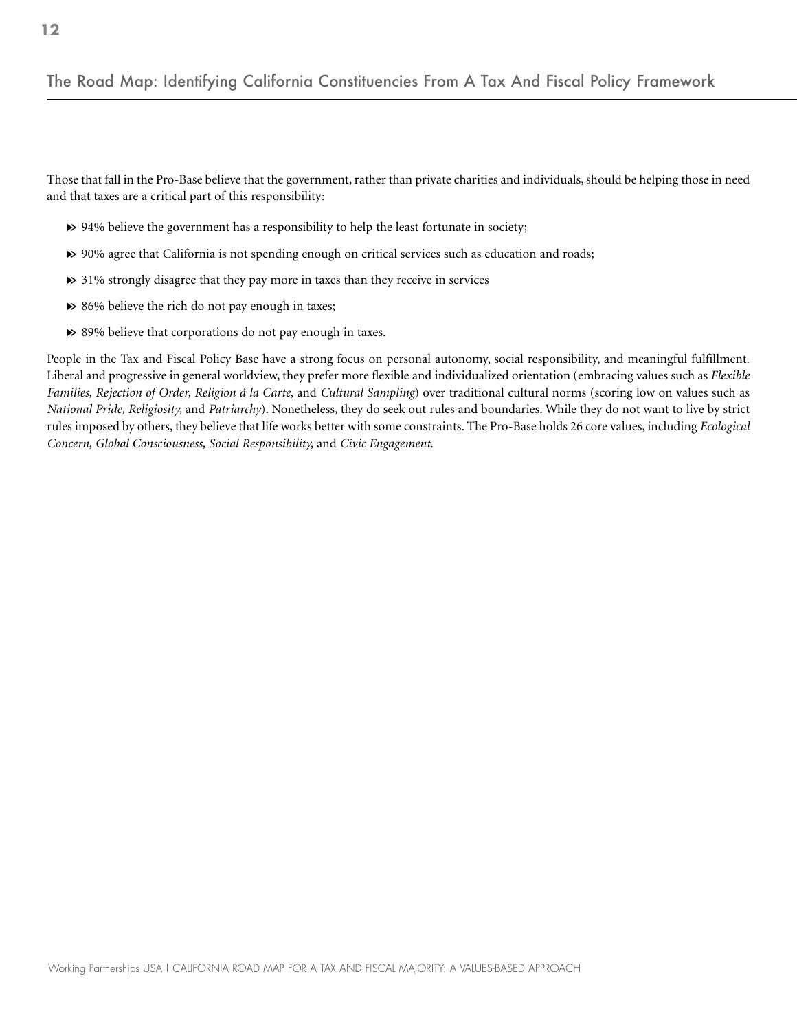Those that fall in the Pro-Base believe that the government, rather than private charities and individuals, should be helping those in need and that taxes are a critical part of this responsibility:

- 94% believe the government has a responsibility to help the least fortunate in society;
- 90% agree that California is not spending enough on critical services such as education and roads;
- 31% strongly disagree that they pay more in taxes than they receive in services
- 86% believe the rich do not pay enough in taxes;
- 89% believe that corporations do not pay enough in taxes.

People in the Tax and Fiscal Policy Base have a strong focus on personal autonomy, social responsibility, and meaningful fulfillment. Liberal and progressive in general worldview, they prefer more flexible and individualized orientation (embracing values such as *Flexible Families, Rejection of Order, Religion á la Carte,* and *Cultural Sampling*) over traditional cultural norms (scoring low on values such as *National Pride, Religiosity,* and *Patriarchy*). Nonetheless, they do seek out rules and boundaries. While they do not want to live by strict rules imposed by others, they believe that life works better with some constraints. The Pro-Base holds 26 core values, including *Ecological Concern, Global Consciousness, Social Responsibility,* and *Civic Engagement.*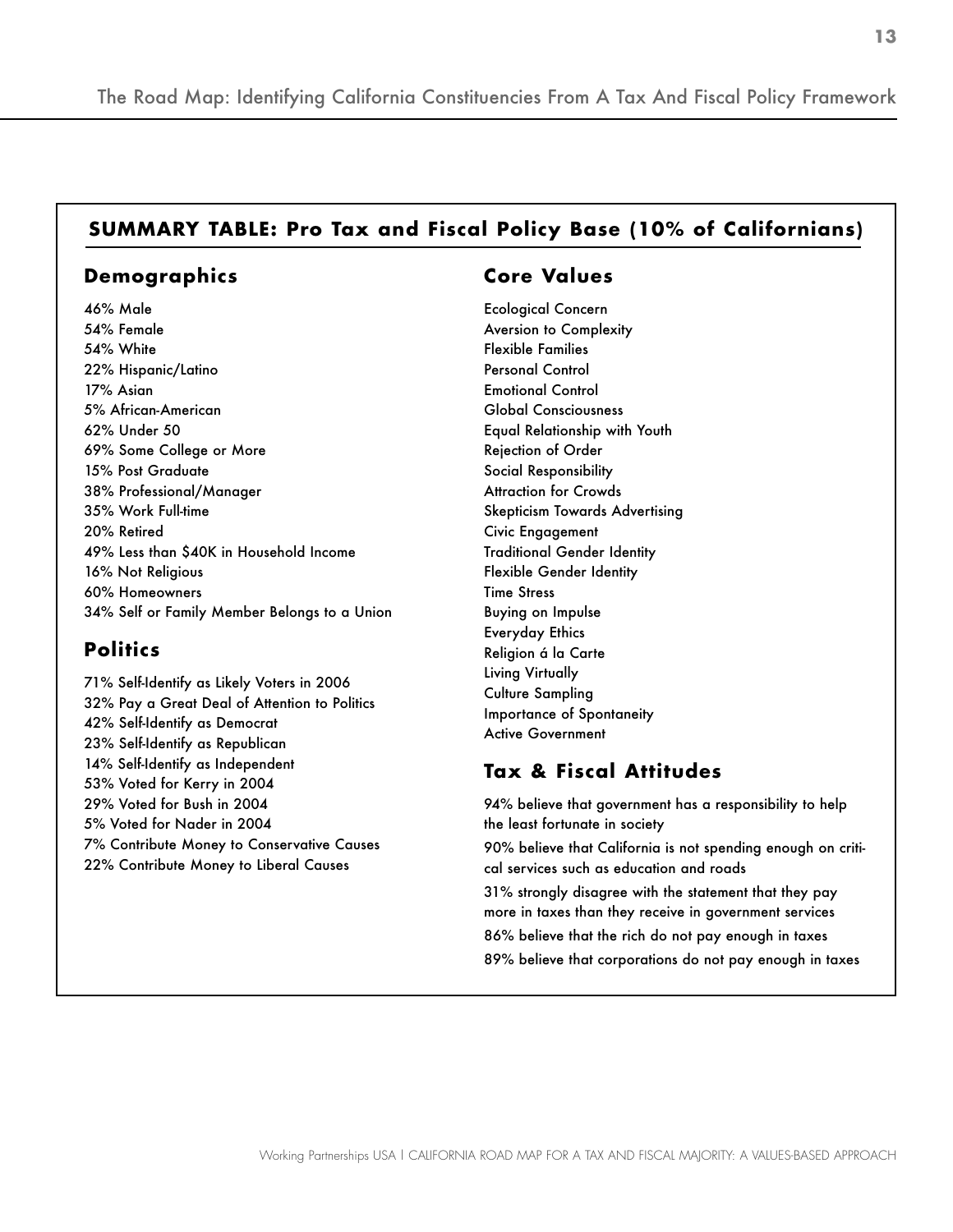## SUMMARY TABLE: Pro Tax and Fiscal Policy Base (10% of Californians)

### Demographics

46% Male
54% Female
54% White
22% Hispanic/Latino
17% Asian
5% African-American
62% Under 50
69% Some College or More
15% Post Graduate
38% Professional/Manager
35% Work Full-time
20% Retired
49% Less than $40K in Household Income
16% Not Religious
60% Homeowners
34% Self or Family Member Belongs to a Union

### Politics

71% Self-Identify as Likely Voters in 2006
32% Pay a Great Deal of Attention to Politics
42% Self-Identify as Democrat
23% Self-Identify as Republican
14% Self-Identify as Independent
53% Voted for Kerry in 2004
29% Voted for Bush in 2004
5% Voted for Nader in 2004
7% Contribute Money to Conservative Causes
22% Contribute Money to Liberal Causes

### Core Values

Ecological Concern
Aversion to Complexity
Flexible Families
Personal Control
Emotional Control
Global Consciousness
Equal Relationship with Youth
Rejection of Order
Social Responsibility
Attraction for Crowds
Skepticism Towards Advertising
Civic Engagement
Traditional Gender Identity
Flexible Gender Identity
Time Stress
Buying on Impulse
Everyday Ethics
Religion á la Carte
Living Virtually
Culture Sampling
Importance of Spontaneity
Active Government

### Tax & Fiscal Attitudes

94% believe that government has a responsibility to help the least fortunate in society

90% believe that California is not spending enough on critical services such as education and roads

31% strongly disagree with the statement that they pay more in taxes than they receive in government services

86% believe that the rich do not pay enough in taxes

89% believe that corporations do not pay enough in taxes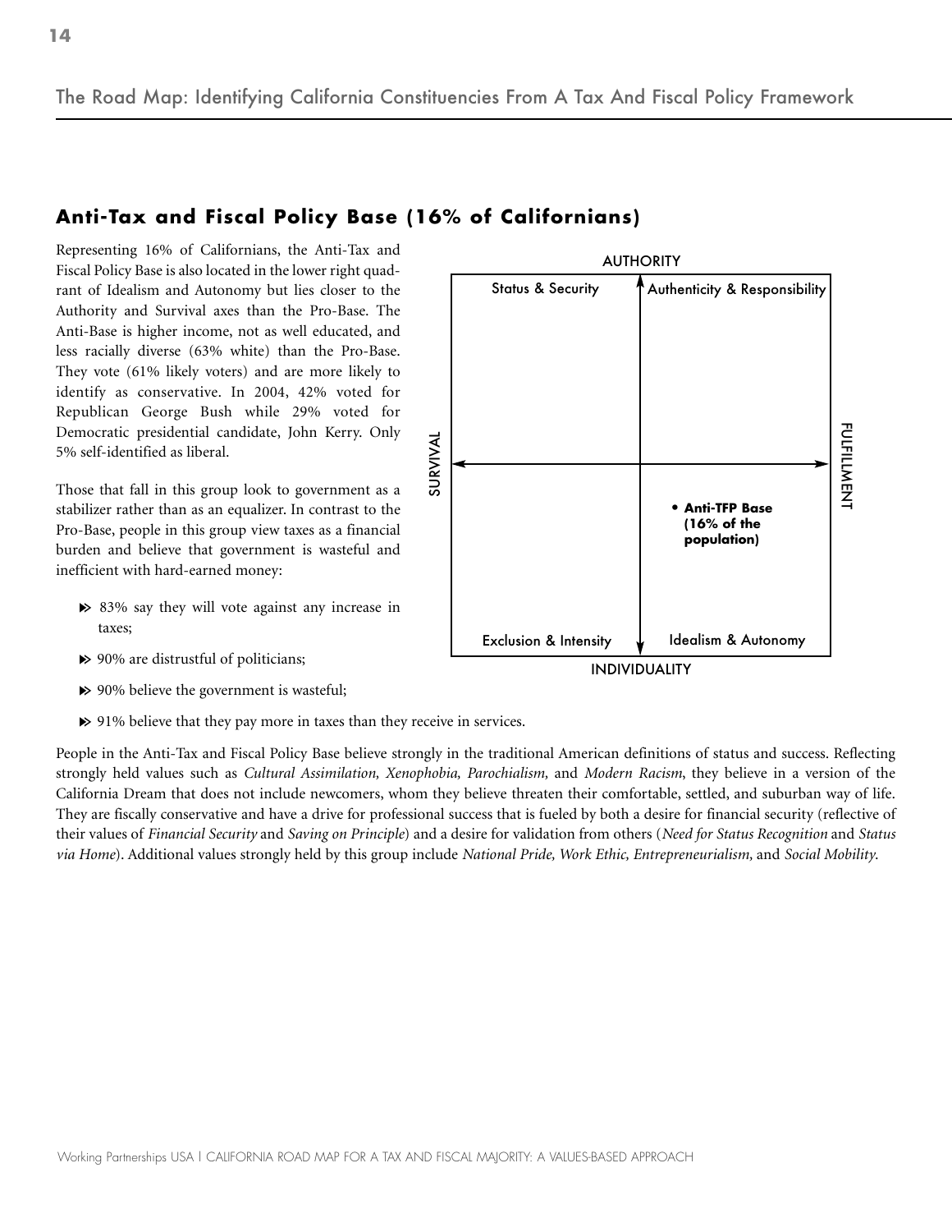## Anti-Tax and Fiscal Policy Base (16% of Californians)

Representing 16% of Californians, the Anti-Tax and Fiscal Policy Base is also located in the lower right quadrant of Idealism and Autonomy but lies closer to the Authority and Survival axes than the Pro-Base. The Anti-Base is higher income, not as well educated, and less racially diverse (63% white) than the Pro-Base. They vote (61% likely voters) and are more likely to identify as conservative. In 2004, 42% voted for Republican George Bush while 29% voted for Democratic presidential candidate, John Kerry. Only 5% self-identified as liberal.

Those that fall in this group look to government as a stabilizer rather than as an equalizer. In contrast to the Pro-Base, people in this group view taxes as a financial burden and believe that government is wasteful and inefficient with hard-earned money:

- 83% say they will vote against any increase in taxes;
- 90% are distrustful of politicians;
- 90% believe the government is wasteful;
- 91% believe that they pay more in taxes than they receive in services.

AUTHORITY

| Status & Security | Authenticity & Responsibility |
|---|---|
| | • **Anti-TFP Base (16% of the population)** |
| Exclusion & Intensity | Idealism & Autonomy |

SURVIVAL — FULFILLMENT

INDIVIDUALITY

People in the Anti-Tax and Fiscal Policy Base believe strongly in the traditional American definitions of status and success. Reflecting strongly held values such as *Cultural Assimilation, Xenophobia, Parochialism,* and *Modern Racism*, they believe in a version of the California Dream that does not include newcomers, whom they believe threaten their comfortable, settled, and suburban way of life. They are fiscally conservative and have a drive for professional success that is fueled by both a desire for financial security (reflective of their values of *Financial Security* and *Saving on Principle*) and a desire for validation from others (*Need for Status Recognition* and *Status via Home*). Additional values strongly held by this group include *National Pride, Work Ethic, Entrepreneurialism*, and *Social Mobility*.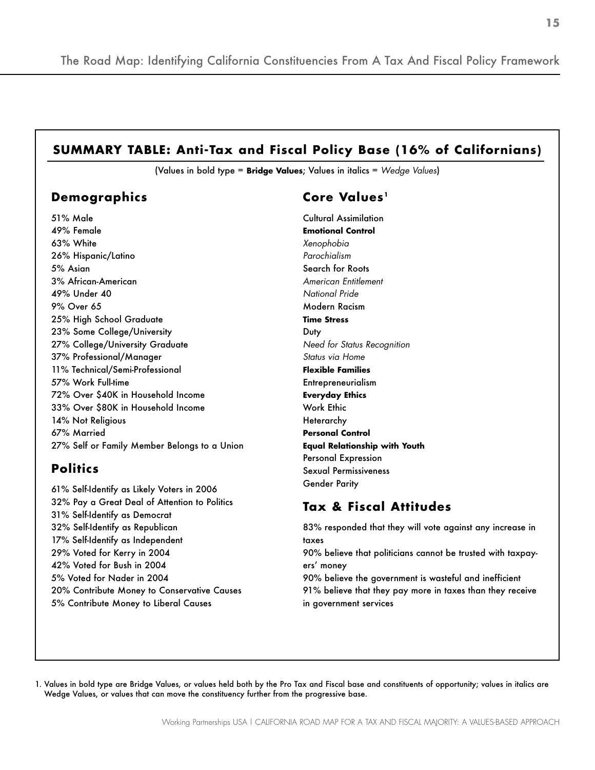## SUMMARY TABLE: Anti-Tax and Fiscal Policy Base (16% of Californians)

(Values in bold type = **Bridge Values**; Values in italics = *Wedge Values*)

### Demographics

51% Male
49% Female
63% White
26% Hispanic/Latino
5% Asian
3% African-American
49% Under 40
9% Over 65
25% High School Graduate
23% Some College/University
27% College/University Graduate
37% Professional/Manager
11% Technical/Semi-Professional
57% Work Full-time
72% Over $40K in Household Income
33% Over $80K in Household Income
14% Not Religious
67% Married
27% Self or Family Member Belongs to a Union

### Politics

61% Self-Identify as Likely Voters in 2006
32% Pay a Great Deal of Attention to Politics
31% Self-Identify as Democrat
32% Self-Identify as Republican
17% Self-Identify as Independent
29% Voted for Kerry in 2004
42% Voted for Bush in 2004
5% Voted for Nader in 2004
20% Contribute Money to Conservative Causes
5% Contribute Money to Liberal Causes

### Core Values[1]

Cultural Assimilation
**Emotional Control**
*Xenophobia*
*Parochialism*
Search for Roots
*American Entitlement*
*National Pride*
Modern Racism
**Time Stress**
Duty
*Need for Status Recognition*
*Status via Home*
**Flexible Families**
Entrepreneurialism
**Everyday Ethics**
Work Ethic
Heterarchy
**Personal Control**
**Equal Relationship with Youth**
Personal Expression
Sexual Permissiveness
Gender Parity

### Tax & Fiscal Attitudes

83% responded that they will vote against any increase in taxes
90% believe that politicians cannot be trusted with taxpayers' money
90% believe the government is wasteful and inefficient
91% believe that they pay more in taxes than they receive in government services

1. Values in bold type are Bridge Values, or values held both by the Pro Tax and Fiscal base and constituents of opportunity; values in italics are Wedge Values, or values that can move the constituency further from the progressive base.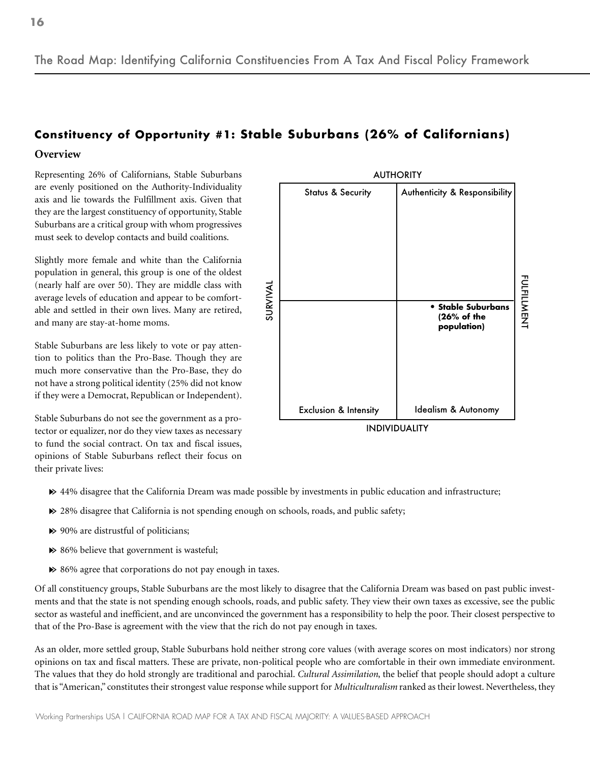## Constituency of Opportunity #1: Stable Suburbans (26% of Californians)

### Overview

Representing 26% of Californians, Stable Suburbans are evenly positioned on the Authority-Individuality axis and lie towards the Fulfillment axis. Given that they are the largest constituency of opportunity, Stable Suburbans are a critical group with whom progressives must seek to develop contacts and build coalitions.

Slightly more female and white than the California population in general, this group is one of the oldest (nearly half are over 50). They are middle class with average levels of education and appear to be comfortable and settled in their own lives. Many are retired, and many are stay-at-home moms.

Stable Suburbans are less likely to vote or pay attention to politics than the Pro-Base. Though they are much more conservative than the Pro-Base, they do not have a strong political identity (25% did not know if they were a Democrat, Republican or Independent).

Stable Suburbans do not see the government as a protector or equalizer, nor do they view taxes as necessary to fund the social contract. On tax and fiscal issues, opinions of Stable Suburbans reflect their focus on their private lives:

AUTHORITY

| Status & Security | Authenticity & Responsibility |
|---|---|
| | • **Stable Suburbans (26% of the population)** |
| Exclusion & Intensity | Idealism & Autonomy |

SURVIVAL — FULFILLMENT

INDIVIDUALITY

- 44% disagree that the California Dream was made possible by investments in public education and infrastructure;
- 28% disagree that California is not spending enough on schools, roads, and public safety;
- 90% are distrustful of politicians;
- 86% believe that government is wasteful;
- 86% agree that corporations do not pay enough in taxes.

Of all constituency groups, Stable Suburbans are the most likely to disagree that the California Dream was based on past public investments and that the state is not spending enough schools, roads, and public safety. They view their own taxes as excessive, see the public sector as wasteful and inefficient, and are unconvinced the government has a responsibility to help the poor. Their closest perspective to that of the Pro-Base is agreement with the view that the rich do not pay enough in taxes.

As an older, more settled group, Stable Suburbans hold neither strong core values (with average scores on most indicators) nor strong opinions on tax and fiscal matters. These are private, non-political people who are comfortable in their own immediate environment. The values that they do hold strongly are traditional and parochial. *Cultural Assimilation*, the belief that people should adopt a culture that is "American," constitutes their strongest value response while support for *Multiculturalism* ranked as their lowest. Nevertheless, they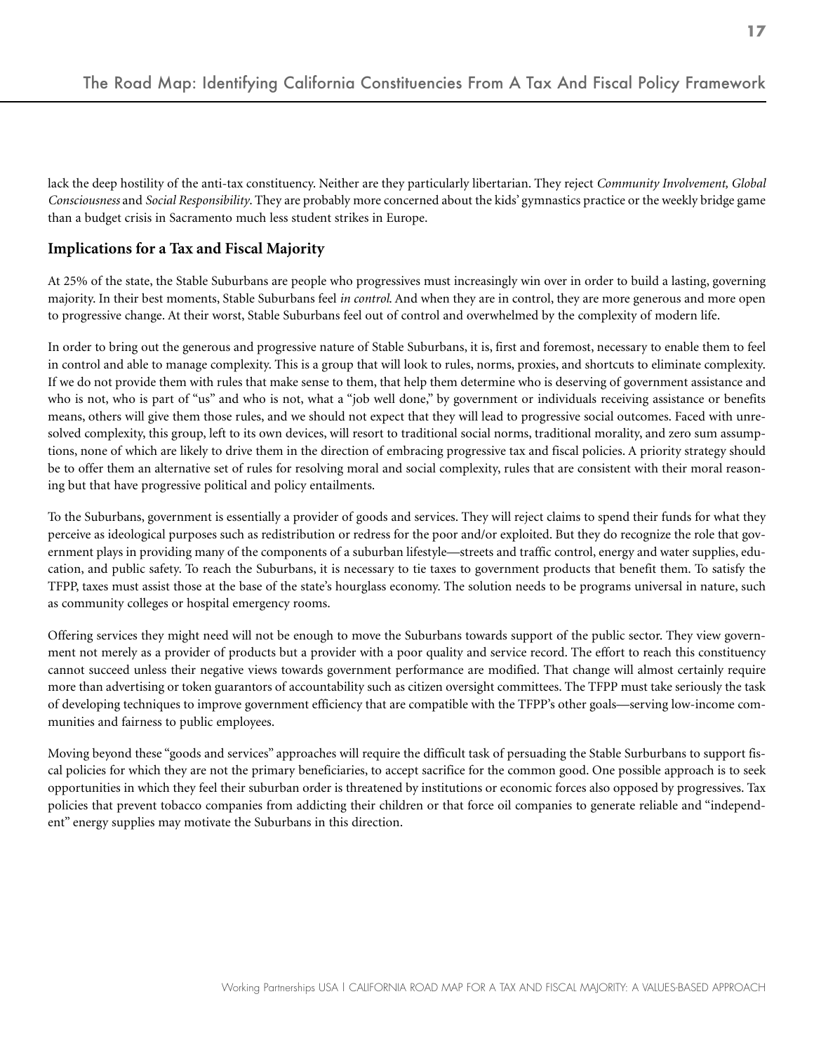lack the deep hostility of the anti-tax constituency. Neither are they particularly libertarian. They reject *Community Involvement, Global Consciousness* and *Social Responsibility*. They are probably more concerned about the kids' gymnastics practice or the weekly bridge game than a budget crisis in Sacramento much less student strikes in Europe.

### Implications for a Tax and Fiscal Majority

At 25% of the state, the Stable Suburbans are people who progressives must increasingly win over in order to build a lasting, governing majority. In their best moments, Stable Suburbans feel *in control*. And when they are in control, they are more generous and more open to progressive change. At their worst, Stable Suburbans feel out of control and overwhelmed by the complexity of modern life.

In order to bring out the generous and progressive nature of Stable Suburbans, it is, first and foremost, necessary to enable them to feel in control and able to manage complexity. This is a group that will look to rules, norms, proxies, and shortcuts to eliminate complexity. If we do not provide them with rules that make sense to them, that help them determine who is deserving of government assistance and who is not, who is part of "us" and who is not, what a "job well done," by government or individuals receiving assistance or benefits means, others will give them those rules, and we should not expect that they will lead to progressive social outcomes. Faced with unresolved complexity, this group, left to its own devices, will resort to traditional social norms, traditional morality, and zero sum assumptions, none of which are likely to drive them in the direction of embracing progressive tax and fiscal policies. A priority strategy should be to offer them an alternative set of rules for resolving moral and social complexity, rules that are consistent with their moral reasoning but that have progressive political and policy entailments.

To the Suburbans, government is essentially a provider of goods and services. They will reject claims to spend their funds for what they perceive as ideological purposes such as redistribution or redress for the poor and/or exploited. But they do recognize the role that government plays in providing many of the components of a suburban lifestyle—streets and traffic control, energy and water supplies, education, and public safety. To reach the Suburbans, it is necessary to tie taxes to government products that benefit them. To satisfy the TFPP, taxes must assist those at the base of the state's hourglass economy. The solution needs to be programs universal in nature, such as community colleges or hospital emergency rooms.

Offering services they might need will not be enough to move the Suburbans towards support of the public sector. They view government not merely as a provider of products but a provider with a poor quality and service record. The effort to reach this constituency cannot succeed unless their negative views towards government performance are modified. That change will almost certainly require more than advertising or token guarantors of accountability such as citizen oversight committees. The TFPP must take seriously the task of developing techniques to improve government efficiency that are compatible with the TFPP's other goals—serving low-income communities and fairness to public employees.

Moving beyond these "goods and services" approaches will require the difficult task of persuading the Stable Surburbans to support fiscal policies for which they are not the primary beneficiaries, to accept sacrifice for the common good. One possible approach is to seek opportunities in which they feel their suburban order is threatened by institutions or economic forces also opposed by progressives. Tax policies that prevent tobacco companies from addicting their children or that force oil companies to generate reliable and "independent" energy supplies may motivate the Suburbans in this direction.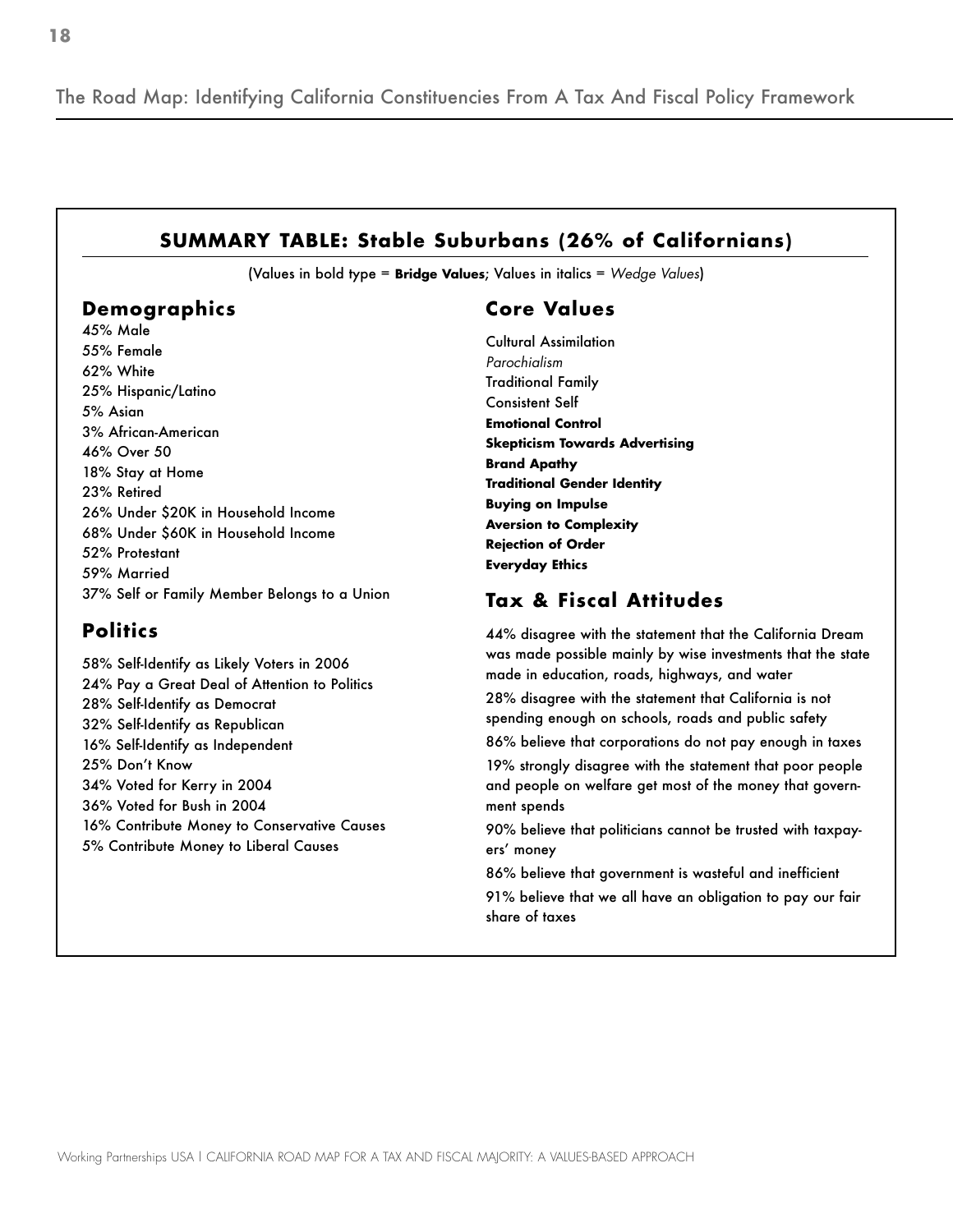## SUMMARY TABLE: Stable Suburbans (26% of Californians)

(Values in bold type = **Bridge Values**; Values in italics = *Wedge Values*)

### Demographics

45% Male
55% Female
62% White
25% Hispanic/Latino
5% Asian
3% African-American
46% Over 50
18% Stay at Home
23% Retired
26% Under $20K in Household Income
68% Under $60K in Household Income
52% Protestant
59% Married
37% Self or Family Member Belongs to a Union

### Politics

58% Self-Identify as Likely Voters in 2006
24% Pay a Great Deal of Attention to Politics
28% Self-Identify as Democrat
32% Self-Identify as Republican
16% Self-Identify as Independent
25% Don't Know
34% Voted for Kerry in 2004
36% Voted for Bush in 2004
16% Contribute Money to Conservative Causes
5% Contribute Money to Liberal Causes

### Core Values

Cultural Assimilation
*Parochialism*
Traditional Family
Consistent Self
**Emotional Control**
**Skepticism Towards Advertising**
**Brand Apathy**
**Traditional Gender Identity**
**Buying on Impulse**
**Aversion to Complexity**
**Rejection of Order**
**Everyday Ethics**

### Tax & Fiscal Attitudes

44% disagree with the statement that the California Dream was made possible mainly by wise investments that the state made in education, roads, highways, and water

28% disagree with the statement that California is not spending enough on schools, roads and public safety

86% believe that corporations do not pay enough in taxes

19% strongly disagree with the statement that poor people and people on welfare get most of the money that government spends

90% believe that politicians cannot be trusted with taxpayers' money

86% believe that government is wasteful and inefficient

91% believe that we all have an obligation to pay our fair share of taxes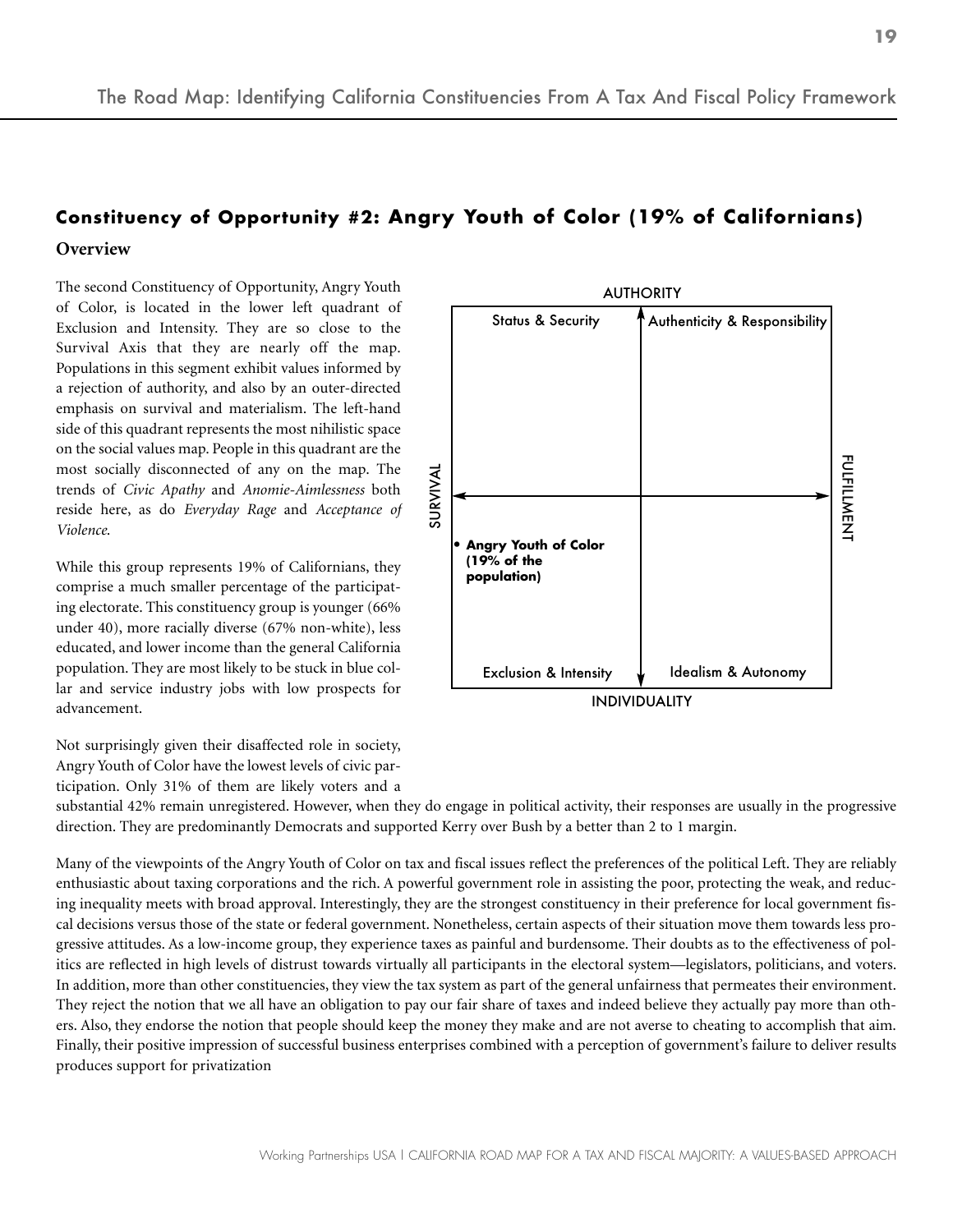## Constituency of Opportunity #2: Angry Youth of Color (19% of Californians)

### Overview

The second Constituency of Opportunity, Angry Youth of Color, is located in the lower left quadrant of Exclusion and Intensity. They are so close to the Survival Axis that they are nearly off the map. Populations in this segment exhibit values informed by a rejection of authority, and also by an outer-directed emphasis on survival and materialism. The left-hand side of this quadrant represents the most nihilistic space on the social values map. People in this quadrant are the most socially disconnected of any on the map. The trends of *Civic Apathy* and *Anomie-Aimlessness* both reside here, as do *Everyday Rage* and *Acceptance of Violence*.

AUTHORITY

| Status & Security | Authenticity & Responsibility |
|---|---|
| • **Angry Youth of Color (19% of the population)** | |
| Exclusion & Intensity | Idealism & Autonomy |

SURVIVAL — FULFILLMENT

INDIVIDUALITY

While this group represents 19% of Californians, they comprise a much smaller percentage of the participating electorate. This constituency group is younger (66% under 40), more racially diverse (67% non-white), less educated, and lower income than the general California population. They are most likely to be stuck in blue collar and service industry jobs with low prospects for advancement.

Not surprisingly given their disaffected role in society, Angry Youth of Color have the lowest levels of civic participation. Only 31% of them are likely voters and a substantial 42% remain unregistered. However, when they do engage in political activity, their responses are usually in the progressive direction. They are predominantly Democrats and supported Kerry over Bush by a better than 2 to 1 margin.

Many of the viewpoints of the Angry Youth of Color on tax and fiscal issues reflect the preferences of the political Left. They are reliably enthusiastic about taxing corporations and the rich. A powerful government role in assisting the poor, protecting the weak, and reducing inequality meets with broad approval. Interestingly, they are the strongest constituency in their preference for local government fiscal decisions versus those of the state or federal government. Nonetheless, certain aspects of their situation move them towards less progressive attitudes. As a low-income group, they experience taxes as painful and burdensome. Their doubts as to the effectiveness of politics are reflected in high levels of distrust towards virtually all participants in the electoral system—legislators, politicians, and voters. In addition, more than other constituencies, they view the tax system as part of the general unfairness that permeates their environment. They reject the notion that we all have an obligation to pay our fair share of taxes and indeed believe they actually pay more than others. Also, they endorse the notion that people should keep the money they make and are not averse to cheating to accomplish that aim. Finally, their positive impression of successful business enterprises combined with a perception of government's failure to deliver results produces support for privatization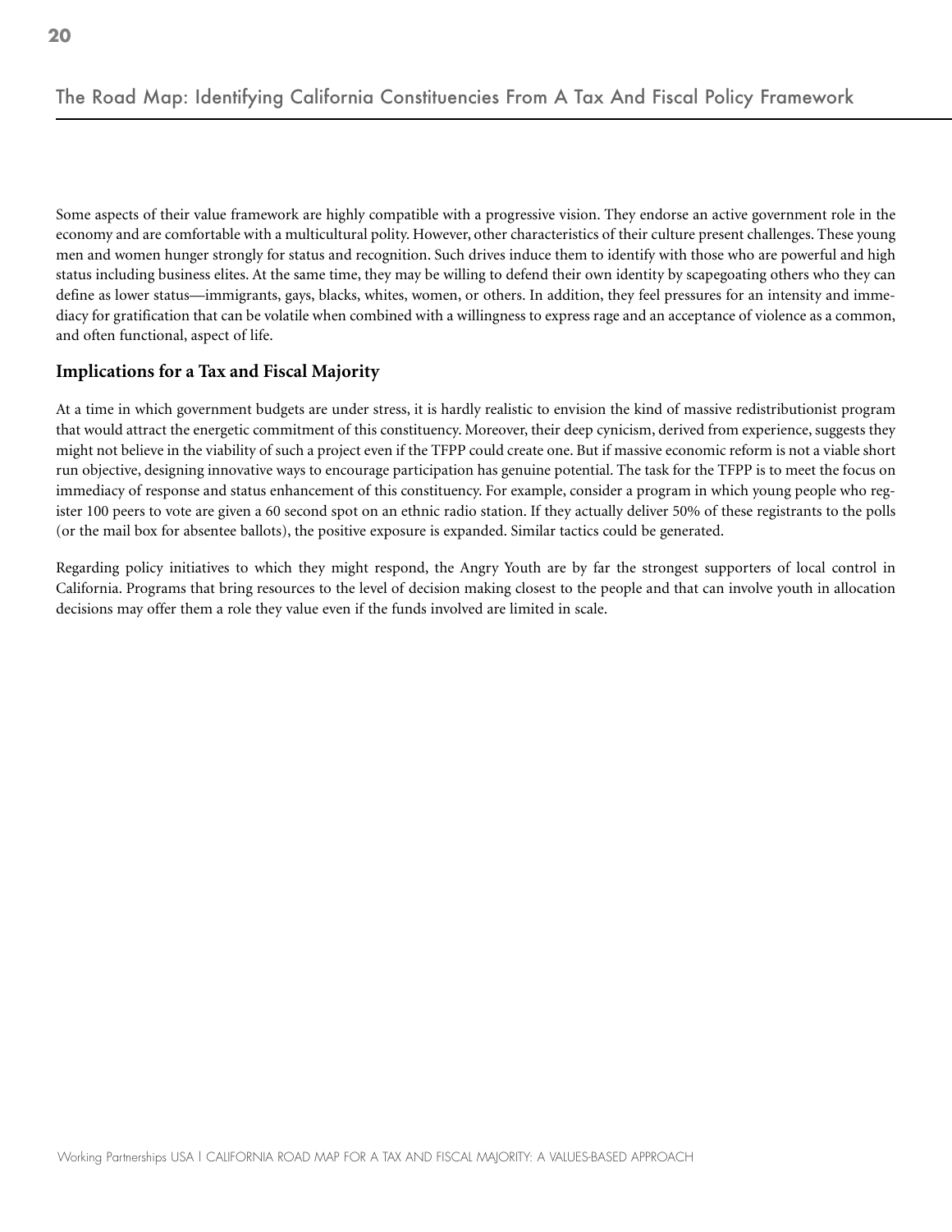Some aspects of their value framework are highly compatible with a progressive vision. They endorse an active government role in the economy and are comfortable with a multicultural polity. However, other characteristics of their culture present challenges. These young men and women hunger strongly for status and recognition. Such drives induce them to identify with those who are powerful and high status including business elites. At the same time, they may be willing to defend their own identity by scapegoating others who they can define as lower status—immigrants, gays, blacks, whites, women, or others. In addition, they feel pressures for an intensity and immediacy for gratification that can be volatile when combined with a willingness to express rage and an acceptance of violence as a common, and often functional, aspect of life.

### Implications for a Tax and Fiscal Majority

At a time in which government budgets are under stress, it is hardly realistic to envision the kind of massive redistributionist program that would attract the energetic commitment of this constituency. Moreover, their deep cynicism, derived from experience, suggests they might not believe in the viability of such a project even if the TFPP could create one. But if massive economic reform is not a viable short run objective, designing innovative ways to encourage participation has genuine potential. The task for the TFPP is to meet the focus on immediacy of response and status enhancement of this constituency. For example, consider a program in which young people who register 100 peers to vote are given a 60 second spot on an ethnic radio station. If they actually deliver 50% of these registrants to the polls (or the mail box for absentee ballots), the positive exposure is expanded. Similar tactics could be generated.

Regarding policy initiatives to which they might respond, the Angry Youth are by far the strongest supporters of local control in California. Programs that bring resources to the level of decision making closest to the people and that can involve youth in allocation decisions may offer them a role they value even if the funds involved are limited in scale.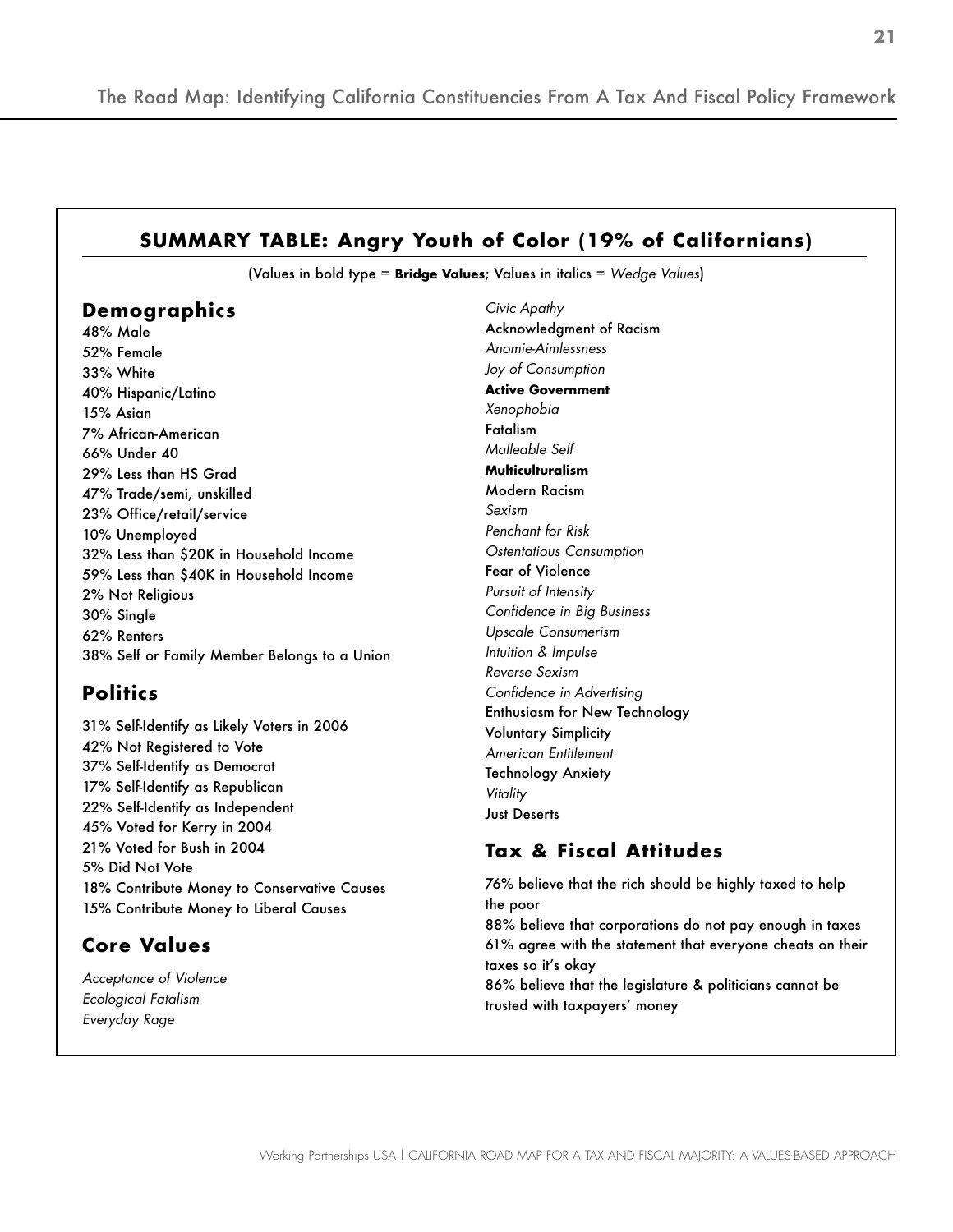## SUMMARY TABLE: Angry Youth of Color (19% of Californians)

(Values in bold type = **Bridge Values**; Values in italics = *Wedge Values*)

### Demographics

48% Male
52% Female
33% White
40% Hispanic/Latino
15% Asian
7% African-American
66% Under 40
29% Less than HS Grad
47% Trade/semi, unskilled
23% Office/retail/service
10% Unemployed
32% Less than $20K in Household Income
59% Less than $40K in Household Income
2% Not Religious
30% Single
62% Renters
38% Self or Family Member Belongs to a Union

### Politics

31% Self-Identify as Likely Voters in 2006
42% Not Registered to Vote
37% Self-Identify as Democrat
17% Self-Identify as Republican
22% Self-Identify as Independent
45% Voted for Kerry in 2004
21% Voted for Bush in 2004
5% Did Not Vote
18% Contribute Money to Conservative Causes
15% Contribute Money to Liberal Causes

### Core Values

*Acceptance of Violence*
*Ecological Fatalism*
*Everyday Rage*
*Civic Apathy*
Acknowledgment of Racism
*Anomie-Aimlessness*
*Joy of Consumption*
**Active Government**
*Xenophobia*
Fatalism
*Malleable Self*
**Multiculturalism**
Modern Racism
*Sexism*
*Penchant for Risk*
*Ostentatious Consumption*
Fear of Violence
*Pursuit of Intensity*
*Confidence in Big Business*
*Upscale Consumerism*
*Intuition & Impulse*
*Reverse Sexism*
*Confidence in Advertising*
Enthusiasm for New Technology
Voluntary Simplicity
*American Entitlement*
Technology Anxiety
*Vitality*
Just Deserts

### Tax & Fiscal Attitudes

76% believe that the rich should be highly taxed to help the poor
88% believe that corporations do not pay enough in taxes
61% agree with the statement that everyone cheats on their taxes so it's okay
86% believe that the legislature & politicians cannot be trusted with taxpayers' money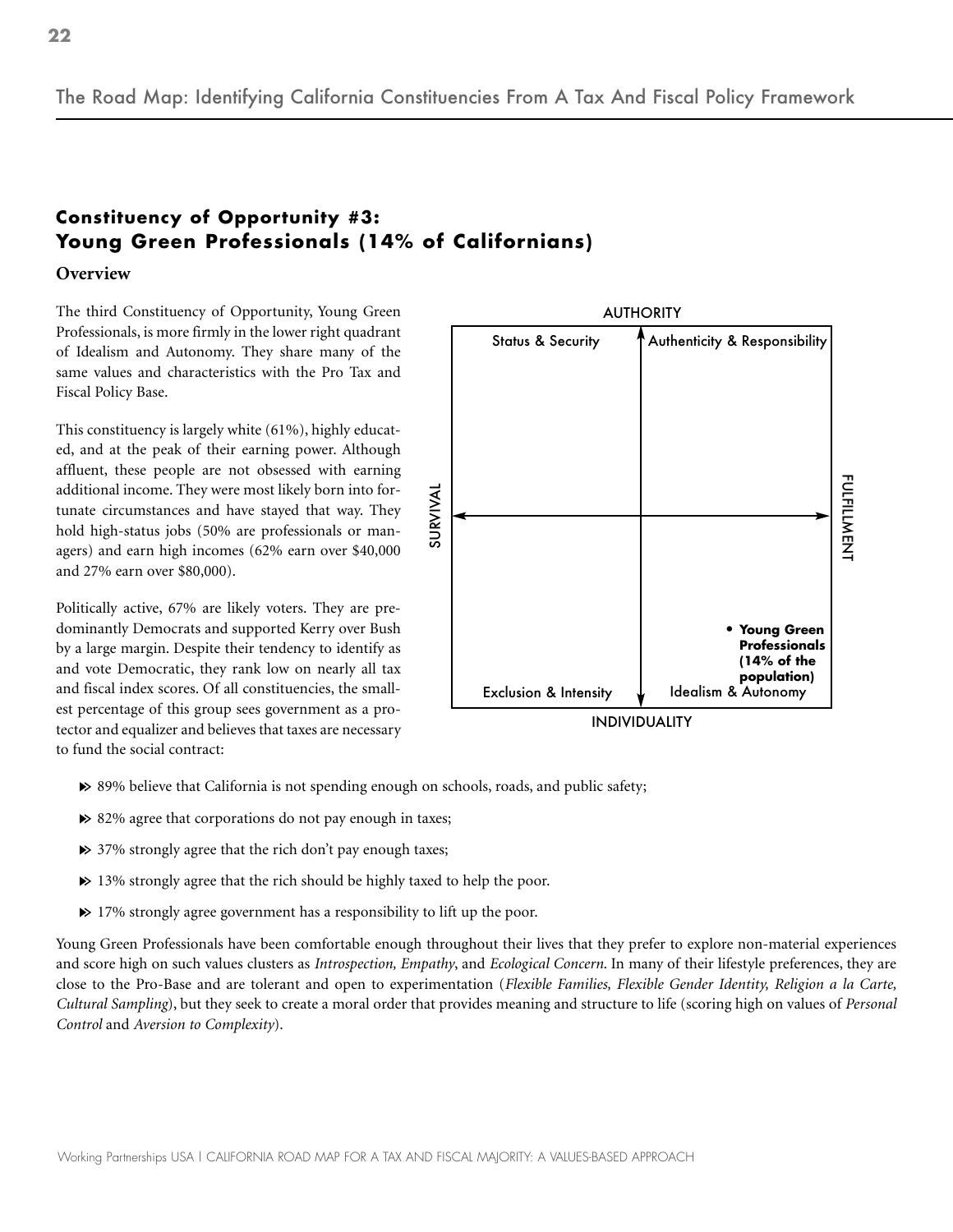## Constituency of Opportunity #3: Young Green Professionals (14% of Californians)

### Overview

The third Constituency of Opportunity, Young Green Professionals, is more firmly in the lower right quadrant of Idealism and Autonomy. They share many of the same values and characteristics with the Pro Tax and Fiscal Policy Base.

This constituency is largely white (61%), highly educated, and at the peak of their earning power. Although affluent, these people are not obsessed with earning additional income. They were most likely born into fortunate circumstances and have stayed that way. They hold high-status jobs (50% are professionals or managers) and earn high incomes (62% earn over $40,000 and 27% earn over $80,000).

Politically active, 67% are likely voters. They are predominantly Democrats and supported Kerry over Bush by a large margin. Despite their tendency to identify as and vote Democratic, they rank low on nearly all tax and fiscal index scores. Of all constituencies, the smallest percentage of this group sees government as a protector and equalizer and believes that taxes are necessary to fund the social contract:

AUTHORITY

Status & Security | Authenticity & Responsibility

SURVIVAL | FULFILLMENT

• **Young Green Professionals (14% of the population)**

Exclusion & Intensity | Idealism & Autonomy

INDIVIDUALITY

- 89% believe that California is not spending enough on schools, roads, and public safety;
- 82% agree that corporations do not pay enough in taxes;
- 37% strongly agree that the rich don't pay enough taxes;
- 13% strongly agree that the rich should be highly taxed to help the poor.
- 17% strongly agree government has a responsibility to lift up the poor.

Young Green Professionals have been comfortable enough throughout their lives that they prefer to explore non-material experiences and score high on such values clusters as *Introspection, Empathy*, and *Ecological Concern*. In many of their lifestyle preferences, they are close to the Pro-Base and are tolerant and open to experimentation (*Flexible Families, Flexible Gender Identity, Religion a la Carte, Cultural Sampling*), but they seek to create a moral order that provides meaning and structure to life (scoring high on values of *Personal Control* and *Aversion to Complexity*).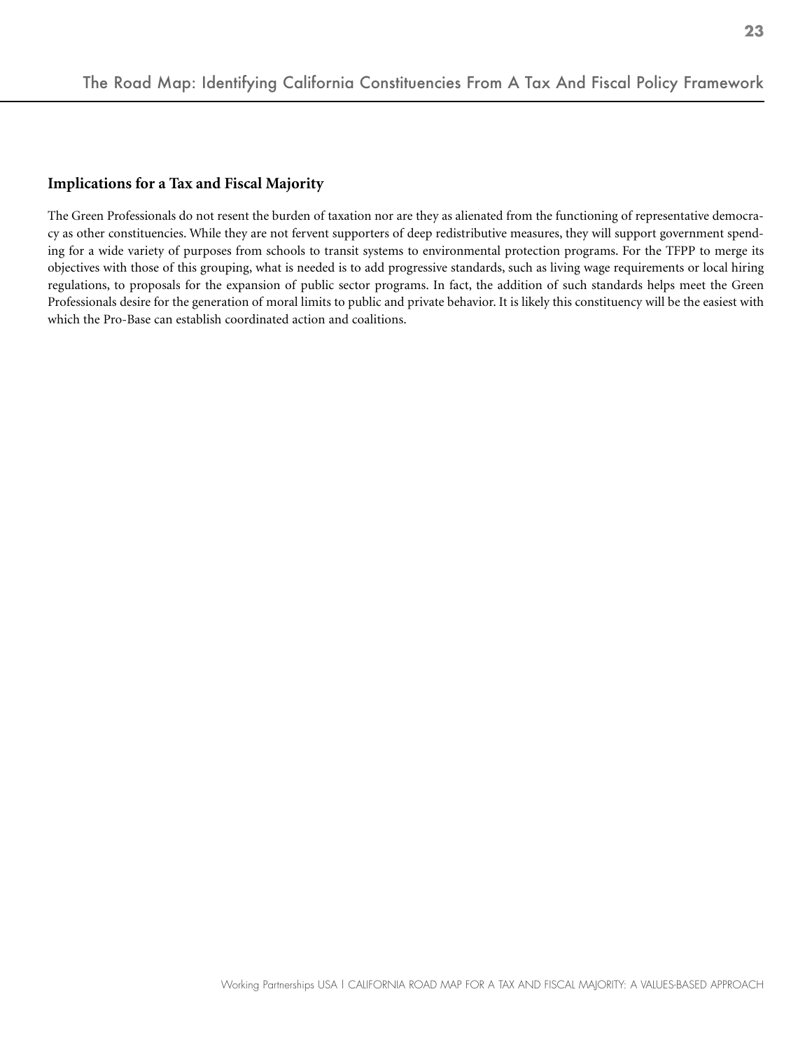### Implications for a Tax and Fiscal Majority

The Green Professionals do not resent the burden of taxation nor are they as alienated from the functioning of representative democracy as other constituencies. While they are not fervent supporters of deep redistributive measures, they will support government spending for a wide variety of purposes from schools to transit systems to environmental protection programs. For the TFPP to merge its objectives with those of this grouping, what is needed is to add progressive standards, such as living wage requirements or local hiring regulations, to proposals for the expansion of public sector programs. In fact, the addition of such standards helps meet the Green Professionals desire for the generation of moral limits to public and private behavior. It is likely this constituency will be the easiest with which the Pro-Base can establish coordinated action and coalitions.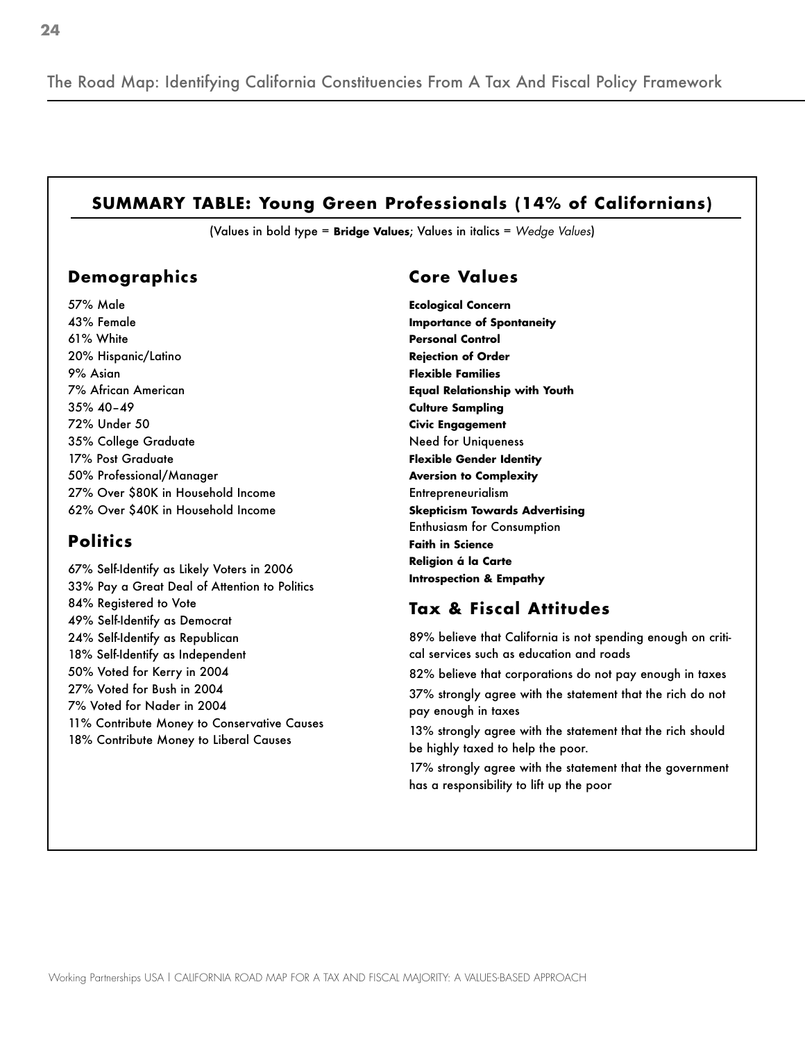## SUMMARY TABLE: Young Green Professionals (14% of Californians)

(Values in bold type = **Bridge Values**; Values in italics = *Wedge Values*)

### Demographics

57% Male
43% Female
61% White
20% Hispanic/Latino
9% Asian
7% African American
35% 40–49
72% Under 50
35% College Graduate
17% Post Graduate
50% Professional/Manager
27% Over $80K in Household Income
62% Over $40K in Household Income

### Politics

67% Self-Identify as Likely Voters in 2006
33% Pay a Great Deal of Attention to Politics
84% Registered to Vote
49% Self-Identify as Democrat
24% Self-Identify as Republican
18% Self-Identify as Independent
50% Voted for Kerry in 2004
27% Voted for Bush in 2004
7% Voted for Nader in 2004
11% Contribute Money to Conservative Causes
18% Contribute Money to Liberal Causes

### Core Values

**Ecological Concern**
**Importance of Spontaneity**
**Personal Control**
**Rejection of Order**
**Flexible Families**
**Equal Relationship with Youth**
**Culture Sampling**
**Civic Engagement**
Need for Uniqueness
**Flexible Gender Identity**
**Aversion to Complexity**
Entrepreneurialism
**Skepticism Towards Advertising**
Enthusiasm for Consumption
**Faith in Science**
**Religion á la Carte**
**Introspection & Empathy**

### Tax & Fiscal Attitudes

89% believe that California is not spending enough on critical services such as education and roads

82% believe that corporations do not pay enough in taxes

37% strongly agree with the statement that the rich do not pay enough in taxes

13% strongly agree with the statement that the rich should be highly taxed to help the poor.

17% strongly agree with the statement that the government has a responsibility to lift up the poor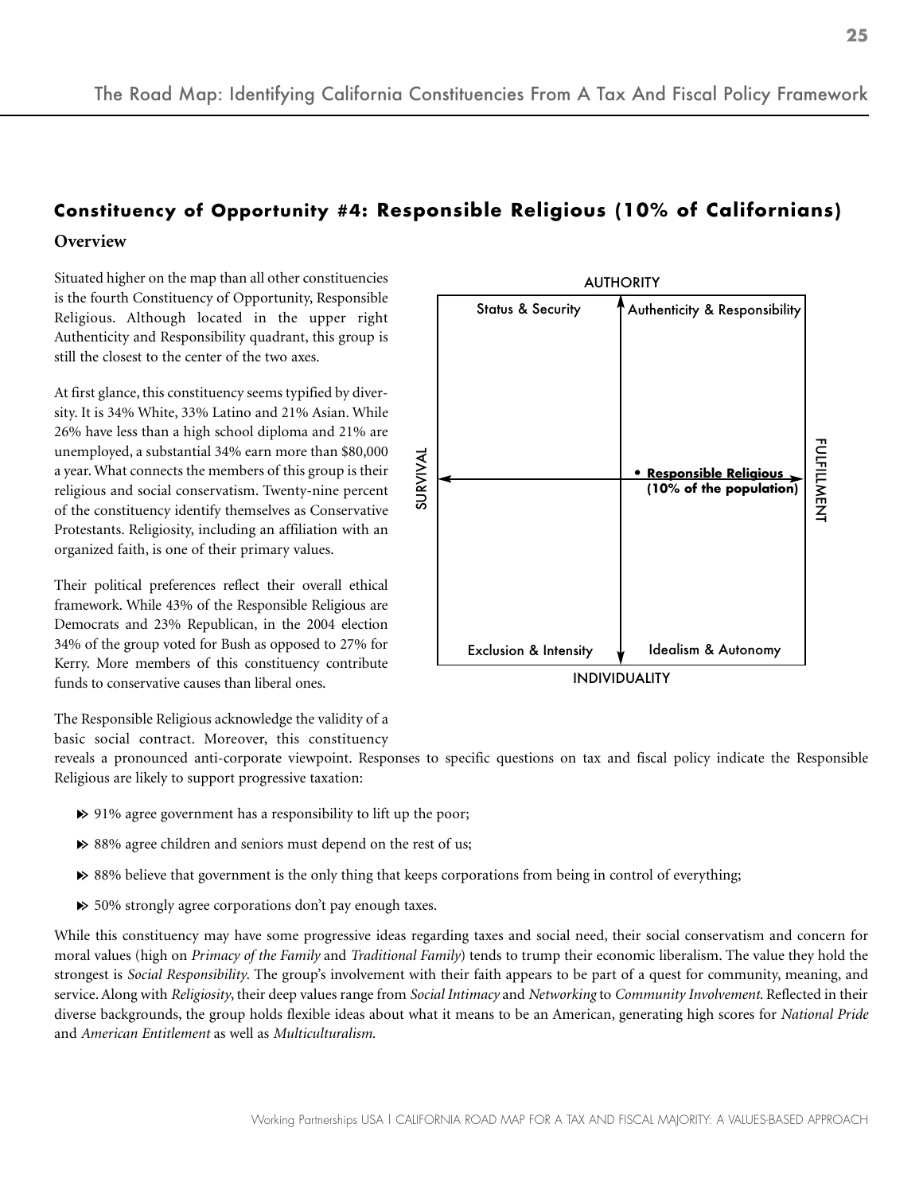## Constituency of Opportunity #4: Responsible Religious (10% of Californians)

### Overview

Situated higher on the map than all other constituencies is the fourth Constituency of Opportunity, Responsible Religious. Although located in the upper right Authenticity and Responsibility quadrant, this group is still the closest to the center of the two axes.

At first glance, this constituency seems typified by diversity. It is 34% White, 33% Latino and 21% Asian. While 26% have less than a high school diploma and 21% are unemployed, a substantial 34% earn more than $80,000 a year. What connects the members of this group is their religious and social conservatism. Twenty-nine percent of the constituency identify themselves as Conservative Protestants. Religiosity, including an affiliation with an organized faith, is one of their primary values.

Their political preferences reflect their overall ethical framework. While 43% of the Responsible Religious are Democrats and 23% Republican, in the 2004 election 34% of the group voted for Bush as opposed to 27% for Kerry. More members of this constituency contribute funds to conservative causes than liberal ones.

AUTHORITY

Status & Security | Authenticity & Responsibility

SURVIVAL | FULFILLMENT

• **Responsible Religious (10% of the population)**

Exclusion & Intensity | Idealism & Autonomy

INDIVIDUALITY

The Responsible Religious acknowledge the validity of a basic social contract. Moreover, this constituency reveals a pronounced anti-corporate viewpoint. Responses to specific questions on tax and fiscal policy indicate the Responsible Religious are likely to support progressive taxation:

- 91% agree government has a responsibility to lift up the poor;
- 88% agree children and seniors must depend on the rest of us;
- 88% believe that government is the only thing that keeps corporations from being in control of everything;
- 50% strongly agree corporations don't pay enough taxes.

While this constituency may have some progressive ideas regarding taxes and social need, their social conservatism and concern for moral values (high on *Primacy of the Family* and *Traditional Family*) tends to trump their economic liberalism. The value they hold the strongest is *Social Responsibility*. The group's involvement with their faith appears to be part of a quest for community, meaning, and service. Along with *Religiosity*, their deep values range from *Social Intimacy* and *Networking* to *Community Involvement*. Reflected in their diverse backgrounds, the group holds flexible ideas about what it means to be an American, generating high scores for *National Pride* and *American Entitlement* as well as *Multiculturalism*.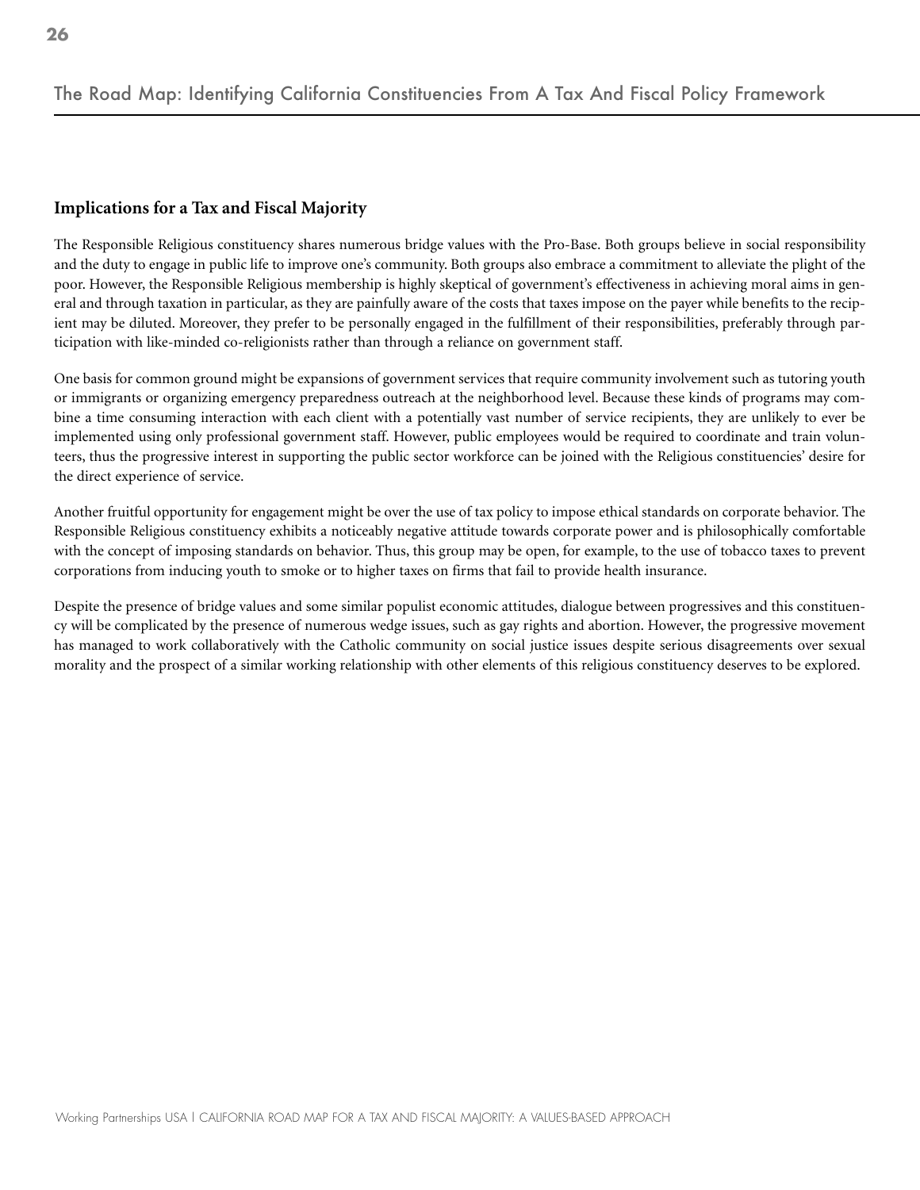## Implications for a Tax and Fiscal Majority

The Responsible Religious constituency shares numerous bridge values with the Pro-Base. Both groups believe in social responsibility and the duty to engage in public life to improve one's community. Both groups also embrace a commitment to alleviate the plight of the poor. However, the Responsible Religious membership is highly skeptical of government's effectiveness in achieving moral aims in general and through taxation in particular, as they are painfully aware of the costs that taxes impose on the payer while benefits to the recipient may be diluted. Moreover, they prefer to be personally engaged in the fulfillment of their responsibilities, preferably through participation with like-minded co-religionists rather than through a reliance on government staff.

One basis for common ground might be expansions of government services that require community involvement such as tutoring youth or immigrants or organizing emergency preparedness outreach at the neighborhood level. Because these kinds of programs may combine a time consuming interaction with each client with a potentially vast number of service recipients, they are unlikely to ever be implemented using only professional government staff. However, public employees would be required to coordinate and train volunteers, thus the progressive interest in supporting the public sector workforce can be joined with the Religious constituencies' desire for the direct experience of service.

Another fruitful opportunity for engagement might be over the use of tax policy to impose ethical standards on corporate behavior. The Responsible Religious constituency exhibits a noticeably negative attitude towards corporate power and is philosophically comfortable with the concept of imposing standards on behavior. Thus, this group may be open, for example, to the use of tobacco taxes to prevent corporations from inducing youth to smoke or to higher taxes on firms that fail to provide health insurance.

Despite the presence of bridge values and some similar populist economic attitudes, dialogue between progressives and this constituency will be complicated by the presence of numerous wedge issues, such as gay rights and abortion. However, the progressive movement has managed to work collaboratively with the Catholic community on social justice issues despite serious disagreements over sexual morality and the prospect of a similar working relationship with other elements of this religious constituency deserves to be explored.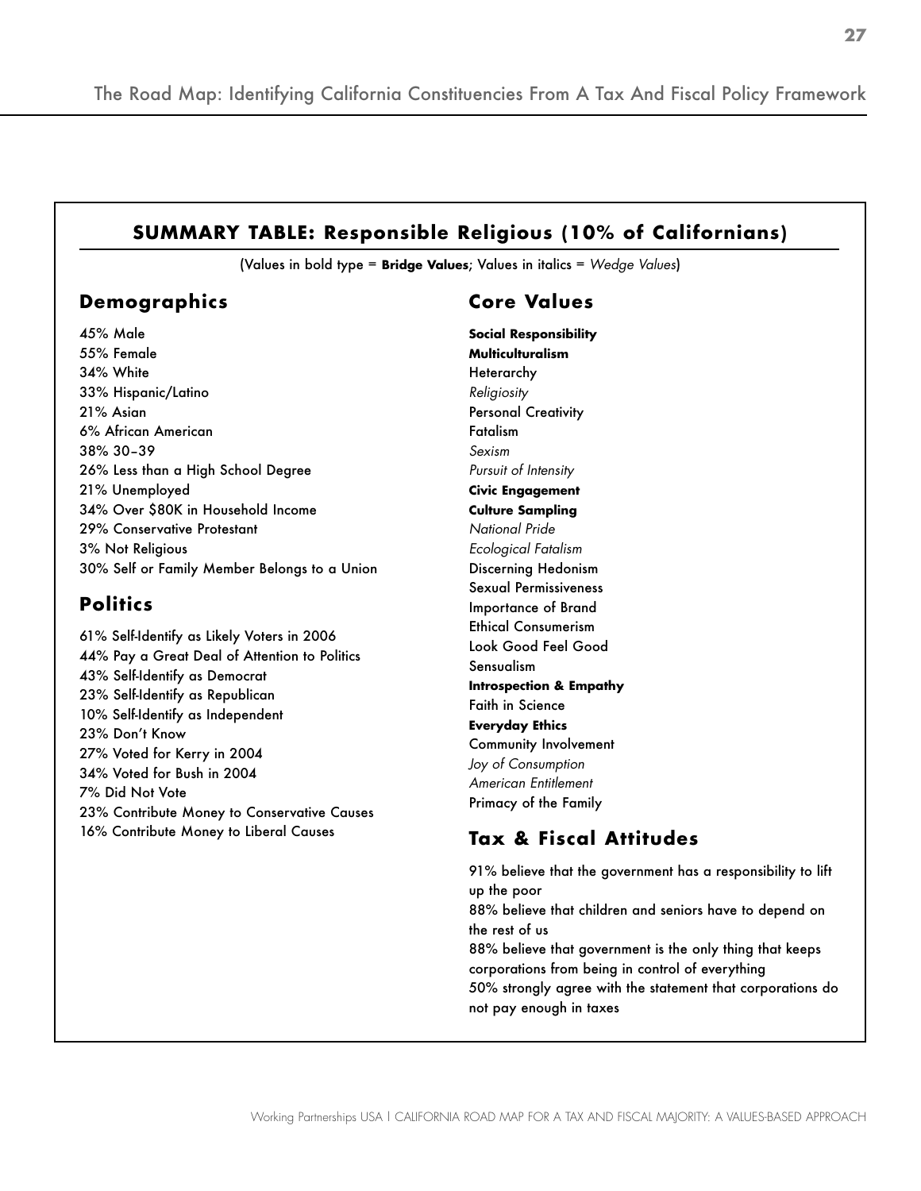## SUMMARY TABLE: Responsible Religious (10% of Californians)

(Values in bold type = **Bridge Values**; Values in italics = *Wedge Values*)

### Demographics

45% Male
55% Female
34% White
33% Hispanic/Latino
21% Asian
6% African American
38% 30–39
26% Less than a High School Degree
21% Unemployed
34% Over $80K in Household Income
29% Conservative Protestant
3% Not Religious
30% Self or Family Member Belongs to a Union

### Politics

61% Self-Identify as Likely Voters in 2006
44% Pay a Great Deal of Attention to Politics
43% Self-Identify as Democrat
23% Self-Identify as Republican
10% Self-Identify as Independent
23% Don't Know
27% Voted for Kerry in 2004
34% Voted for Bush in 2004
7% Did Not Vote
23% Contribute Money to Conservative Causes
16% Contribute Money to Liberal Causes

### Core Values

**Social Responsibility**
**Multiculturalism**
Heterarchy
*Religiosity*
Personal Creativity
Fatalism
*Sexism*
*Pursuit of Intensity*
**Civic Engagement**
**Culture Sampling**
*National Pride*
*Ecological Fatalism*
Discerning Hedonism
Sexual Permissiveness
Importance of Brand
Ethical Consumerism
Look Good Feel Good
Sensualism
**Introspection & Empathy**
Faith in Science
**Everyday Ethics**
Community Involvement
*Joy of Consumption*
*American Entitlement*
Primacy of the Family

### Tax & Fiscal Attitudes

91% believe that the government has a responsibility to lift up the poor
88% believe that children and seniors have to depend on the rest of us
88% believe that government is the only thing that keeps corporations from being in control of everything
50% strongly agree with the statement that corporations do not pay enough in taxes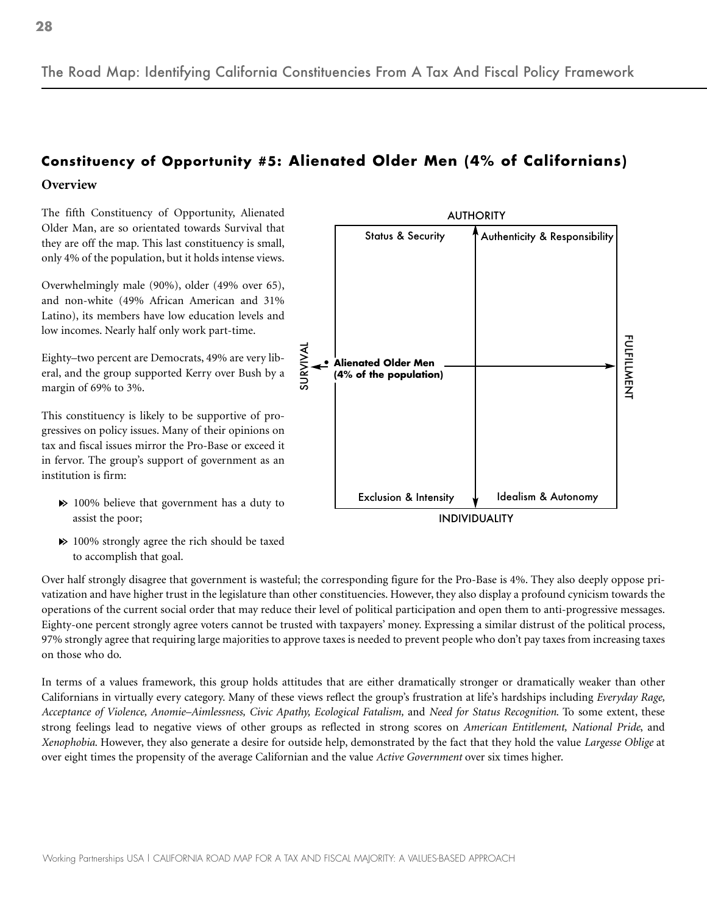## Constituency of Opportunity #5: Alienated Older Men (4% of Californians)

### Overview

The fifth Constituency of Opportunity, Alienated Older Man, are so orientated towards Survival that they are off the map. This last constituency is small, only 4% of the population, but it holds intense views.

Overwhelmingly male (90%), older (49% over 65), and non-white (49% African American and 31% Latino), its members have low education levels and low incomes. Nearly half only work part-time.

Eighty–two percent are Democrats, 49% are very liberal, and the group supported Kerry over Bush by a margin of 69% to 3%.

This constituency is likely to be supportive of progressives on policy issues. Many of their opinions on tax and fiscal issues mirror the Pro-Base or exceed it in fervor. The group's support of government as an institution is firm:

- 100% believe that government has a duty to assist the poor;
- 100% strongly agree the rich should be taxed to accomplish that goal.

AUTHORITY

Status & Security | Authenticity & Responsibility

SURVIVAL — • **Alienated Older Men (4% of the population)** — FULFILLMENT

Exclusion & Intensity | Idealism & Autonomy

INDIVIDUALITY

Over half strongly disagree that government is wasteful; the corresponding figure for the Pro-Base is 4%. They also deeply oppose privatization and have higher trust in the legislature than other constituencies. However, they also display a profound cynicism towards the operations of the current social order that may reduce their level of political participation and open them to anti-progressive messages. Eighty-one percent strongly agree voters cannot be trusted with taxpayers' money. Expressing a similar distrust of the political process, 97% strongly agree that requiring large majorities to approve taxes is needed to prevent people who don't pay taxes from increasing taxes on those who do.

In terms of a values framework, this group holds attitudes that are either dramatically stronger or dramatically weaker than other Californians in virtually every category. Many of these views reflect the group's frustration at life's hardships including *Everyday Rage, Acceptance of Violence, Anomie–Aimlessness, Civic Apathy, Ecological Fatalism,* and *Need for Status Recognition*. To some extent, these strong feelings lead to negative views of other groups as reflected in strong scores on *American Entitlement, National Pride*, and *Xenophobia*. However, they also generate a desire for outside help, demonstrated by the fact that they hold the value *Largesse Oblige* at over eight times the propensity of the average Californian and the value *Active Government* over six times higher.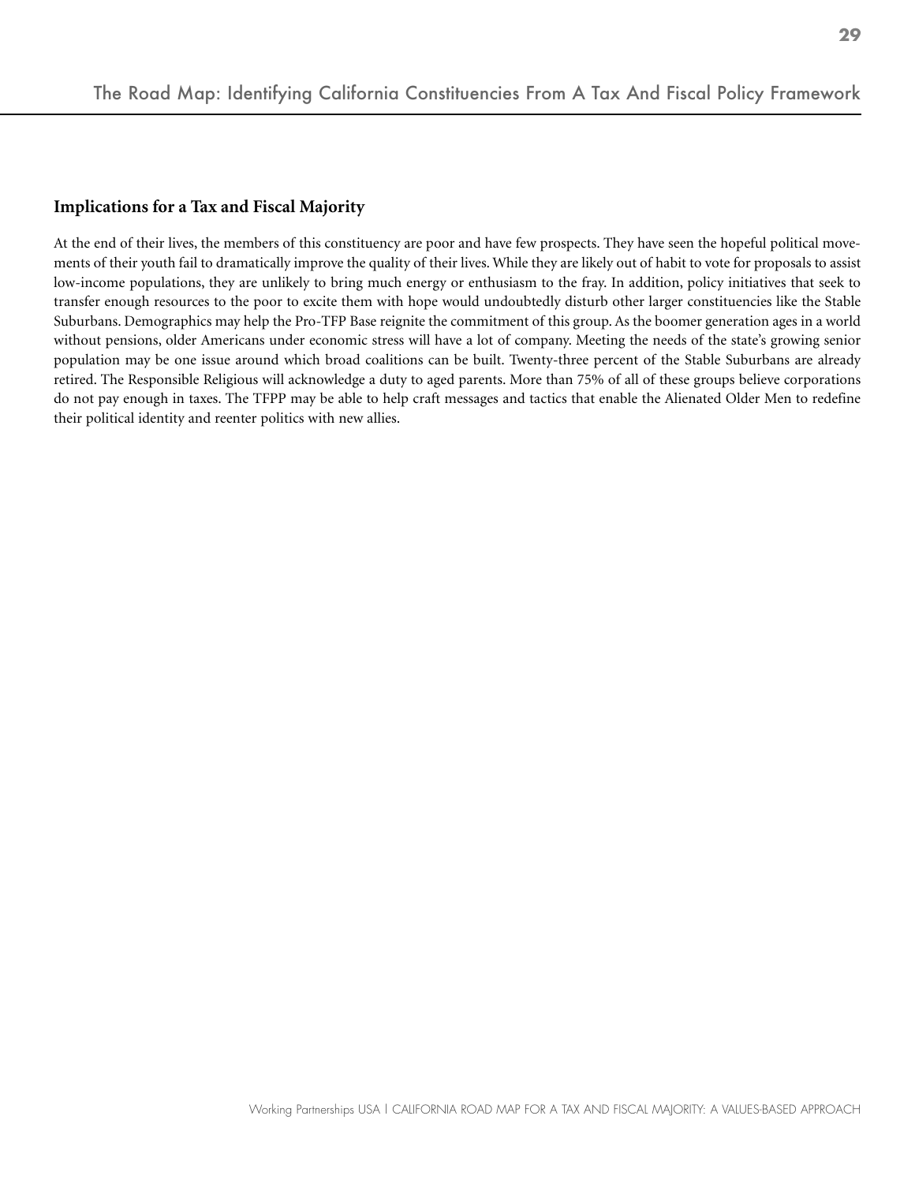## Implications for a Tax and Fiscal Majority

At the end of their lives, the members of this constituency are poor and have few prospects. They have seen the hopeful political movements of their youth fail to dramatically improve the quality of their lives. While they are likely out of habit to vote for proposals to assist low-income populations, they are unlikely to bring much energy or enthusiasm to the fray. In addition, policy initiatives that seek to transfer enough resources to the poor to excite them with hope would undoubtedly disturb other larger constituencies like the Stable Suburbans. Demographics may help the Pro-TFP Base reignite the commitment of this group. As the boomer generation ages in a world without pensions, older Americans under economic stress will have a lot of company. Meeting the needs of the state's growing senior population may be one issue around which broad coalitions can be built. Twenty-three percent of the Stable Suburbans are already retired. The Responsible Religious will acknowledge a duty to aged parents. More than 75% of all of these groups believe corporations do not pay enough in taxes. The TFPP may be able to help craft messages and tactics that enable the Alienated Older Men to redefine their political identity and reenter politics with new allies.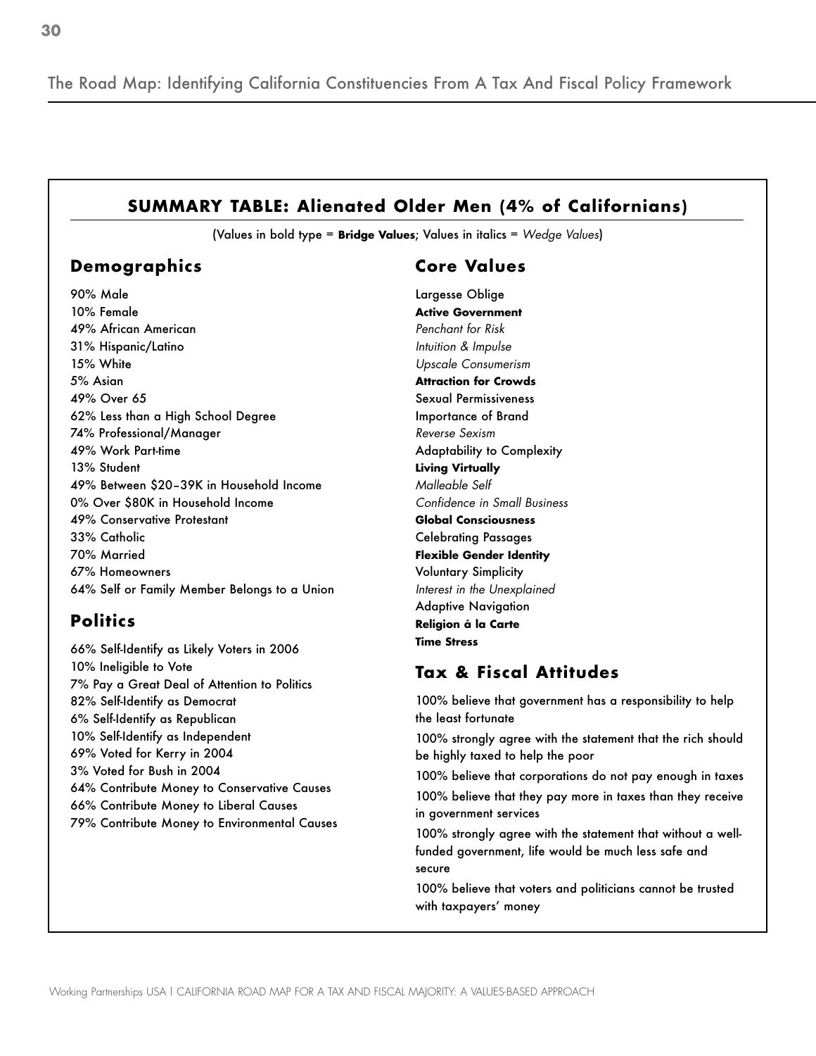## SUMMARY TABLE: Alienated Older Men (4% of Californians)

(Values in bold type = **Bridge Values**; Values in italics = *Wedge Values*)

### Demographics

90% Male
10% Female
49% African American
31% Hispanic/Latino
15% White
5% Asian
49% Over 65
62% Less than a High School Degree
74% Professional/Manager
49% Work Part-time
13% Student
49% Between $20–39K in Household Income
0% Over $80K in Household Income
49% Conservative Protestant
33% Catholic
70% Married
67% Homeowners
64% Self or Family Member Belongs to a Union

### Politics

66% Self-Identify as Likely Voters in 2006
10% Ineligible to Vote
7% Pay a Great Deal of Attention to Politics
82% Self-Identify as Democrat
6% Self-Identify as Republican
10% Self-Identify as Independent
69% Voted for Kerry in 2004
3% Voted for Bush in 2004
64% Contribute Money to Conservative Causes
66% Contribute Money to Liberal Causes
79% Contribute Money to Environmental Causes

### Core Values

Largesse Oblige
**Active Government**
*Penchant for Risk*
*Intuition & Impulse*
*Upscale Consumerism*
**Attraction for Crowds**
Sexual Permissiveness
Importance of Brand
*Reverse Sexism*
Adaptability to Complexity
**Living Virtually**
*Malleable Self*
*Confidence in Small Business*
**Global Consciousness**
Celebrating Passages
**Flexible Gender Identity**
Voluntary Simplicity
*Interest in the Unexplained*
Adaptive Navigation
**Religion á la Carte**
**Time Stress**

### Tax & Fiscal Attitudes

100% believe that government has a responsibility to help the least fortunate

100% strongly agree with the statement that the rich should be highly taxed to help the poor

100% believe that corporations do not pay enough in taxes

100% believe that they pay more in taxes than they receive in government services

100% strongly agree with the statement that without a well-funded government, life would be much less safe and secure

100% believe that voters and politicians cannot be trusted with taxpayers' money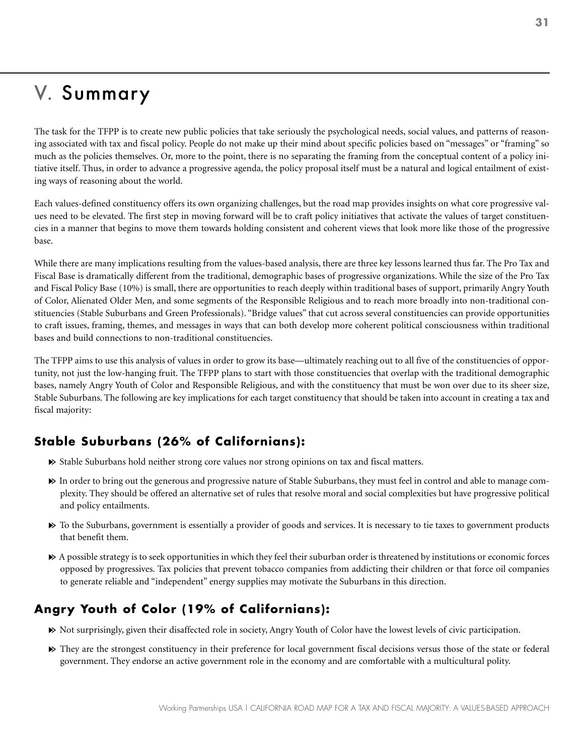# V. Summary

The task for the TFPP is to create new public policies that take seriously the psychological needs, social values, and patterns of reasoning associated with tax and fiscal policy. People do not make up their mind about specific policies based on "messages" or "framing" so much as the policies themselves. Or, more to the point, there is no separating the framing from the conceptual content of a policy initiative itself. Thus, in order to advance a progressive agenda, the policy proposal itself must be a natural and logical entailment of existing ways of reasoning about the world.

Each values-defined constituency offers its own organizing challenges, but the road map provides insights on what core progressive values need to be elevated. The first step in moving forward will be to craft policy initiatives that activate the values of target constituencies in a manner that begins to move them towards holding consistent and coherent views that look more like those of the progressive base.

While there are many implications resulting from the values-based analysis, there are three key lessons learned thus far. The Pro Tax and Fiscal Base is dramatically different from the traditional, demographic bases of progressive organizations. While the size of the Pro Tax and Fiscal Policy Base (10%) is small, there are opportunities to reach deeply within traditional bases of support, primarily Angry Youth of Color, Alienated Older Men, and some segments of the Responsible Religious and to reach more broadly into non-traditional constituencies (Stable Suburbans and Green Professionals). "Bridge values" that cut across several constituencies can provide opportunities to craft issues, framing, themes, and messages in ways that can both develop more coherent political consciousness within traditional bases and build connections to non-traditional constituencies.

The TFPP aims to use this analysis of values in order to grow its base—ultimately reaching out to all five of the constituencies of opportunity, not just the low-hanging fruit. The TFPP plans to start with those constituencies that overlap with the traditional demographic bases, namely Angry Youth of Color and Responsible Religious, and with the constituency that must be won over due to its sheer size, Stable Suburbans. The following are key implications for each target constituency that should be taken into account in creating a tax and fiscal majority:

### Stable Suburbans (26% of Californians):

- Stable Suburbans hold neither strong core values nor strong opinions on tax and fiscal matters.
- In order to bring out the generous and progressive nature of Stable Suburbans, they must feel in control and able to manage complexity. They should be offered an alternative set of rules that resolve moral and social complexities but have progressive political and policy entailments.
- To the Suburbans, government is essentially a provider of goods and services. It is necessary to tie taxes to government products that benefit them.
- A possible strategy is to seek opportunities in which they feel their suburban order is threatened by institutions or economic forces opposed by progressives. Tax policies that prevent tobacco companies from addicting their children or that force oil companies to generate reliable and "independent" energy supplies may motivate the Suburbans in this direction.

### Angry Youth of Color (19% of Californians):

- Not surprisingly, given their disaffected role in society, Angry Youth of Color have the lowest levels of civic participation.
- They are the strongest constituency in their preference for local government fiscal decisions versus those of the state or federal government. They endorse an active government role in the economy and are comfortable with a multicultural polity.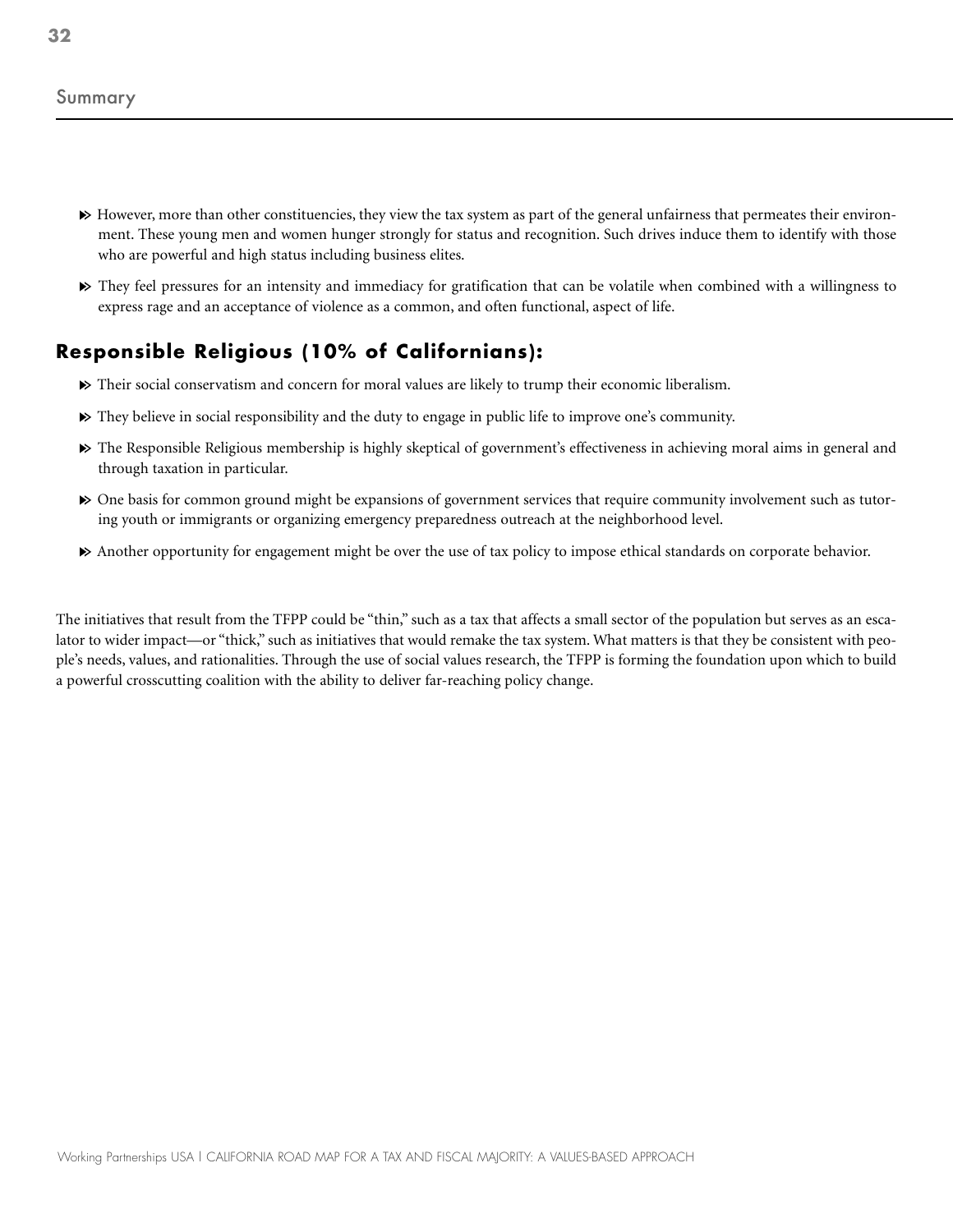- However, more than other constituencies, they view the tax system as part of the general unfairness that permeates their environment. These young men and women hunger strongly for status and recognition. Such drives induce them to identify with those who are powerful and high status including business elites.
- They feel pressures for an intensity and immediacy for gratification that can be volatile when combined with a willingness to express rage and an acceptance of violence as a common, and often functional, aspect of life.

## Responsible Religious (10% of Californians):

- Their social conservatism and concern for moral values are likely to trump their economic liberalism.
- They believe in social responsibility and the duty to engage in public life to improve one's community.
- The Responsible Religious membership is highly skeptical of government's effectiveness in achieving moral aims in general and through taxation in particular.
- One basis for common ground might be expansions of government services that require community involvement such as tutoring youth or immigrants or organizing emergency preparedness outreach at the neighborhood level.
- Another opportunity for engagement might be over the use of tax policy to impose ethical standards on corporate behavior.

The initiatives that result from the TFPP could be "thin," such as a tax that affects a small sector of the population but serves as an escalator to wider impact—or "thick," such as initiatives that would remake the tax system. What matters is that they be consistent with people's needs, values, and rationalities. Through the use of social values research, the TFPP is forming the foundation upon which to build a powerful crosscutting coalition with the ability to deliver far-reaching policy change.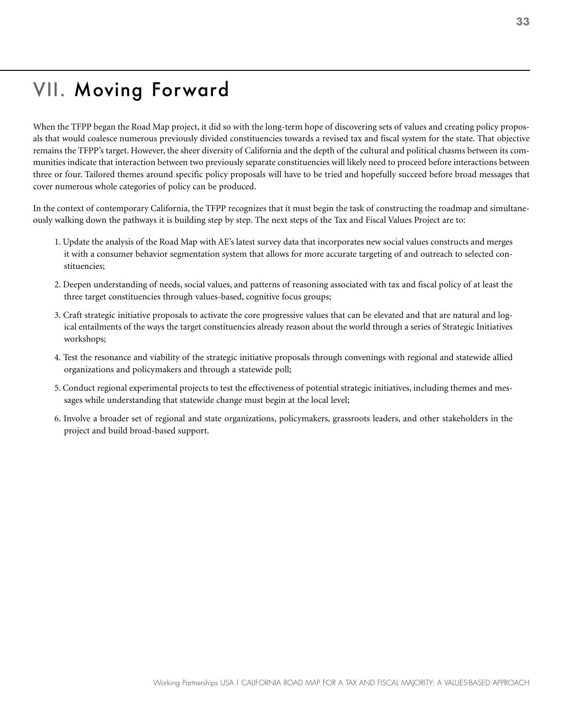# VII. Moving Forward

When the TFPP began the Road Map project, it did so with the long-term hope of discovering sets of values and creating policy proposals that would coalesce numerous previously divided constituencies towards a revised tax and fiscal system for the state. That objective remains the TFPP's target. However, the sheer diversity of California and the depth of the cultural and political chasms between its communities indicate that interaction between two previously separate constituencies will likely need to proceed before interactions between three or four. Tailored themes around specific policy proposals will have to be tried and hopefully succeed before broad messages that cover numerous whole categories of policy can be produced.

In the context of contemporary California, the TFPP recognizes that it must begin the task of constructing the roadmap and simultaneously walking down the pathways it is building step by step. The next steps of the Tax and Fiscal Values Project are to:

1. Update the analysis of the Road Map with AE's latest survey data that incorporates new social values constructs and merges it with a consumer behavior segmentation system that allows for more accurate targeting of and outreach to selected constituencies;
2. Deepen understanding of needs, social values, and patterns of reasoning associated with tax and fiscal policy of at least the three target constituencies through values-based, cognitive focus groups;
3. Craft strategic initiative proposals to activate the core progressive values that can be elevated and that are natural and logical entailments of the ways the target constituencies already reason about the world through a series of Strategic Initiatives workshops;
4. Test the resonance and viability of the strategic initiative proposals through convenings with regional and statewide allied organizations and policymakers and through a statewide poll;
5. Conduct regional experimental projects to test the effectiveness of potential strategic initiatives, including themes and messages while understanding that statewide change must begin at the local level;
6. Involve a broader set of regional and state organizations, policymakers, grassroots leaders, and other stakeholders in the project and build broad-based support.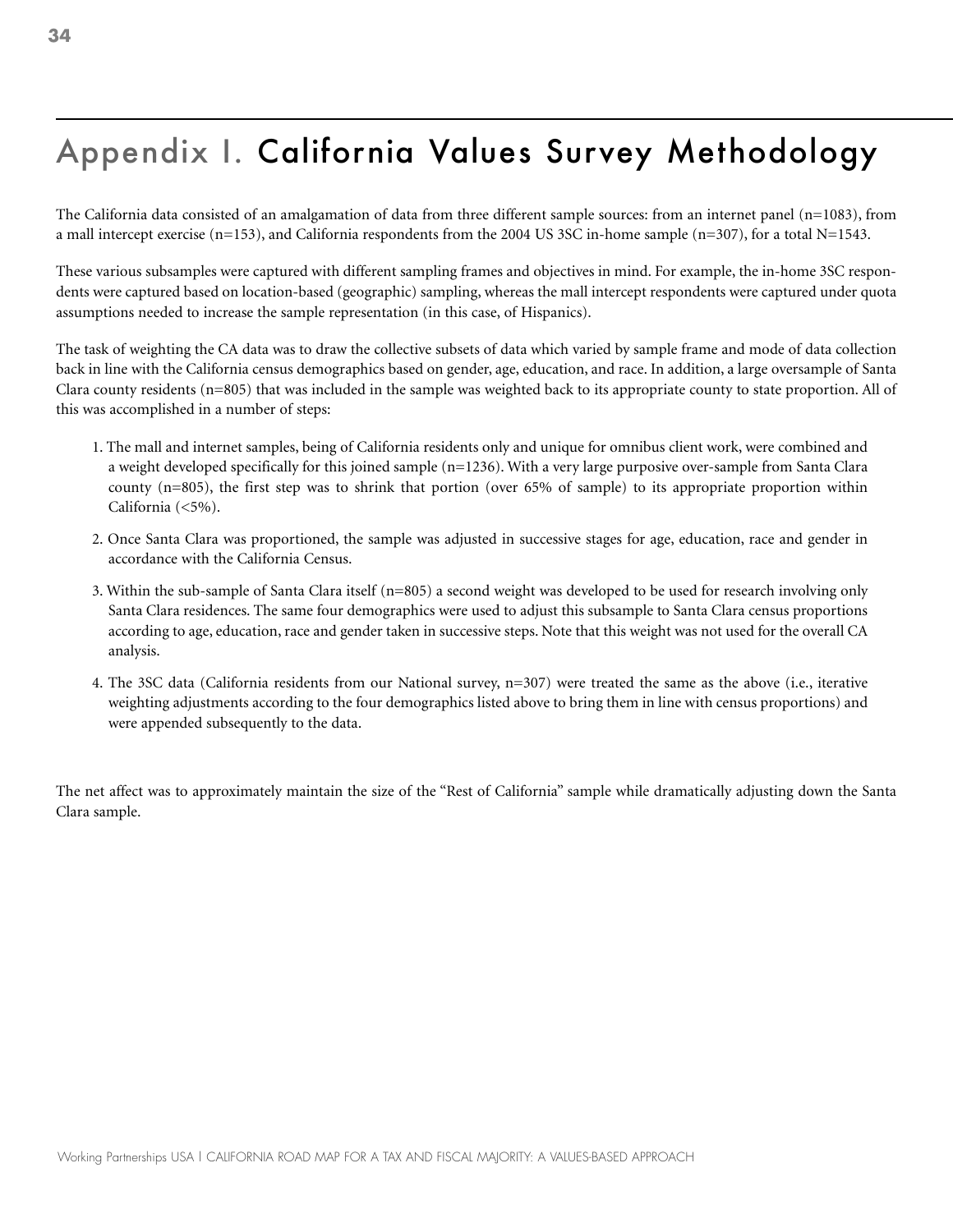# Appendix I. California Values Survey Methodology

The California data consisted of an amalgamation of data from three different sample sources: from an internet panel (n=1083), from a mall intercept exercise (n=153), and California respondents from the 2004 US 3SC in-home sample (n=307), for a total N=1543.

These various subsamples were captured with different sampling frames and objectives in mind. For example, the in-home 3SC respondents were captured based on location-based (geographic) sampling, whereas the mall intercept respondents were captured under quota assumptions needed to increase the sample representation (in this case, of Hispanics).

The task of weighting the CA data was to draw the collective subsets of data which varied by sample frame and mode of data collection back in line with the California census demographics based on gender, age, education, and race. In addition, a large oversample of Santa Clara county residents (n=805) that was included in the sample was weighted back to its appropriate county to state proportion. All of this was accomplished in a number of steps:

1. The mall and internet samples, being of California residents only and unique for omnibus client work, were combined and a weight developed specifically for this joined sample (n=1236). With a very large purposive over-sample from Santa Clara county (n=805), the first step was to shrink that portion (over 65% of sample) to its appropriate proportion within California (<5%).
2. Once Santa Clara was proportioned, the sample was adjusted in successive stages for age, education, race and gender in accordance with the California Census.
3. Within the sub-sample of Santa Clara itself (n=805) a second weight was developed to be used for research involving only Santa Clara residences. The same four demographics were used to adjust this subsample to Santa Clara census proportions according to age, education, race and gender taken in successive steps. Note that this weight was not used for the overall CA analysis.
4. The 3SC data (California residents from our National survey, n=307) were treated the same as the above (i.e., iterative weighting adjustments according to the four demographics listed above to bring them in line with census proportions) and were appended subsequently to the data.

The net affect was to approximately maintain the size of the "Rest of California" sample while dramatically adjusting down the Santa Clara sample.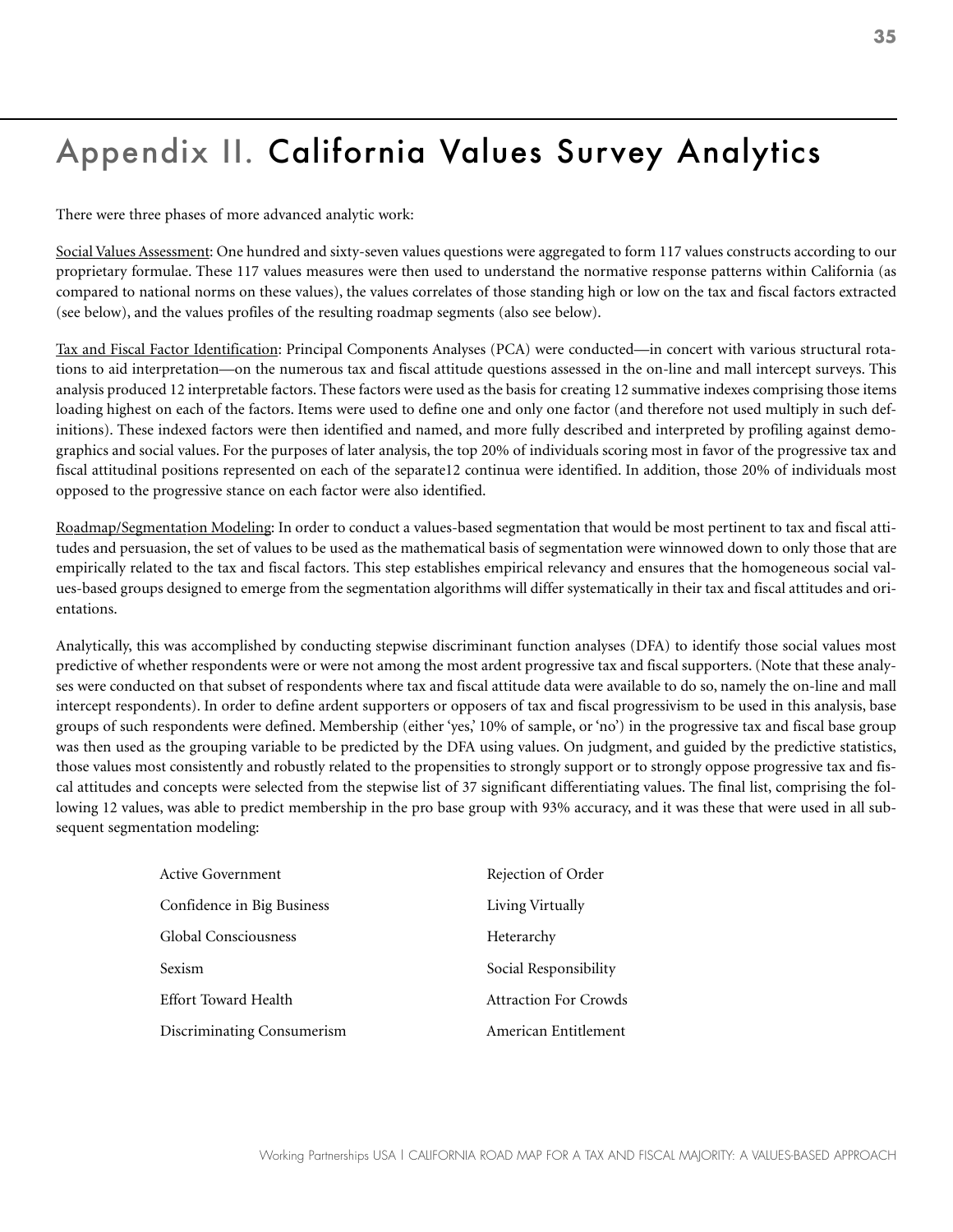# Appendix II. California Values Survey Analytics

There were three phases of more advanced analytic work:

Social Values Assessment: One hundred and sixty-seven values questions were aggregated to form 117 values constructs according to our proprietary formulae. These 117 values measures were then used to understand the normative response patterns within California (as compared to national norms on these values), the values correlates of those standing high or low on the tax and fiscal factors extracted (see below), and the values profiles of the resulting roadmap segments (also see below).

Tax and Fiscal Factor Identification: Principal Components Analyses (PCA) were conducted—in concert with various structural rotations to aid interpretation—on the numerous tax and fiscal attitude questions assessed in the on-line and mall intercept surveys. This analysis produced 12 interpretable factors. These factors were used as the basis for creating 12 summative indexes comprising those items loading highest on each of the factors. Items were used to define one and only one factor (and therefore not used multiply in such definitions). These indexed factors were then identified and named, and more fully described and interpreted by profiling against demographics and social values. For the purposes of later analysis, the top 20% of individuals scoring most in favor of the progressive tax and fiscal attitudinal positions represented on each of the separate12 continua were identified. In addition, those 20% of individuals most opposed to the progressive stance on each factor were also identified.

Roadmap/Segmentation Modeling: In order to conduct a values-based segmentation that would be most pertinent to tax and fiscal attitudes and persuasion, the set of values to be used as the mathematical basis of segmentation were winnowed down to only those that are empirically related to the tax and fiscal factors. This step establishes empirical relevancy and ensures that the homogeneous social values-based groups designed to emerge from the segmentation algorithms will differ systematically in their tax and fiscal attitudes and orientations.

Analytically, this was accomplished by conducting stepwise discriminant function analyses (DFA) to identify those social values most predictive of whether respondents were or were not among the most ardent progressive tax and fiscal supporters. (Note that these analyses were conducted on that subset of respondents where tax and fiscal attitude data were available to do so, namely the on-line and mall intercept respondents). In order to define ardent supporters or opposers of tax and fiscal progressivism to be used in this analysis, base groups of such respondents were defined. Membership (either 'yes,' 10% of sample, or 'no') in the progressive tax and fiscal base group was then used as the grouping variable to be predicted by the DFA using values. On judgment, and guided by the predictive statistics, those values most consistently and robustly related to the propensities to strongly support or to strongly oppose progressive tax and fiscal attitudes and concepts were selected from the stepwise list of 37 significant differentiating values. The final list, comprising the following 12 values, was able to predict membership in the pro base group with 93% accuracy, and it was these that were used in all subsequent segmentation modeling:

- Active Government
- Confidence in Big Business
- Global Consciousness
- Sexism
- Effort Toward Health
- Discriminating Consumerism
- Rejection of Order
- Living Virtually
- Heterarchy
- Social Responsibility
- Attraction For Crowds
- American Entitlement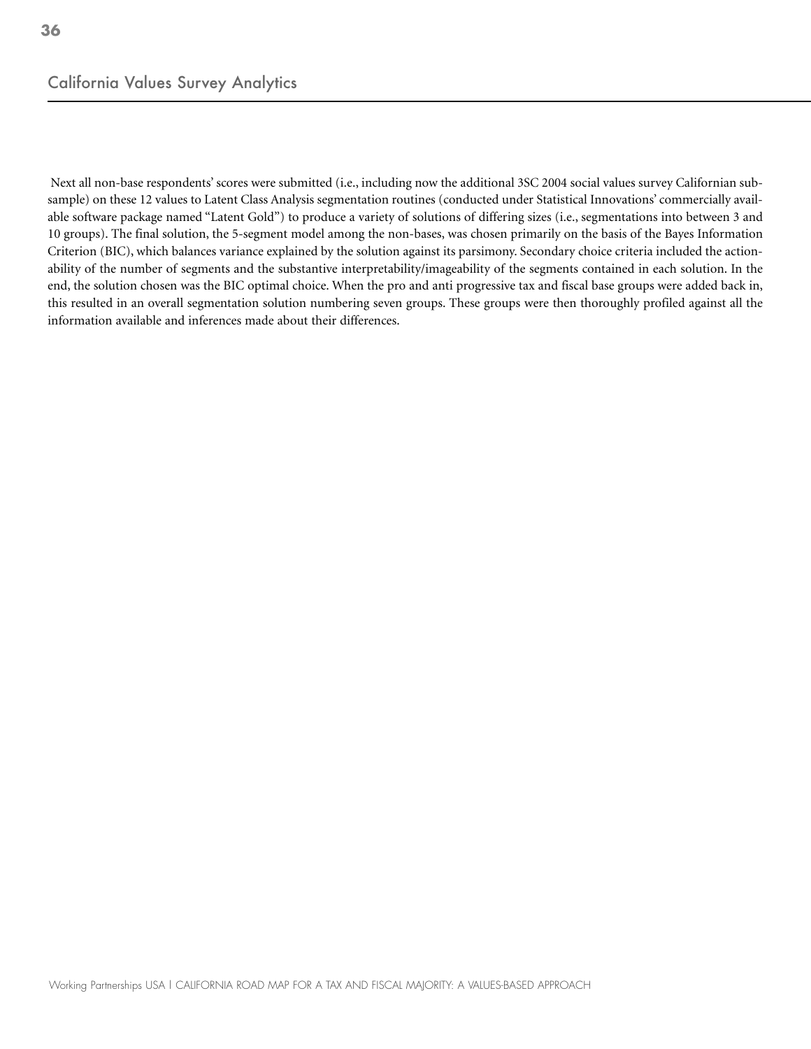## California Values Survey Analytics

Next all non-base respondents' scores were submitted (i.e., including now the additional 3SC 2004 social values survey Californian sub-sample) on these 12 values to Latent Class Analysis segmentation routines (conducted under Statistical Innovations' commercially available software package named "Latent Gold") to produce a variety of solutions of differing sizes (i.e., segmentations into between 3 and 10 groups). The final solution, the 5-segment model among the non-bases, was chosen primarily on the basis of the Bayes Information Criterion (BIC), which balances variance explained by the solution against its parsimony. Secondary choice criteria included the actionability of the number of segments and the substantive interpretability/imageability of the segments contained in each solution. In the end, the solution chosen was the BIC optimal choice. When the pro and anti progressive tax and fiscal base groups were added back in, this resulted in an overall segmentation solution numbering seven groups. These groups were then thoroughly profiled against all the information available and inferences made about their differences.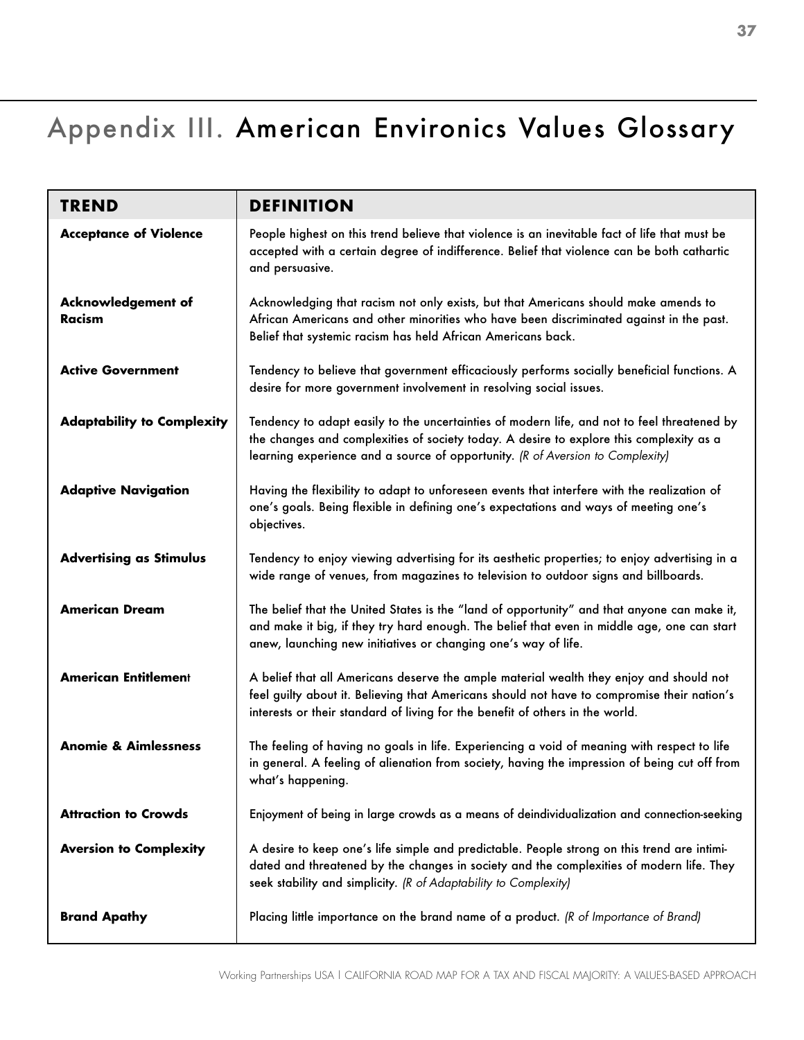# Appendix III. American Environics Values Glossary

| TREND | DEFINITION |
|---|---|
| **Acceptance of Violence** | People highest on this trend believe that violence is an inevitable fact of life that must be accepted with a certain degree of indifference. Belief that violence can be both cathartic and persuasive. |
| **Acknowledgement of Racism** | Acknowledging that racism not only exists, but that Americans should make amends to African Americans and other minorities who have been discriminated against in the past. Belief that systemic racism has held African Americans back. |
| **Active Government** | Tendency to believe that government efficaciously performs socially beneficial functions. A desire for more government involvement in resolving social issues. |
| **Adaptability to Complexity** | Tendency to adapt easily to the uncertainties of modern life, and not to feel threatened by the changes and complexities of society today. A desire to explore this complexity as a learning experience and a source of opportunity. *(R of Aversion to Complexity)* |
| **Adaptive Navigation** | Having the flexibility to adapt to unforeseen events that interfere with the realization of one's goals. Being flexible in defining one's expectations and ways of meeting one's objectives. |
| **Advertising as Stimulus** | Tendency to enjoy viewing advertising for its aesthetic properties; to enjoy advertising in a wide range of venues, from magazines to television to outdoor signs and billboards. |
| **American Dream** | The belief that the United States is the "land of opportunity" and that anyone can make it, and make it big, if they try hard enough. The belief that even in middle age, one can start anew, launching new initiatives or changing one's way of life. |
| **American Entitlement** | A belief that all Americans deserve the ample material wealth they enjoy and should not feel guilty about it. Believing that Americans should not have to compromise their nation's interests or their standard of living for the benefit of others in the world. |
| **Anomie & Aimlessness** | The feeling of having no goals in life. Experiencing a void of meaning with respect to life in general. A feeling of alienation from society, having the impression of being cut off from what's happening. |
| **Attraction to Crowds** | Enjoyment of being in large crowds as a means of deindividualization and connection-seeking |
| **Aversion to Complexity** | A desire to keep one's life simple and predictable. People strong on this trend are intimidated and threatened by the changes in society and the complexities of modern life. They seek stability and simplicity. *(R of Adaptability to Complexity)* |
| **Brand Apathy** | Placing little importance on the brand name of a product. *(R of Importance of Brand)* |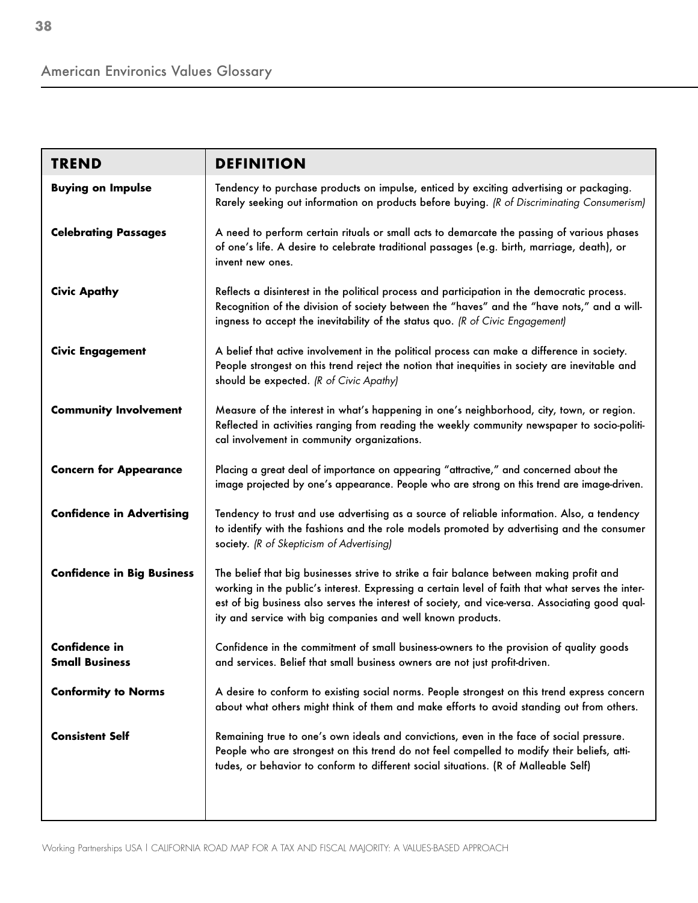## American Environics Values Glossary

| TREND | DEFINITION |
|---|---|
| **Buying on Impulse** | Tendency to purchase products on impulse, enticed by exciting advertising or packaging. Rarely seeking out information on products before buying. *(R of Discriminating Consumerism)* |
| **Celebrating Passages** | A need to perform certain rituals or small acts to demarcate the passing of various phases of one's life. A desire to celebrate traditional passages (e.g. birth, marriage, death), or invent new ones. |
| **Civic Apathy** | Reflects a disinterest in the political process and participation in the democratic process. Recognition of the division of society between the "haves" and the "have nots," and a willingness to accept the inevitability of the status quo. *(R of Civic Engagement)* |
| **Civic Engagement** | A belief that active involvement in the political process can make a difference in society. People strongest on this trend reject the notion that inequities in society are inevitable and should be expected. *(R of Civic Apathy)* |
| **Community Involvement** | Measure of the interest in what's happening in one's neighborhood, city, town, or region. Reflected in activities ranging from reading the weekly community newspaper to socio-political involvement in community organizations. |
| **Concern for Appearance** | Placing a great deal of importance on appearing "attractive," and concerned about the image projected by one's appearance. People who are strong on this trend are image-driven. |
| **Confidence in Advertising** | Tendency to trust and use advertising as a source of reliable information. Also, a tendency to identify with the fashions and the role models promoted by advertising and the consumer society. *(R of Skepticism of Advertising)* |
| **Confidence in Big Business** | The belief that big businesses strive to strike a fair balance between making profit and working in the public's interest. Expressing a certain level of faith that what serves the interest of big business also serves the interest of society, and vice-versa. Associating good quality and service with big companies and well known products. |
| **Confidence in Small Business** | Confidence in the commitment of small business-owners to the provision of quality goods and services. Belief that small business owners are not just profit-driven. |
| **Conformity to Norms** | A desire to conform to existing social norms. People strongest on this trend express concern about what others might think of them and make efforts to avoid standing out from others. |
| **Consistent Self** | Remaining true to one's own ideals and convictions, even in the face of social pressure. People who are strongest on this trend do not feel compelled to modify their beliefs, attitudes, or behavior to conform to different social situations. (R of Malleable Self) |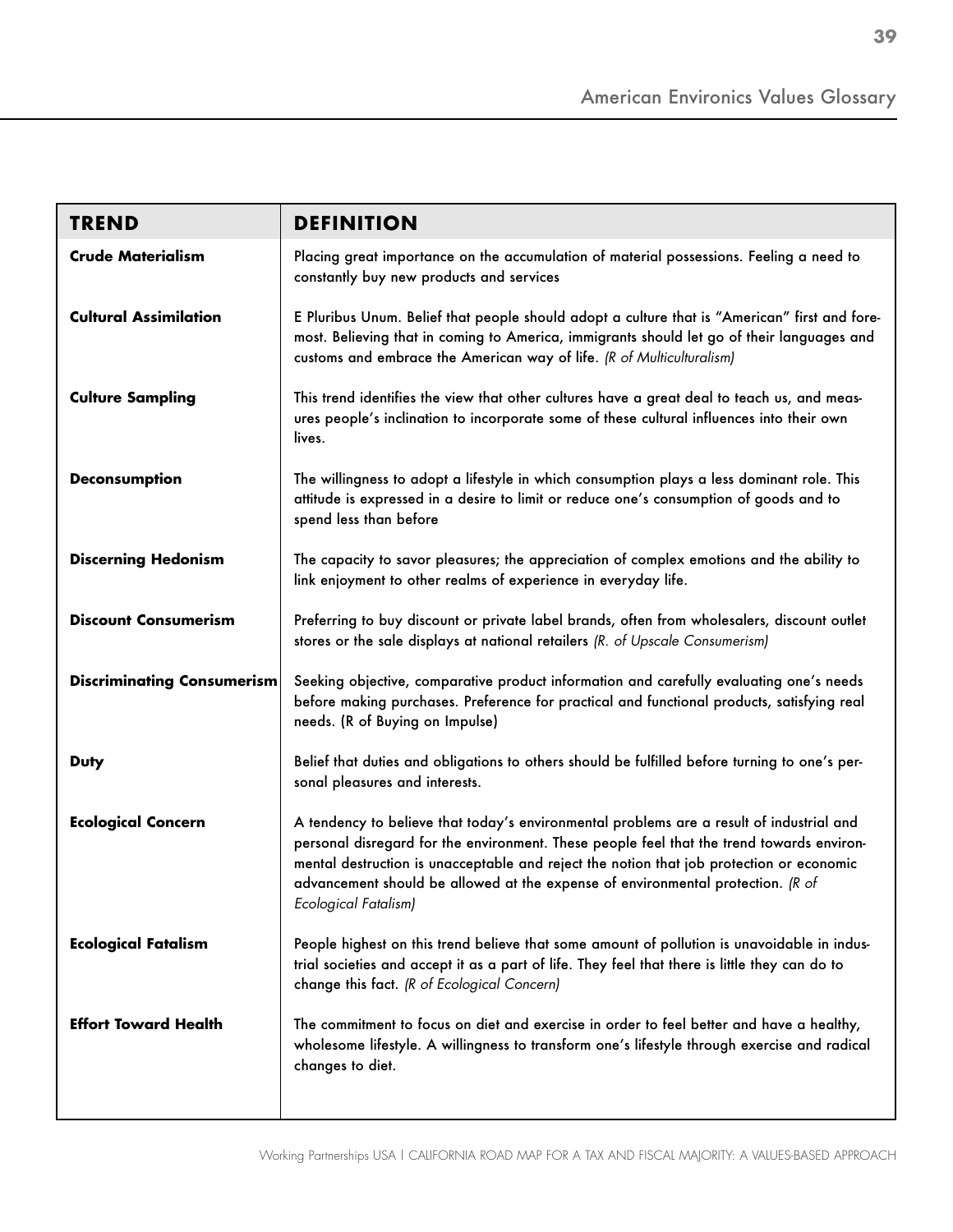## American Environics Values Glossary

| TREND | DEFINITION |
|---|---|
| **Crude Materialism** | Placing great importance on the accumulation of material possessions. Feeling a need to constantly buy new products and services |
| **Cultural Assimilation** | E Pluribus Unum. Belief that people should adopt a culture that is "American" first and foremost. Believing that in coming to America, immigrants should let go of their languages and customs and embrace the American way of life. *(R of Multiculturalism)* |
| **Culture Sampling** | This trend identifies the view that other cultures have a great deal to teach us, and measures people's inclination to incorporate some of these cultural influences into their own lives. |
| **Deconsumption** | The willingness to adopt a lifestyle in which consumption plays a less dominant role. This attitude is expressed in a desire to limit or reduce one's consumption of goods and to spend less than before |
| **Discerning Hedonism** | The capacity to savor pleasures; the appreciation of complex emotions and the ability to link enjoyment to other realms of experience in everyday life. |
| **Discount Consumerism** | Preferring to buy discount or private label brands, often from wholesalers, discount outlet stores or the sale displays at national retailers *(R. of Upscale Consumerism)* |
| **Discriminating Consumerism** | Seeking objective, comparative product information and carefully evaluating one's needs before making purchases. Preference for practical and functional products, satisfying real needs. (R of Buying on Impulse) |
| **Duty** | Belief that duties and obligations to others should be fulfilled before turning to one's personal pleasures and interests. |
| **Ecological Concern** | A tendency to believe that today's environmental problems are a result of industrial and personal disregard for the environment. These people feel that the trend towards environmental destruction is unacceptable and reject the notion that job protection or economic advancement should be allowed at the expense of environmental protection. *(R of Ecological Fatalism)* |
| **Ecological Fatalism** | People highest on this trend believe that some amount of pollution is unavoidable in industrial societies and accept it as a part of life. They feel that there is little they can do to change this fact. *(R of Ecological Concern)* |
| **Effort Toward Health** | The commitment to focus on diet and exercise in order to feel better and have a healthy, wholesome lifestyle. A willingness to transform one's lifestyle through exercise and radical changes to diet. |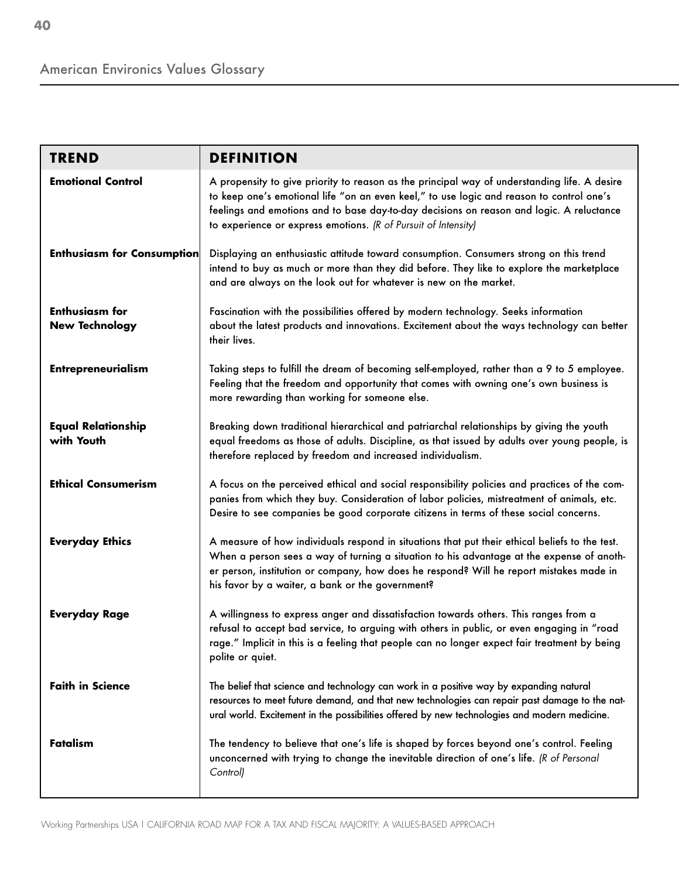## American Environics Values Glossary

| TREND | DEFINITION |
|---|---|
| **Emotional Control** | A propensity to give priority to reason as the principal way of understanding life. A desire to keep one's emotional life "on an even keel," to use logic and reason to control one's feelings and emotions and to base day-to-day decisions on reason and logic. A reluctance to experience or express emotions. *(R of Pursuit of Intensity)* |
| **Enthusiasm for Consumption** | Displaying an enthusiastic attitude toward consumption. Consumers strong on this trend intend to buy as much or more than they did before. They like to explore the marketplace and are always on the look out for whatever is new on the market. |
| **Enthusiasm for New Technology** | Fascination with the possibilities offered by modern technology. Seeks information about the latest products and innovations. Excitement about the ways technology can better their lives. |
| **Entrepreneurialism** | Taking steps to fulfill the dream of becoming self-employed, rather than a 9 to 5 employee. Feeling that the freedom and opportunity that comes with owning one's own business is more rewarding than working for someone else. |
| **Equal Relationship with Youth** | Breaking down traditional hierarchical and patriarchal relationships by giving the youth equal freedoms as those of adults. Discipline, as that issued by adults over young people, is therefore replaced by freedom and increased individualism. |
| **Ethical Consumerism** | A focus on the perceived ethical and social responsibility policies and practices of the companies from which they buy. Consideration of labor policies, mistreatment of animals, etc. Desire to see companies be good corporate citizens in terms of these social concerns. |
| **Everyday Ethics** | A measure of how individuals respond in situations that put their ethical beliefs to the test. When a person sees a way of turning a situation to his advantage at the expense of another person, institution or company, how does he respond? Will he report mistakes made in his favor by a waiter, a bank or the government? |
| **Everyday Rage** | A willingness to express anger and dissatisfaction towards others. This ranges from a refusal to accept bad service, to arguing with others in public, or even engaging in "road rage." Implicit in this is a feeling that people can no longer expect fair treatment by being polite or quiet. |
| **Faith in Science** | The belief that science and technology can work in a positive way by expanding natural resources to meet future demand, and that new technologies can repair past damage to the natural world. Excitement in the possibilities offered by new technologies and modern medicine. |
| **Fatalism** | The tendency to believe that one's life is shaped by forces beyond one's control. Feeling unconcerned with trying to change the inevitable direction of one's life. *(R of Personal Control)* |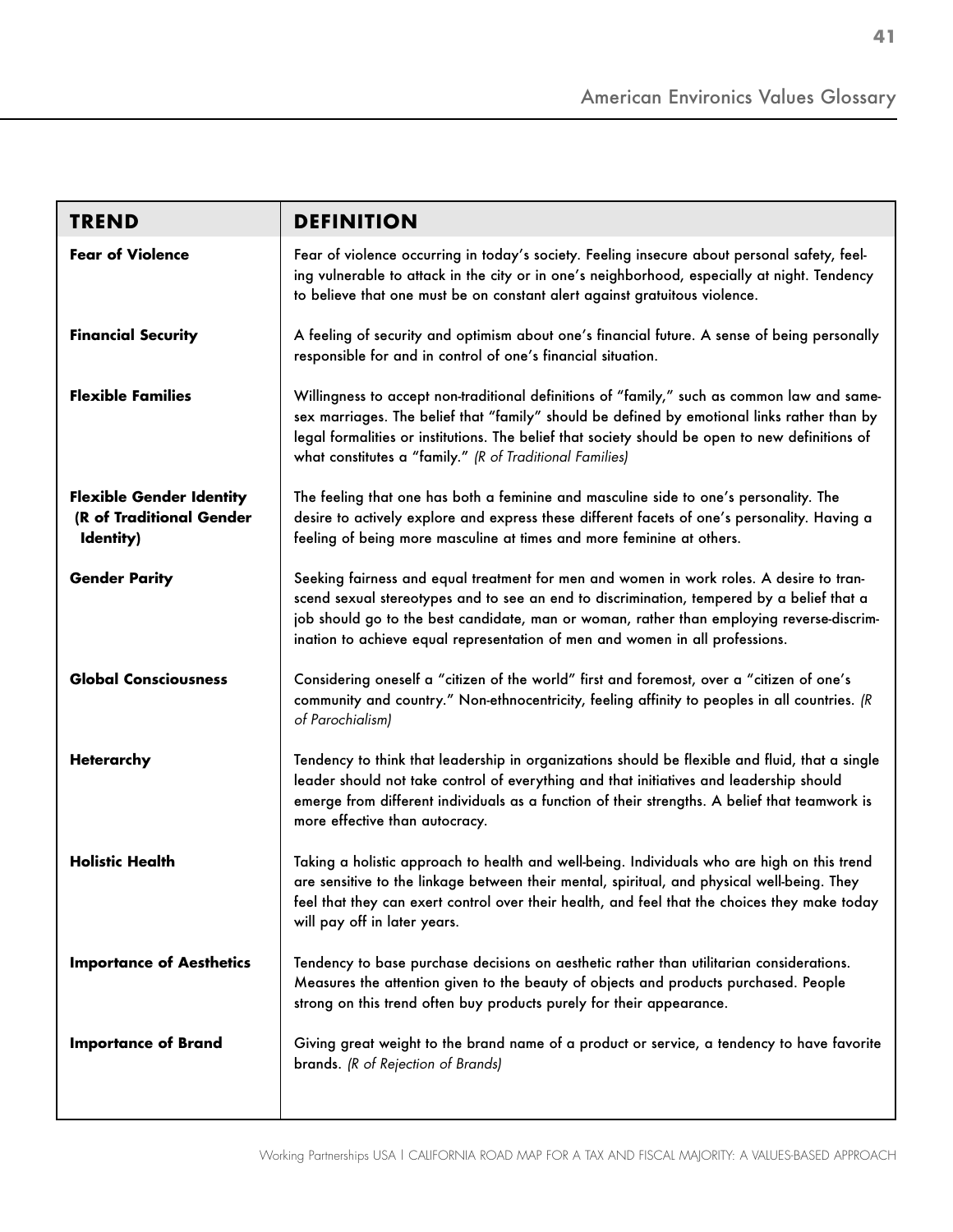## American Environics Values Glossary

| **TREND** | **DEFINITION** |
|---|---|
| **Fear of Violence** | Fear of violence occurring in today's society. Feeling insecure about personal safety, feeling vulnerable to attack in the city or in one's neighborhood, especially at night. Tendency to believe that one must be on constant alert against gratuitous violence. |
| **Financial Security** | A feeling of security and optimism about one's financial future. A sense of being personally responsible for and in control of one's financial situation. |
| **Flexible Families** | Willingness to accept non-traditional definitions of "family," such as common law and same-sex marriages. The belief that "family" should be defined by emotional links rather than by legal formalities or institutions. The belief that society should be open to new definitions of what constitutes a "family." *(R of Traditional Families)* |
| **Flexible Gender Identity (R of Traditional Gender Identity)** | The feeling that one has both a feminine and masculine side to one's personality. The desire to actively explore and express these different facets of one's personality. Having a feeling of being more masculine at times and more feminine at others. |
| **Gender Parity** | Seeking fairness and equal treatment for men and women in work roles. A desire to transcend sexual stereotypes and to see an end to discrimination, tempered by a belief that a job should go to the best candidate, man or woman, rather than employing reverse-discrimination to achieve equal representation of men and women in all professions. |
| **Global Consciousness** | Considering oneself a "citizen of the world" first and foremost, over a "citizen of one's community and country." Non-ethnocentricity, feeling affinity to peoples in all countries. *(R of Parochialism)* |
| **Heterarchy** | Tendency to think that leadership in organizations should be flexible and fluid, that a single leader should not take control of everything and that initiatives and leadership should emerge from different individuals as a function of their strengths. A belief that teamwork is more effective than autocracy. |
| **Holistic Health** | Taking a holistic approach to health and well-being. Individuals who are high on this trend are sensitive to the linkage between their mental, spiritual, and physical well-being. They feel that they can exert control over their health, and feel that the choices they make today will pay off in later years. |
| **Importance of Aesthetics** | Tendency to base purchase decisions on aesthetic rather than utilitarian considerations. Measures the attention given to the beauty of objects and products purchased. People strong on this trend often buy products purely for their appearance. |
| **Importance of Brand** | Giving great weight to the brand name of a product or service, a tendency to have favorite brands. *(R of Rejection of Brands)* |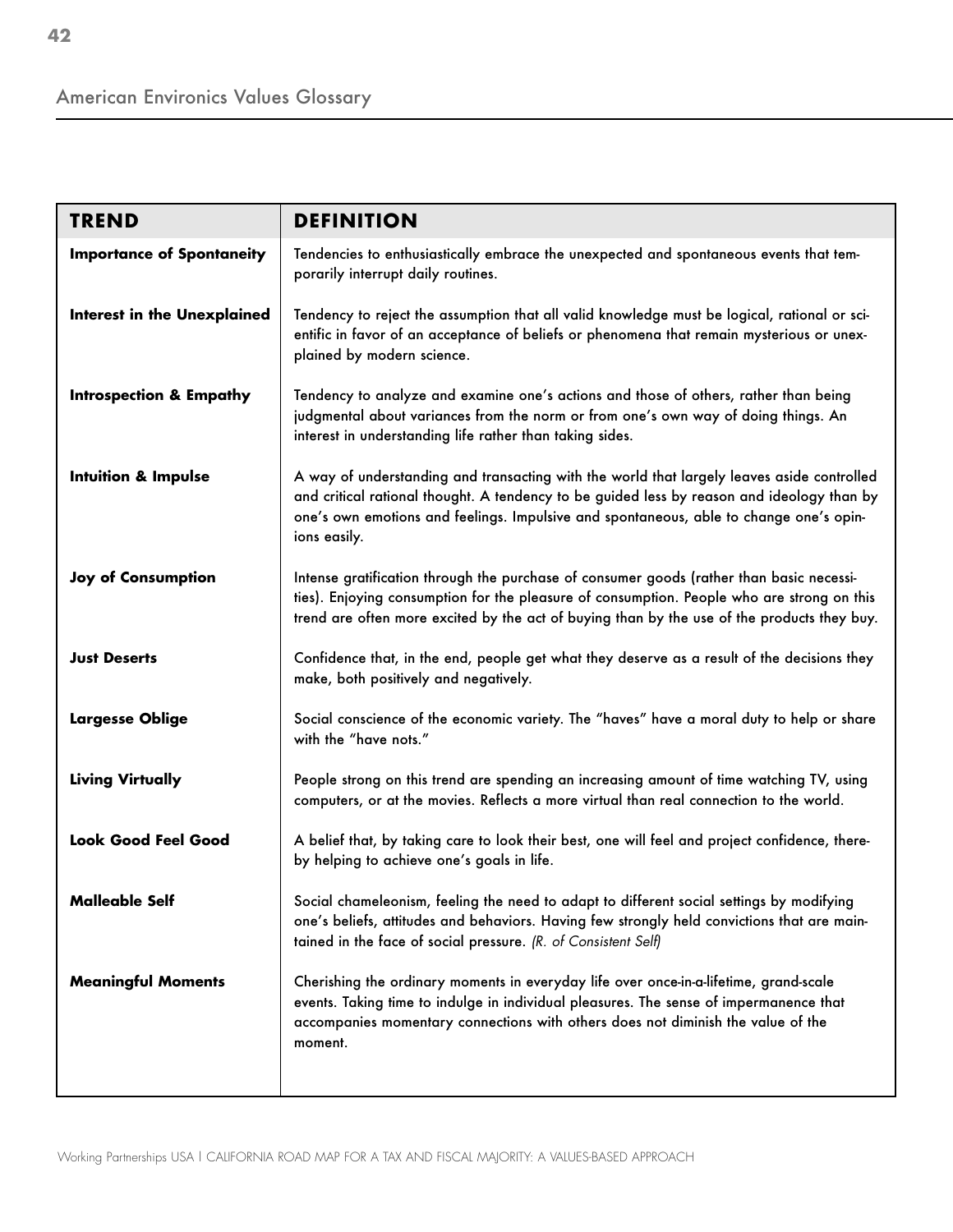## American Environics Values Glossary

| TREND | DEFINITION |
|---|---|
| **Importance of Spontaneity** | Tendencies to enthusiastically embrace the unexpected and spontaneous events that temporarily interrupt daily routines. |
| **Interest in the Unexplained** | Tendency to reject the assumption that all valid knowledge must be logical, rational or scientific in favor of an acceptance of beliefs or phenomena that remain mysterious or unexplained by modern science. |
| **Introspection & Empathy** | Tendency to analyze and examine one's actions and those of others, rather than being judgmental about variances from the norm or from one's own way of doing things. An interest in understanding life rather than taking sides. |
| **Intuition & Impulse** | A way of understanding and transacting with the world that largely leaves aside controlled and critical rational thought. A tendency to be guided less by reason and ideology than by one's own emotions and feelings. Impulsive and spontaneous, able to change one's opinions easily. |
| **Joy of Consumption** | Intense gratification through the purchase of consumer goods (rather than basic necessities). Enjoying consumption for the pleasure of consumption. People who are strong on this trend are often more excited by the act of buying than by the use of the products they buy. |
| **Just Deserts** | Confidence that, in the end, people get what they deserve as a result of the decisions they make, both positively and negatively. |
| **Largesse Oblige** | Social conscience of the economic variety. The "haves" have a moral duty to help or share with the "have nots." |
| **Living Virtually** | People strong on this trend are spending an increasing amount of time watching TV, using computers, or at the movies. Reflects a more virtual than real connection to the world. |
| **Look Good Feel Good** | A belief that, by taking care to look their best, one will feel and project confidence, thereby helping to achieve one's goals in life. |
| **Malleable Self** | Social chameleonism, feeling the need to adapt to different social settings by modifying one's beliefs, attitudes and behaviors. Having few strongly held convictions that are maintained in the face of social pressure. *(R. of Consistent Self)* |
| **Meaningful Moments** | Cherishing the ordinary moments in everyday life over once-in-a-lifetime, grand-scale events. Taking time to indulge in individual pleasures. The sense of impermanence that accompanies momentary connections with others does not diminish the value of the moment. |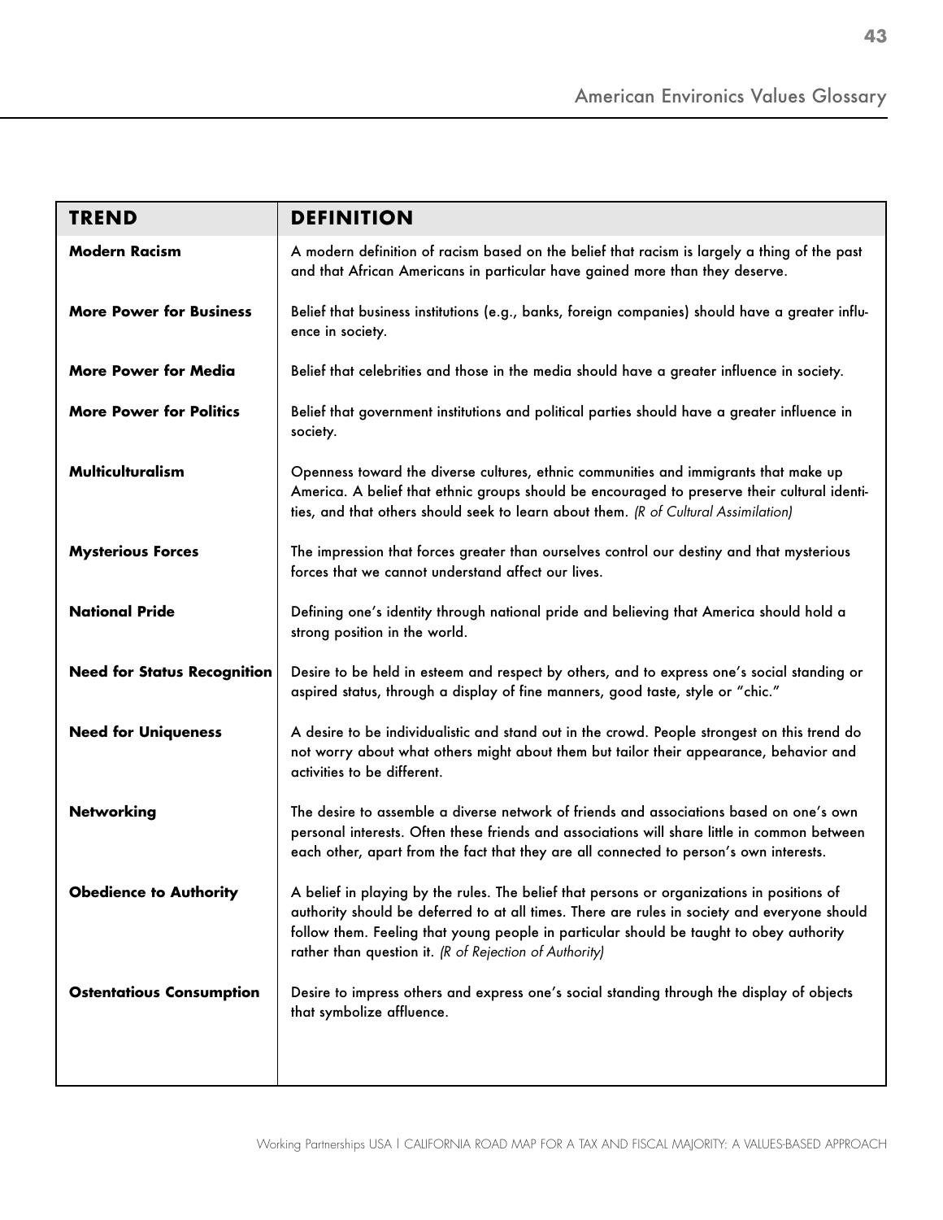## American Environics Values Glossary

| TREND | DEFINITION |
|---|---|
| **Modern Racism** | A modern definition of racism based on the belief that racism is largely a thing of the past and that African Americans in particular have gained more than they deserve. |
| **More Power for Business** | Belief that business institutions (e.g., banks, foreign companies) should have a greater influence in society. |
| **More Power for Media** | Belief that celebrities and those in the media should have a greater influence in society. |
| **More Power for Politics** | Belief that government institutions and political parties should have a greater influence in society. |
| **Multiculturalism** | Openness toward the diverse cultures, ethnic communities and immigrants that make up America. A belief that ethnic groups should be encouraged to preserve their cultural identities, and that others should seek to learn about them. *(R of Cultural Assimilation)* |
| **Mysterious Forces** | The impression that forces greater than ourselves control our destiny and that mysterious forces that we cannot understand affect our lives. |
| **National Pride** | Defining one's identity through national pride and believing that America should hold a strong position in the world. |
| **Need for Status Recognition** | Desire to be held in esteem and respect by others, and to express one's social standing or aspired status, through a display of fine manners, good taste, style or "chic." |
| **Need for Uniqueness** | A desire to be individualistic and stand out in the crowd. People strongest on this trend do not worry about what others might about them but tailor their appearance, behavior and activities to be different. |
| **Networking** | The desire to assemble a diverse network of friends and associations based on one's own personal interests. Often these friends and associations will share little in common between each other, apart from the fact that they are all connected to person's own interests. |
| **Obedience to Authority** | A belief in playing by the rules. The belief that persons or organizations in positions of authority should be deferred to at all times. There are rules in society and everyone should follow them. Feeling that young people in particular should be taught to obey authority rather than question it. *(R of Rejection of Authority)* |
| **Ostentatious Consumption** | Desire to impress others and express one's social standing through the display of objects that symbolize affluence. |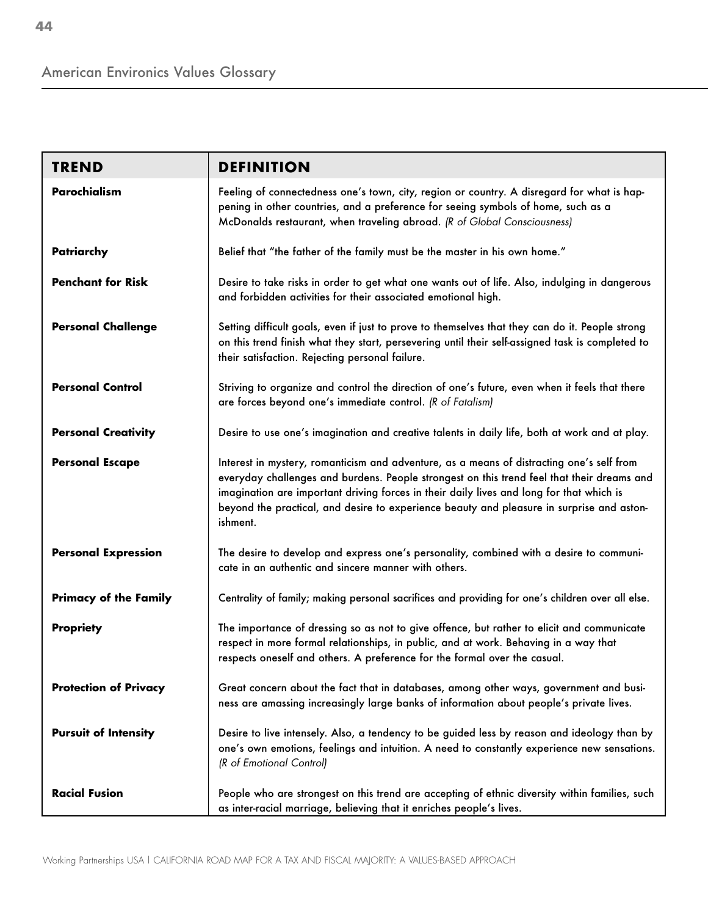## American Environics Values Glossary

| TREND | DEFINITION |
|---|---|
| **Parochialism** | Feeling of connectedness one's town, city, region or country. A disregard for what is happening in other countries, and a preference for seeing symbols of home, such as a McDonalds restaurant, when traveling abroad. *(R of Global Consciousness)* |
| **Patriarchy** | Belief that "the father of the family must be the master in his own home." |
| **Penchant for Risk** | Desire to take risks in order to get what one wants out of life. Also, indulging in dangerous and forbidden activities for their associated emotional high. |
| **Personal Challenge** | Setting difficult goals, even if just to prove to themselves that they can do it. People strong on this trend finish what they start, persevering until their self-assigned task is completed to their satisfaction. Rejecting personal failure. |
| **Personal Control** | Striving to organize and control the direction of one's future, even when it feels that there are forces beyond one's immediate control. *(R of Fatalism)* |
| **Personal Creativity** | Desire to use one's imagination and creative talents in daily life, both at work and at play. |
| **Personal Escape** | Interest in mystery, romanticism and adventure, as a means of distracting one's self from everyday challenges and burdens. People strongest on this trend feel that their dreams and imagination are important driving forces in their daily lives and long for that which is beyond the practical, and desire to experience beauty and pleasure in surprise and astonishment. |
| **Personal Expression** | The desire to develop and express one's personality, combined with a desire to communicate in an authentic and sincere manner with others. |
| **Primacy of the Family** | Centrality of family; making personal sacrifices and providing for one's children over all else. |
| **Propriety** | The importance of dressing so as not to give offence, but rather to elicit and communicate respect in more formal relationships, in public, and at work. Behaving in a way that respects oneself and others. A preference for the formal over the casual. |
| **Protection of Privacy** | Great concern about the fact that in databases, among other ways, government and business are amassing increasingly large banks of information about people's private lives. |
| **Pursuit of Intensity** | Desire to live intensely. Also, a tendency to be guided less by reason and ideology than by one's own emotions, feelings and intuition. A need to constantly experience new sensations. *(R of Emotional Control)* |
| **Racial Fusion** | People who are strongest on this trend are accepting of ethnic diversity within families, such as inter-racial marriage, believing that it enriches people's lives. |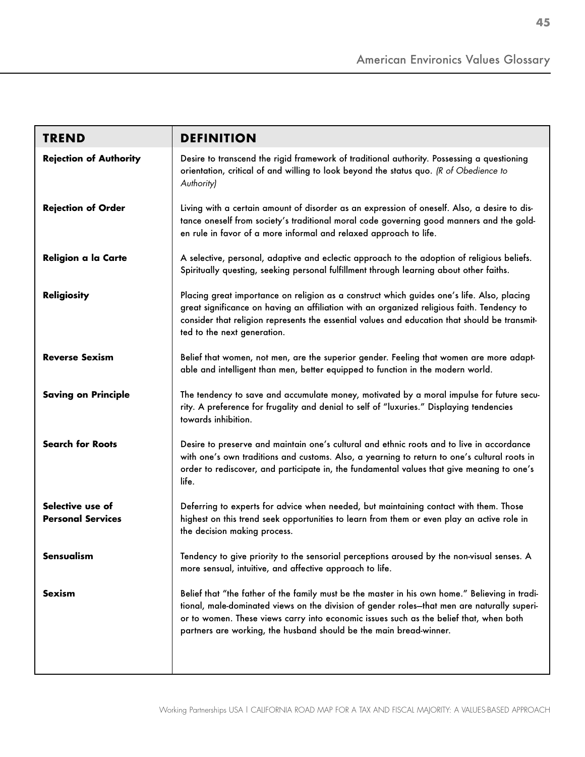## American Environics Values Glossary

| TREND | DEFINITION |
|---|---|
| **Rejection of Authority** | Desire to transcend the rigid framework of traditional authority. Possessing a questioning orientation, critical of and willing to look beyond the status quo. *(R of Obedience to Authority)* |
| **Rejection of Order** | Living with a certain amount of disorder as an expression of oneself. Also, a desire to distance oneself from society's traditional moral code governing good manners and the golden rule in favor of a more informal and relaxed approach to life. |
| **Religion a la Carte** | A selective, personal, adaptive and eclectic approach to the adoption of religious beliefs. Spiritually questing, seeking personal fulfillment through learning about other faiths. |
| **Religiosity** | Placing great importance on religion as a construct which guides one's life. Also, placing great significance on having an affiliation with an organized religious faith. Tendency to consider that religion represents the essential values and education that should be transmitted to the next generation. |
| **Reverse Sexism** | Belief that women, not men, are the superior gender. Feeling that women are more adaptable and intelligent than men, better equipped to function in the modern world. |
| **Saving on Principle** | The tendency to save and accumulate money, motivated by a moral impulse for future security. A preference for frugality and denial to self of "luxuries." Displaying tendencies towards inhibition. |
| **Search for Roots** | Desire to preserve and maintain one's cultural and ethnic roots and to live in accordance with one's own traditions and customs. Also, a yearning to return to one's cultural roots in order to rediscover, and participate in, the fundamental values that give meaning to one's life. |
| **Selective use of Personal Services** | Deferring to experts for advice when needed, but maintaining contact with them. Those highest on this trend seek opportunities to learn from them or even play an active role in the decision making process. |
| **Sensualism** | Tendency to give priority to the sensorial perceptions aroused by the non-visual senses. A more sensual, intuitive, and affective approach to life. |
| **Sexism** | Belief that "the father of the family must be the master in his own home." Believing in traditional, male-dominated views on the division of gender roles—that men are naturally superior to women. These views carry into economic issues such as the belief that, when both partners are working, the husband should be the main bread-winner. |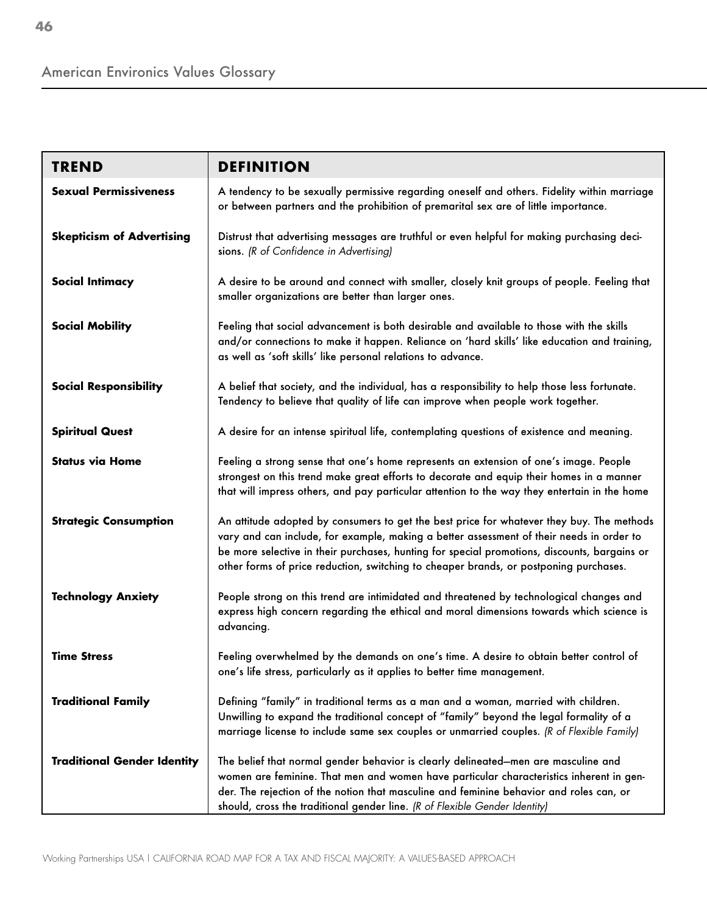## American Environics Values Glossary

| TREND | DEFINITION |
|---|---|
| **Sexual Permissiveness** | A tendency to be sexually permissive regarding oneself and others. Fidelity within marriage or between partners and the prohibition of premarital sex are of little importance. |
| **Skepticism of Advertising** | Distrust that advertising messages are truthful or even helpful for making purchasing decisions. *(R of Confidence in Advertising)* |
| **Social Intimacy** | A desire to be around and connect with smaller, closely knit groups of people. Feeling that smaller organizations are better than larger ones. |
| **Social Mobility** | Feeling that social advancement is both desirable and available to those with the skills and/or connections to make it happen. Reliance on 'hard skills' like education and training, as well as 'soft skills' like personal relations to advance. |
| **Social Responsibility** | A belief that society, and the individual, has a responsibility to help those less fortunate. Tendency to believe that quality of life can improve when people work together. |
| **Spiritual Quest** | A desire for an intense spiritual life, contemplating questions of existence and meaning. |
| **Status via Home** | Feeling a strong sense that one's home represents an extension of one's image. People strongest on this trend make great efforts to decorate and equip their homes in a manner that will impress others, and pay particular attention to the way they entertain in the home |
| **Strategic Consumption** | An attitude adopted by consumers to get the best price for whatever they buy. The methods vary and can include, for example, making a better assessment of their needs in order to be more selective in their purchases, hunting for special promotions, discounts, bargains or other forms of price reduction, switching to cheaper brands, or postponing purchases. |
| **Technology Anxiety** | People strong on this trend are intimidated and threatened by technological changes and express high concern regarding the ethical and moral dimensions towards which science is advancing. |
| **Time Stress** | Feeling overwhelmed by the demands on one's time. A desire to obtain better control of one's life stress, particularly as it applies to better time management. |
| **Traditional Family** | Defining "family" in traditional terms as a man and a woman, married with children. Unwilling to expand the traditional concept of "family" beyond the legal formality of a marriage license to include same sex couples or unmarried couples. *(R of Flexible Family)* |
| **Traditional Gender Identity** | The belief that normal gender behavior is clearly delineated—men are masculine and women are feminine. That men and women have particular characteristics inherent in gender. The rejection of the notion that masculine and feminine behavior and roles can, or should, cross the traditional gender line. *(R of Flexible Gender Identity)* |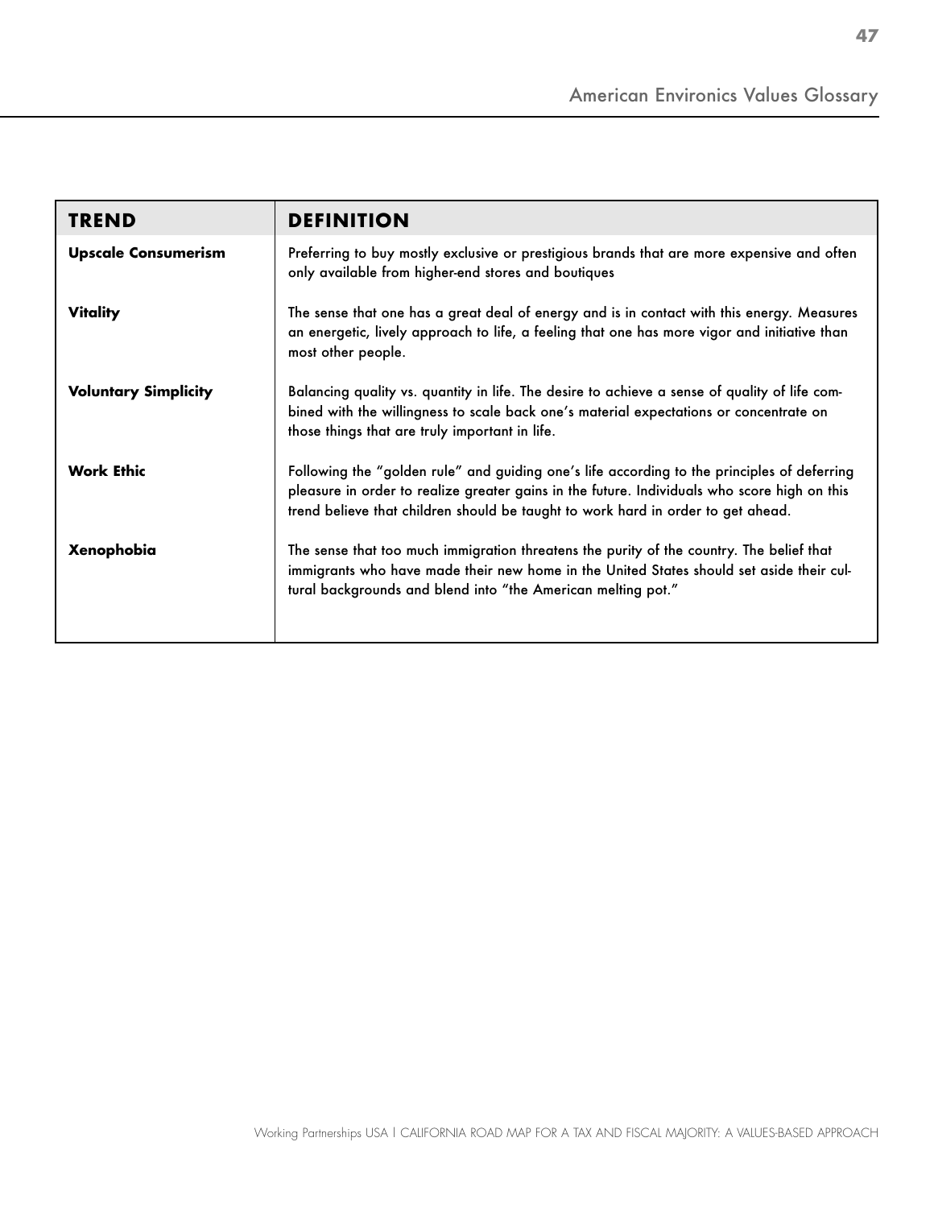# American Environics Values Glossary

| TREND | DEFINITION |
|---|---|
| **Upscale Consumerism** | Preferring to buy mostly exclusive or prestigious brands that are more expensive and often only available from higher-end stores and boutiques |
| **Vitality** | The sense that one has a great deal of energy and is in contact with this energy. Measures an energetic, lively approach to life, a feeling that one has more vigor and initiative than most other people. |
| **Voluntary Simplicity** | Balancing quality vs. quantity in life. The desire to achieve a sense of quality of life combined with the willingness to scale back one's material expectations or concentrate on those things that are truly important in life. |
| **Work Ethic** | Following the "golden rule" and guiding one's life according to the principles of deferring pleasure in order to realize greater gains in the future. Individuals who score high on this trend believe that children should be taught to work hard in order to get ahead. |
| **Xenophobia** | The sense that too much immigration threatens the purity of the country. The belief that immigrants who have made their new home in the United States should set aside their cultural backgrounds and blend into "the American melting pot." |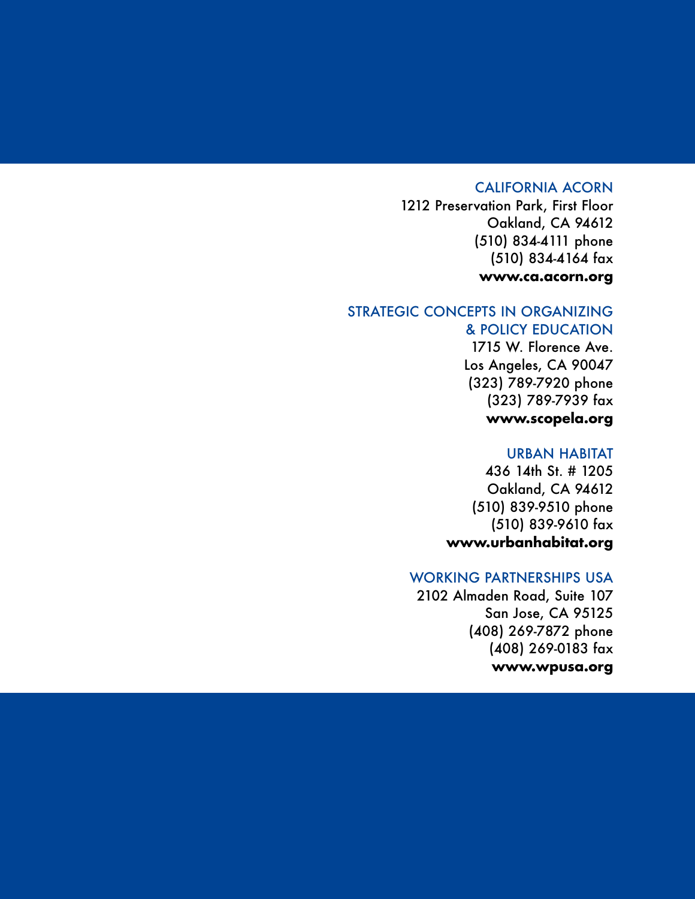CALIFORNIA ACORN
1212 Preservation Park, First Floor
Oakland, CA 94612
(510) 834-4111 phone
(510) 834-4164 fax
**www.ca.acorn.org**

STRATEGIC CONCEPTS IN ORGANIZING
& POLICY EDUCATION
1715 W. Florence Ave.
Los Angeles, CA 90047
(323) 789-7920 phone
(323) 789-7939 fax
**www.scopela.org**

URBAN HABITAT
436 14th St. # 1205
Oakland, CA 94612
(510) 839-9510 phone
(510) 839-9610 fax
**www.urbanhabitat.org**

WORKING PARTNERSHIPS USA
2102 Almaden Road, Suite 107
San Jose, CA 95125
(408) 269-7872 phone
(408) 269-0183 fax
**www.wpusa.org**